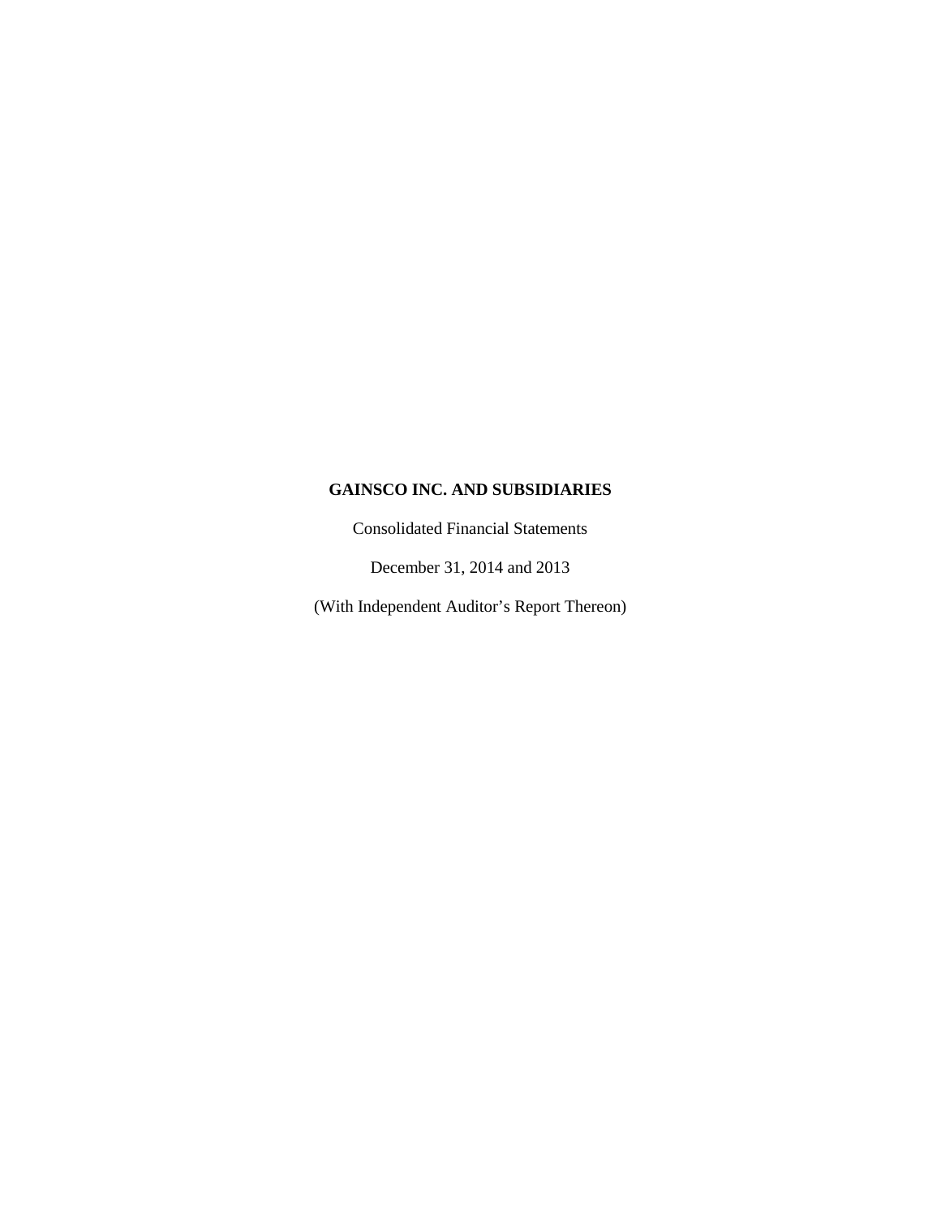**GAINSCO INC. AND SUBSIDIARIES**

Consolidated Financial Statements

December 31, 2014 and 2013

(With Independent Auditor's Report Thereon)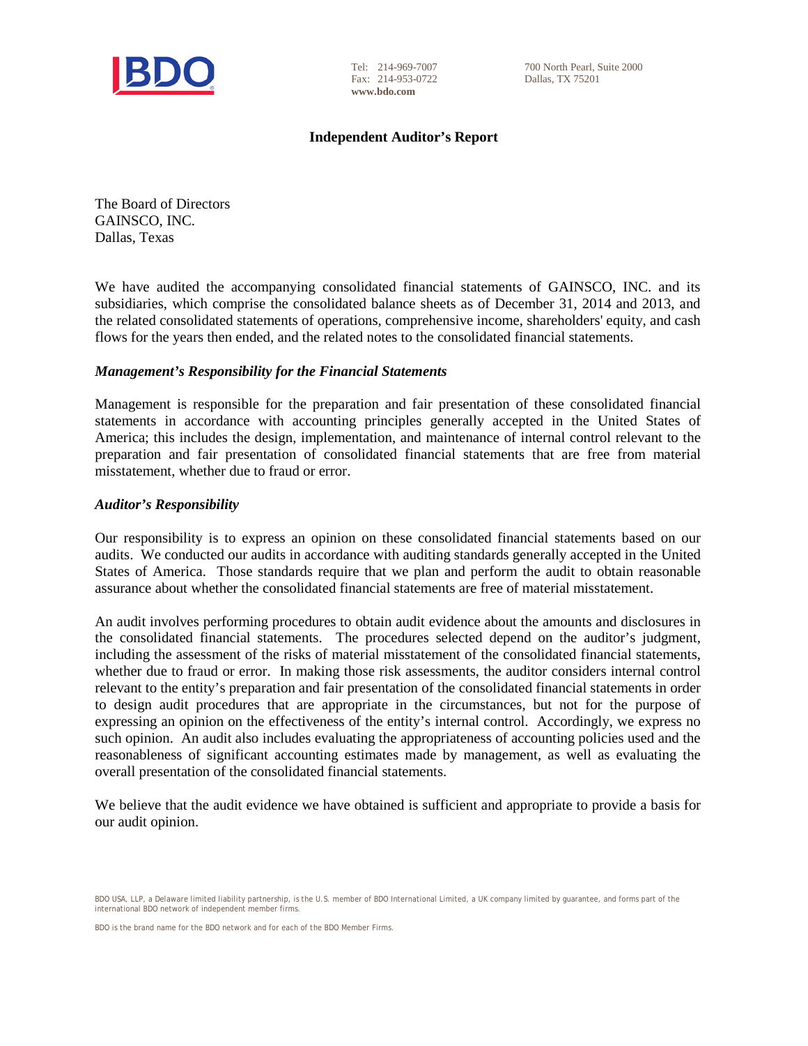BDO

Tel: 214-969-7007
Fax: 214-953-0722
www.bdo.com

700 North Pearl, Suite 2000
Dallas, TX 75201

# Independent Auditor's Report

The Board of Directors
GAINSCO, INC.
Dallas, Texas

We have audited the accompanying consolidated financial statements of GAINSCO, INC. and its subsidiaries, which comprise the consolidated balance sheets as of December 31, 2014 and 2013, and the related consolidated statements of operations, comprehensive income, shareholders' equity, and cash flows for the years then ended, and the related notes to the consolidated financial statements.

### *Management's Responsibility for the Financial Statements*

Management is responsible for the preparation and fair presentation of these consolidated financial statements in accordance with accounting principles generally accepted in the United States of America; this includes the design, implementation, and maintenance of internal control relevant to the preparation and fair presentation of consolidated financial statements that are free from material misstatement, whether due to fraud or error.

### *Auditor's Responsibility*

Our responsibility is to express an opinion on these consolidated financial statements based on our audits. We conducted our audits in accordance with auditing standards generally accepted in the United States of America. Those standards require that we plan and perform the audit to obtain reasonable assurance about whether the consolidated financial statements are free of material misstatement.

An audit involves performing procedures to obtain audit evidence about the amounts and disclosures in the consolidated financial statements. The procedures selected depend on the auditor's judgment, including the assessment of the risks of material misstatement of the consolidated financial statements, whether due to fraud or error. In making those risk assessments, the auditor considers internal control relevant to the entity's preparation and fair presentation of the consolidated financial statements in order to design audit procedures that are appropriate in the circumstances, but not for the purpose of expressing an opinion on the effectiveness of the entity's internal control. Accordingly, we express no such opinion. An audit also includes evaluating the appropriateness of accounting policies used and the reasonableness of significant accounting estimates made by management, as well as evaluating the overall presentation of the consolidated financial statements.

We believe that the audit evidence we have obtained is sufficient and appropriate to provide a basis for our audit opinion.

BDO USA, LLP, a Delaware limited liability partnership, is the U.S. member of BDO International Limited, a UK company limited by guarantee, and forms part of the international BDO network of independent member firms.

BDO is the brand name for the BDO network and for each of the BDO Member Firms.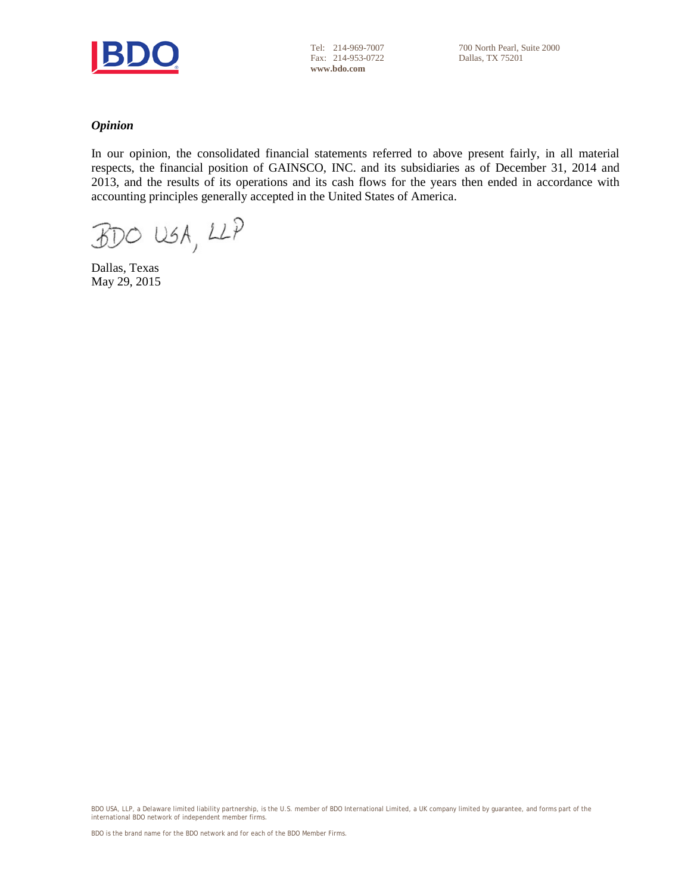### *Opinion*

In our opinion, the consolidated financial statements referred to above present fairly, in all material respects, the financial position of GAINSCO, INC. and its subsidiaries as of December 31, 2014 and 2013, and the results of its operations and its cash flows for the years then ended in accordance with accounting principles generally accepted in the United States of America.

BDO USA, LLP

Dallas, Texas
May 29, 2015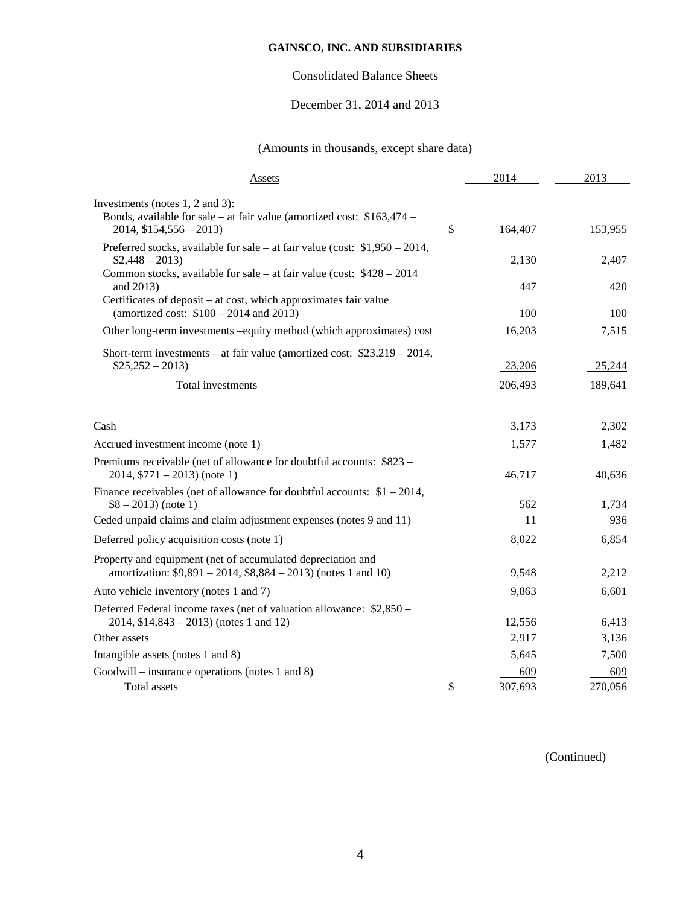**GAINSCO, INC. AND SUBSIDIARIES**

Consolidated Balance Sheets

December 31, 2014 and 2013

(Amounts in thousands, except share data)

| Assets | | 2014 | 2013 |
|---|---|---|---|
| Investments (notes 1, 2 and 3): | | | |
| Bonds, available for sale – at fair value (amortized cost: $163,474 – 2014, $154,556 – 2013) | $ | 164,407 | 153,955 |
| Preferred stocks, available for sale – at fair value (cost: $1,950 – 2014, $2,448 – 2013) | | 2,130 | 2,407 |
| Common stocks, available for sale – at fair value (cost: $428 – 2014 and 2013) | | 447 | 420 |
| Certificates of deposit – at cost, which approximates fair value (amortized cost: $100 – 2014 and 2013) | | 100 | 100 |
| Other long-term investments –equity method (which approximates) cost | | 16,203 | 7,515 |
| Short-term investments – at fair value (amortized cost: $23,219 – 2014, $25,252 – 2013) | | 23,206 | 25,244 |
| Total investments | | 206,493 | 189,641 |
| Cash | | 3,173 | 2,302 |
| Accrued investment income (note 1) | | 1,577 | 1,482 |
| Premiums receivable (net of allowance for doubtful accounts: $823 – 2014, $771 – 2013) (note 1) | | 46,717 | 40,636 |
| Finance receivables (net of allowance for doubtful accounts: $1 – 2014, $8 – 2013) (note 1) | | 562 | 1,734 |
| Ceded unpaid claims and claim adjustment expenses (notes 9 and 11) | | 11 | 936 |
| Deferred policy acquisition costs (note 1) | | 8,022 | 6,854 |
| Property and equipment (net of accumulated depreciation and amortization: $9,891 – 2014, $8,884 – 2013) (notes 1 and 10) | | 9,548 | 2,212 |
| Auto vehicle inventory (notes 1 and 7) | | 9,863 | 6,601 |
| Deferred Federal income taxes (net of valuation allowance: $2,850 – 2014, $14,843 – 2013) (notes 1 and 12) | | 12,556 | 6,413 |
| Other assets | | 2,917 | 3,136 |
| Intangible assets (notes 1 and 8) | | 5,645 | 7,500 |
| Goodwill – insurance operations (notes 1 and 8) | | 609 | 609 |
| Total assets | $ | 307,693 | 270,056 |

(Continued)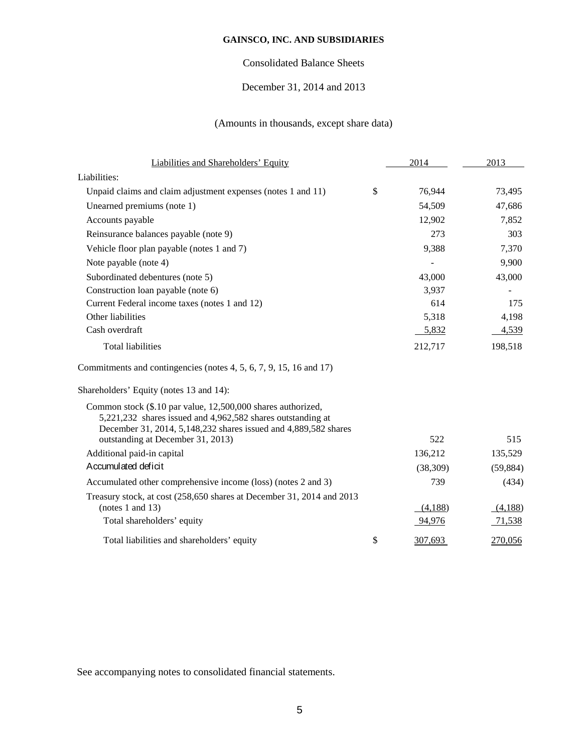**GAINSCO, INC. AND SUBSIDIARIES**

Consolidated Balance Sheets

December 31, 2014 and 2013

(Amounts in thousands, except share data)

| Liabilities and Shareholders' Equity | | 2014 | 2013 |
|---|---|---|---|
| Liabilities: | | | |
| Unpaid claims and claim adjustment expenses (notes 1 and 11) | $ | 76,944 | 73,495 |
| Unearned premiums (note 1) | | 54,509 | 47,686 |
| Accounts payable | | 12,902 | 7,852 |
| Reinsurance balances payable (note 9) | | 273 | 303 |
| Vehicle floor plan payable (notes 1 and 7) | | 9,388 | 7,370 |
| Note payable (note 4) | | - | 9,900 |
| Subordinated debentures (note 5) | | 43,000 | 43,000 |
| Construction loan payable (note 6) | | 3,937 | - |
| Current Federal income taxes (notes 1 and 12) | | 614 | 175 |
| Other liabilities | | 5,318 | 4,198 |
| Cash overdraft | | 5,832 | 4,539 |
| Total liabilities | | 212,717 | 198,518 |
| Commitments and contingencies (notes 4, 5, 6, 7, 9, 15, 16 and 17) | | | |
| Shareholders' Equity (notes 13 and 14): | | | |
| Common stock ($.10 par value, 12,500,000 shares authorized, 5,221,232 shares issued and 4,962,582 shares outstanding at December 31, 2014, 5,148,232 shares issued and 4,889,582 shares outstanding at December 31, 2013) | | 522 | 515 |
| Additional paid-in capital | | 136,212 | 135,529 |
| Accumulated deficit | | (38,309) | (59,884) |
| Accumulated other comprehensive income (loss) (notes 2 and 3) | | 739 | (434) |
| Treasury stock, at cost (258,650 shares at December 31, 2014 and 2013 (notes 1 and 13) | | (4,188) | (4,188) |
| Total shareholders' equity | | 94,976 | 71,538 |
| Total liabilities and shareholders' equity | $ | 307,693 | 270,056 |

See accompanying notes to consolidated financial statements.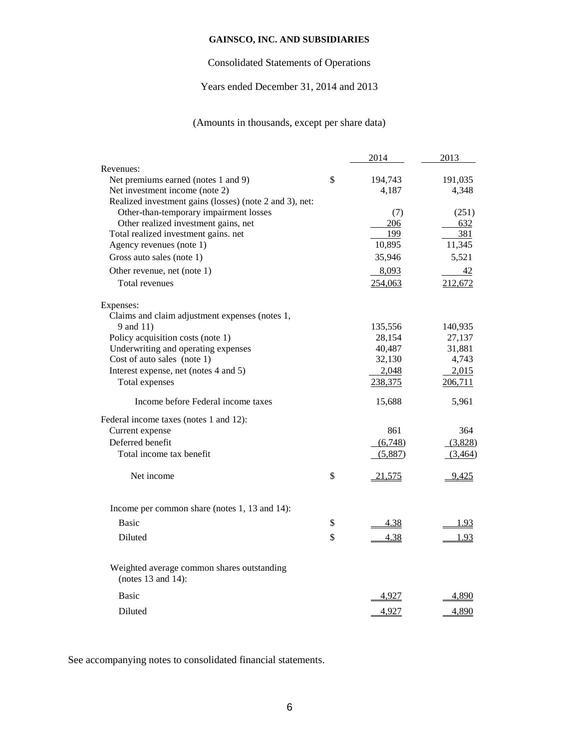**GAINSCO, INC. AND SUBSIDIARIES**

Consolidated Statements of Operations

Years ended December 31, 2014 and 2013

(Amounts in thousands, except per share data)

| | | 2014 | 2013 |
|---|---|---|---|
| Revenues: | | | |
| Net premiums earned (notes 1 and 9) | $ | 194,743 | 191,035 |
| Net investment income (note 2) | | 4,187 | 4,348 |
| Realized investment gains (losses) (note 2 and 3), net: | | | |
| Other-than-temporary impairment losses | | (7) | (251) |
| Other realized investment gains, net | | 206 | 632 |
| Total realized investment gains. net | | 199 | 381 |
| Agency revenues (note 1) | | 10,895 | 11,345 |
| Gross auto sales (note 1) | | 35,946 | 5,521 |
| Other revenue, net (note 1) | | 8,093 | 42 |
| Total revenues | | 254,063 | 212,672 |
| Expenses: | | | |
| Claims and claim adjustment expenses (notes 1, 9 and 11) | | 135,556 | 140,935 |
| Policy acquisition costs (note 1) | | 28,154 | 27,137 |
| Underwriting and operating expenses | | 40,487 | 31,881 |
| Cost of auto sales (note 1) | | 32,130 | 4,743 |
| Interest expense, net (notes 4 and 5) | | 2,048 | 2,015 |
| Total expenses | | 238,375 | 206,711 |
| Income before Federal income taxes | | 15,688 | 5,961 |
| Federal income taxes (notes 1 and 12): | | | |
| Current expense | | 861 | 364 |
| Deferred benefit | | (6,748) | (3,828) |
| Total income tax benefit | | (5,887) | (3,464) |
| Net income | $ | 21,575 | 9,425 |
| Income per common share (notes 1, 13 and 14): | | | |
| Basic | $ | 4.38 | 1.93 |
| Diluted | $ | 4.38 | 1.93 |
| Weighted average common shares outstanding (notes 13 and 14): | | | |
| Basic | | 4,927 | 4,890 |
| Diluted | | 4,927 | 4,890 |

See accompanying notes to consolidated financial statements.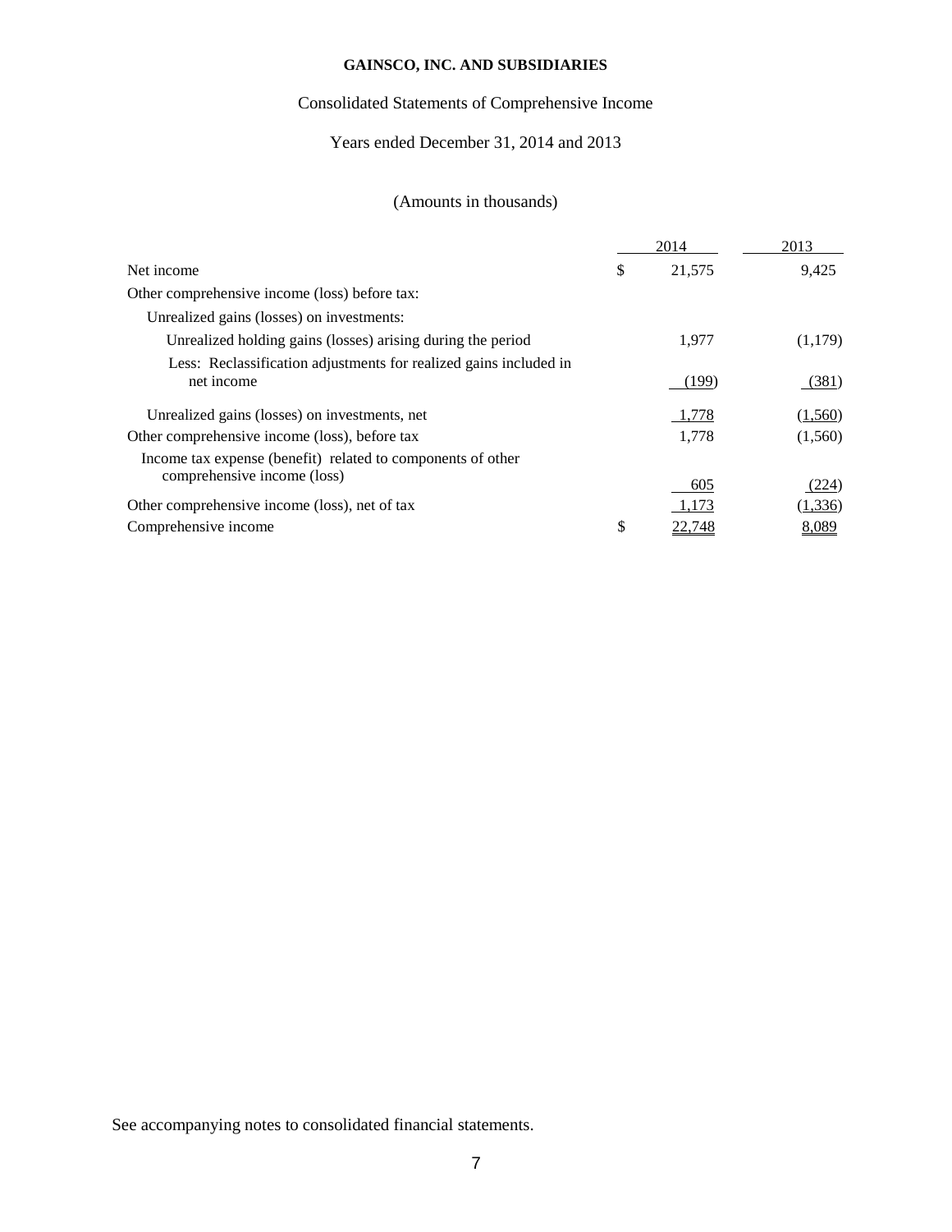**GAINSCO, INC. AND SUBSIDIARIES**

Consolidated Statements of Comprehensive Income

Years ended December 31, 2014 and 2013

(Amounts in thousands)

| | 2014 | 2013 |
|---|---|---|
| Net income | $ 21,575 | 9,425 |
| Other comprehensive income (loss) before tax: | | |
| Unrealized gains (losses) on investments: | | |
| Unrealized holding gains (losses) arising during the period | 1,977 | (1,179) |
| Less: Reclassification adjustments for realized gains included in net income | (199) | (381) |
| Unrealized gains (losses) on investments, net | 1,778 | (1,560) |
| Other comprehensive income (loss), before tax | 1,778 | (1,560) |
| Income tax expense (benefit) related to components of other comprehensive income (loss) | 605 | (224) |
| Other comprehensive income (loss), net of tax | 1,173 | (1,336) |
| Comprehensive income | $ 22,748 | 8,089 |

See accompanying notes to consolidated financial statements.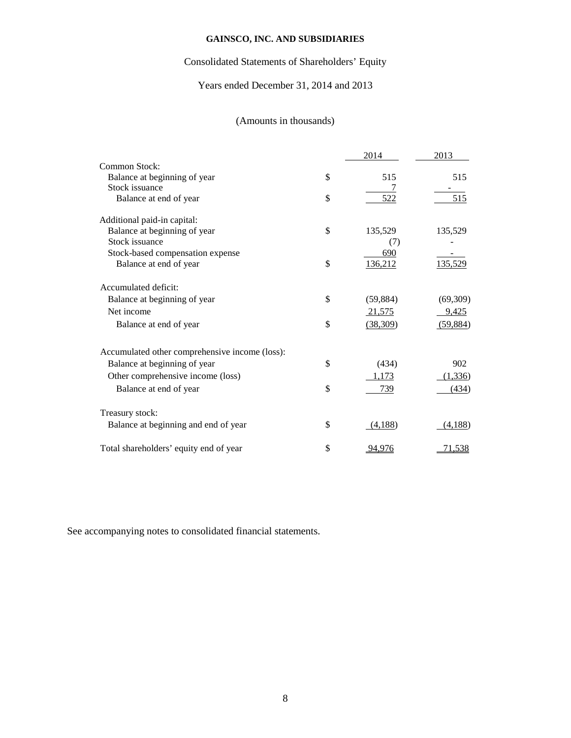**GAINSCO, INC. AND SUBSIDIARIES**

Consolidated Statements of Shareholders' Equity

Years ended December 31, 2014 and 2013

(Amounts in thousands)

| | | 2014 | 2013 |
|---|---|---|---|
| Common Stock: | | | |
| Balance at beginning of year | $ | 515 | 515 |
| Stock issuance | | 7 | - |
| Balance at end of year | $ | 522 | 515 |
| Additional paid-in capital: | | | |
| Balance at beginning of year | $ | 135,529 | 135,529 |
| Stock issuance | | (7) | - |
| Stock-based compensation expense | | 690 | - |
| Balance at end of year | $ | 136,212 | 135,529 |
| Accumulated deficit: | | | |
| Balance at beginning of year | $ | (59,884) | (69,309) |
| Net income | | 21,575 | 9,425 |
| Balance at end of year | $ | (38,309) | (59,884) |
| Accumulated other comprehensive income (loss): | | | |
| Balance at beginning of year | $ | (434) | 902 |
| Other comprehensive income (loss) | | 1,173 | (1,336) |
| Balance at end of year | $ | 739 | (434) |
| Treasury stock: | | | |
| Balance at beginning and end of year | $ | (4,188) | (4,188) |
| Total shareholders' equity end of year | $ | 94,976 | 71,538 |

See accompanying notes to consolidated financial statements.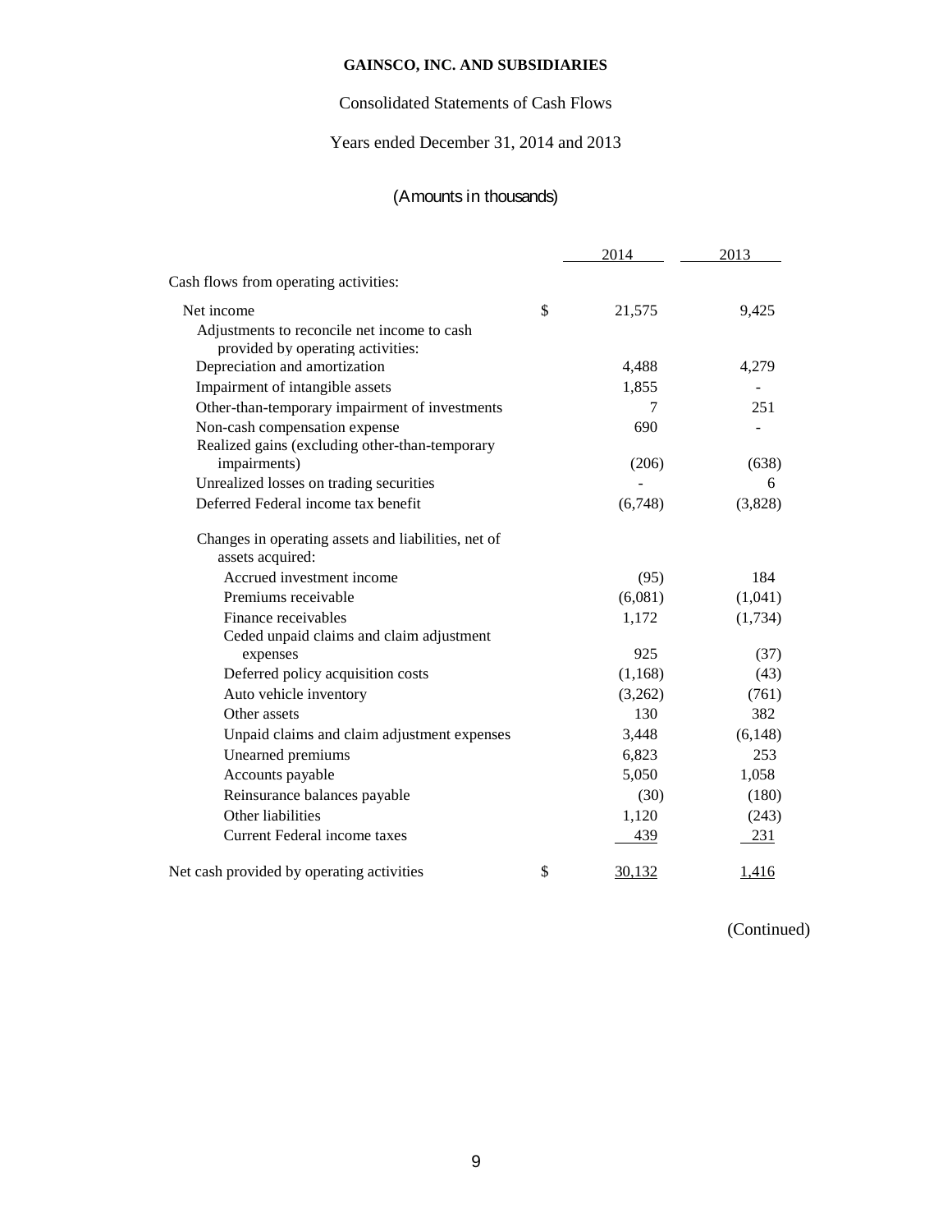**GAINSCO, INC. AND SUBSIDIARIES**

Consolidated Statements of Cash Flows

Years ended December 31, 2014 and 2013

(Amounts in thousands)

| | | 2014 | 2013 |
|---|---|---|---|
| Cash flows from operating activities: | | | |
| Net income | $ | 21,575 | 9,425 |
| Adjustments to reconcile net income to cash provided by operating activities: | | | |
| Depreciation and amortization | | 4,488 | 4,279 |
| Impairment of intangible assets | | 1,855 | - |
| Other-than-temporary impairment of investments | | 7 | 251 |
| Non-cash compensation expense | | 690 | - |
| Realized gains (excluding other-than-temporary impairments) | | (206) | (638) |
| Unrealized losses on trading securities | | - | 6 |
| Deferred Federal income tax benefit | | (6,748) | (3,828) |
| Changes in operating assets and liabilities, net of assets acquired: | | | |
| Accrued investment income | | (95) | 184 |
| Premiums receivable | | (6,081) | (1,041) |
| Finance receivables | | 1,172 | (1,734) |
| Ceded unpaid claims and claim adjustment expenses | | 925 | (37) |
| Deferred policy acquisition costs | | (1,168) | (43) |
| Auto vehicle inventory | | (3,262) | (761) |
| Other assets | | 130 | 382 |
| Unpaid claims and claim adjustment expenses | | 3,448 | (6,148) |
| Unearned premiums | | 6,823 | 253 |
| Accounts payable | | 5,050 | 1,058 |
| Reinsurance balances payable | | (30) | (180) |
| Other liabilities | | 1,120 | (243) |
| Current Federal income taxes | | 439 | 231 |
| Net cash provided by operating activities | $ | 30,132 | 1,416 |

(Continued)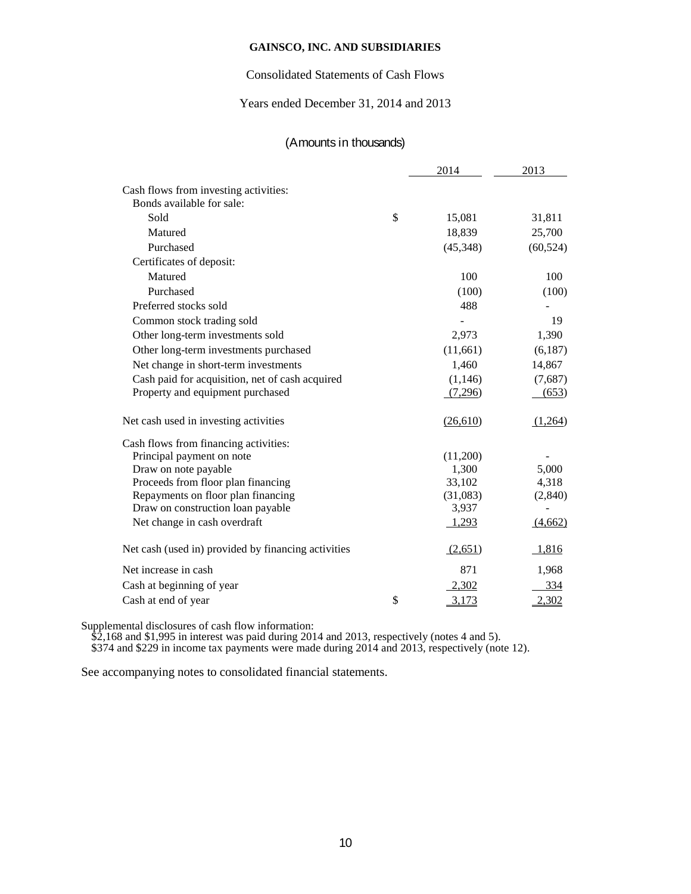**GAINSCO, INC. AND SUBSIDIARIES**

Consolidated Statements of Cash Flows

Years ended December 31, 2014 and 2013

(Amounts in thousands)

| | | 2014 | 2013 |
|---|---|---|---|
| Cash flows from investing activities: | | | |
| Bonds available for sale: | | | |
| Sold | $ | 15,081 | 31,811 |
| Matured | | 18,839 | 25,700 |
| Purchased | | (45,348) | (60,524) |
| Certificates of deposit: | | | |
| Matured | | 100 | 100 |
| Purchased | | (100) | (100) |
| Preferred stocks sold | | 488 | - |
| Common stock trading sold | | - | 19 |
| Other long-term investments sold | | 2,973 | 1,390 |
| Other long-term investments purchased | | (11,661) | (6,187) |
| Net change in short-term investments | | 1,460 | 14,867 |
| Cash paid for acquisition, net of cash acquired | | (1,146) | (7,687) |
| Property and equipment purchased | | (7,296) | (653) |
| Net cash used in investing activities | | (26,610) | (1,264) |
| Cash flows from financing activities: | | | |
| Principal payment on note | | (11,200) | - |
| Draw on note payable | | 1,300 | 5,000 |
| Proceeds from floor plan financing | | 33,102 | 4,318 |
| Repayments on floor plan financing | | (31,083) | (2,840) |
| Draw on construction loan payable | | 3,937 | - |
| Net change in cash overdraft | | 1,293 | (4,662) |
| Net cash (used in) provided by financing activities | | (2,651) | 1,816 |
| Net increase in cash | | 871 | 1,968 |
| Cash at beginning of year | | 2,302 | 334 |
| Cash at end of year | $ | 3,173 | 2,302 |

Supplemental disclosures of cash flow information:
$2,168 and $1,995 in interest was paid during 2014 and 2013, respectively (notes 4 and 5).
$374 and $229 in income tax payments were made during 2014 and 2013, respectively (note 12).

See accompanying notes to consolidated financial statements.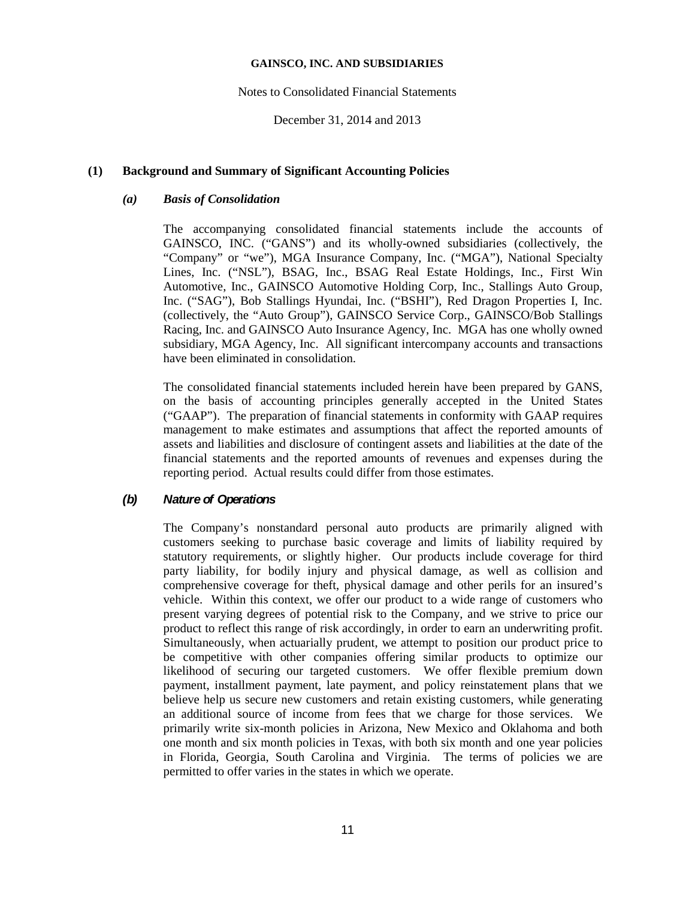# GAINSCO, INC. AND SUBSIDIARIES

Notes to Consolidated Financial Statements

December 31, 2014 and 2013

## (1) Background and Summary of Significant Accounting Policies

### *(a) Basis of Consolidation*

The accompanying consolidated financial statements include the accounts of GAINSCO, INC. ("GANS") and its wholly-owned subsidiaries (collectively, the "Company" or "we"), MGA Insurance Company, Inc. ("MGA"), National Specialty Lines, Inc. ("NSL"), BSAG, Inc., BSAG Real Estate Holdings, Inc., First Win Automotive, Inc., GAINSCO Automotive Holding Corp, Inc., Stallings Auto Group, Inc. ("SAG"), Bob Stallings Hyundai, Inc. ("BSHI"), Red Dragon Properties I, Inc. (collectively, the "Auto Group"), GAINSCO Service Corp., GAINSCO/Bob Stallings Racing, Inc. and GAINSCO Auto Insurance Agency, Inc. MGA has one wholly owned subsidiary, MGA Agency, Inc. All significant intercompany accounts and transactions have been eliminated in consolidation.

The consolidated financial statements included herein have been prepared by GANS, on the basis of accounting principles generally accepted in the United States ("GAAP"). The preparation of financial statements in conformity with GAAP requires management to make estimates and assumptions that affect the reported amounts of assets and liabilities and disclosure of contingent assets and liabilities at the date of the financial statements and the reported amounts of revenues and expenses during the reporting period. Actual results could differ from those estimates.

### *(b) Nature of Operations*

The Company's nonstandard personal auto products are primarily aligned with customers seeking to purchase basic coverage and limits of liability required by statutory requirements, or slightly higher. Our products include coverage for third party liability, for bodily injury and physical damage, as well as collision and comprehensive coverage for theft, physical damage and other perils for an insured's vehicle. Within this context, we offer our product to a wide range of customers who present varying degrees of potential risk to the Company, and we strive to price our product to reflect this range of risk accordingly, in order to earn an underwriting profit. Simultaneously, when actuarially prudent, we attempt to position our product price to be competitive with other companies offering similar products to optimize our likelihood of securing our targeted customers. We offer flexible premium down payment, installment payment, late payment, and policy reinstatement plans that we believe help us secure new customers and retain existing customers, while generating an additional source of income from fees that we charge for those services. We primarily write six-month policies in Arizona, New Mexico and Oklahoma and both one month and six month policies in Texas, with both six month and one year policies in Florida, Georgia, South Carolina and Virginia. The terms of policies we are permitted to offer varies in the states in which we operate.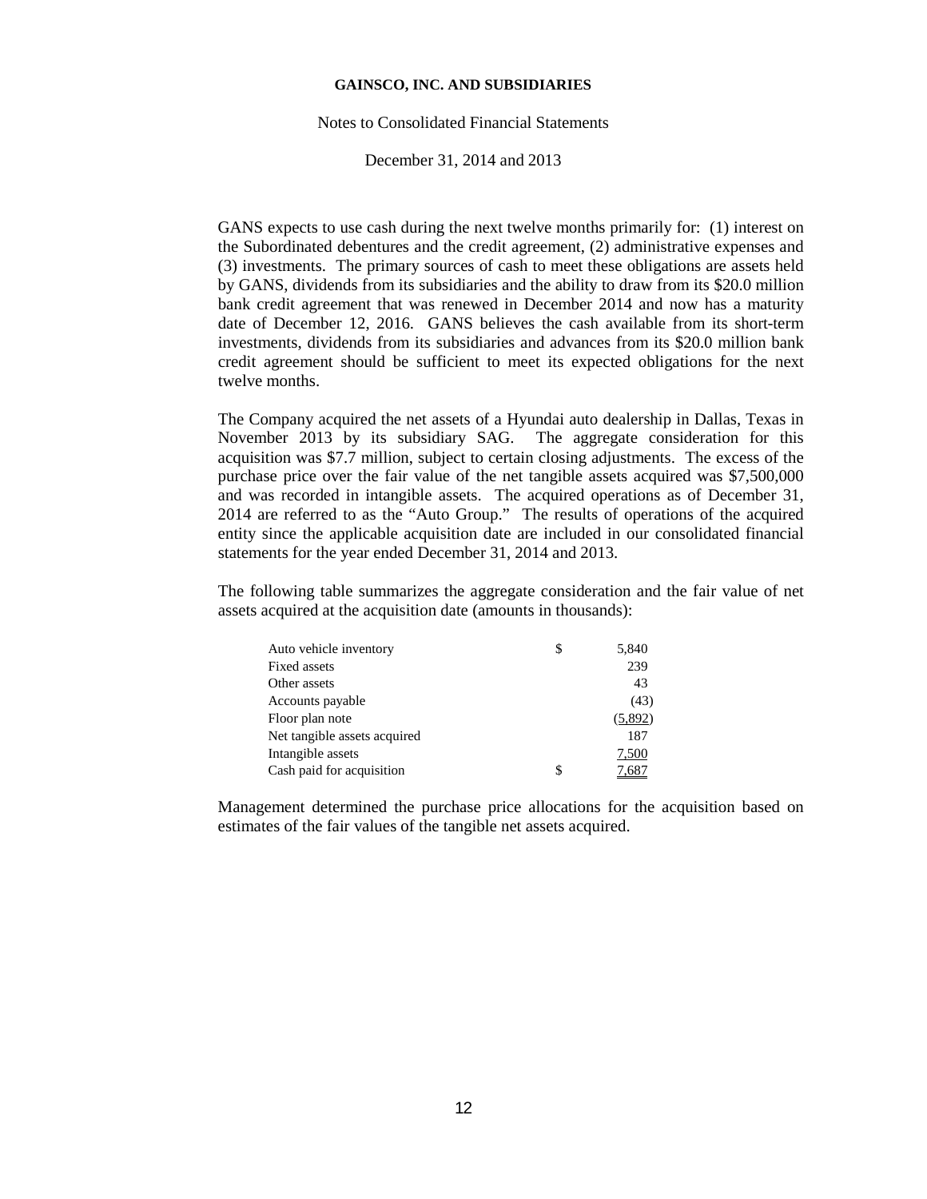GANS expects to use cash during the next twelve months primarily for: (1) interest on the Subordinated debentures and the credit agreement, (2) administrative expenses and (3) investments. The primary sources of cash to meet these obligations are assets held by GANS, dividends from its subsidiaries and the ability to draw from its $20.0 million bank credit agreement that was renewed in December 2014 and now has a maturity date of December 12, 2016. GANS believes the cash available from its short-term investments, dividends from its subsidiaries and advances from its $20.0 million bank credit agreement should be sufficient to meet its expected obligations for the next twelve months.

The Company acquired the net assets of a Hyundai auto dealership in Dallas, Texas in November 2013 by its subsidiary SAG. The aggregate consideration for this acquisition was $7.7 million, subject to certain closing adjustments. The excess of the purchase price over the fair value of the net tangible assets acquired was $7,500,000 and was recorded in intangible assets. The acquired operations as of December 31, 2014 are referred to as the "Auto Group." The results of operations of the acquired entity since the applicable acquisition date are included in our consolidated financial statements for the year ended December 31, 2014 and 2013.

The following table summarizes the aggregate consideration and the fair value of net assets acquired at the acquisition date (amounts in thousands):

| | | |
|---|---|---|
| Auto vehicle inventory | $ | 5,840 |
| Fixed assets | | 239 |
| Other assets | | 43 |
| Accounts payable | | (43) |
| Floor plan note | | (5,892) |
| Net tangible assets acquired | | 187 |
| Intangible assets | | 7,500 |
| Cash paid for acquisition | $ | 7,687 |

Management determined the purchase price allocations for the acquisition based on estimates of the fair values of the tangible net assets acquired.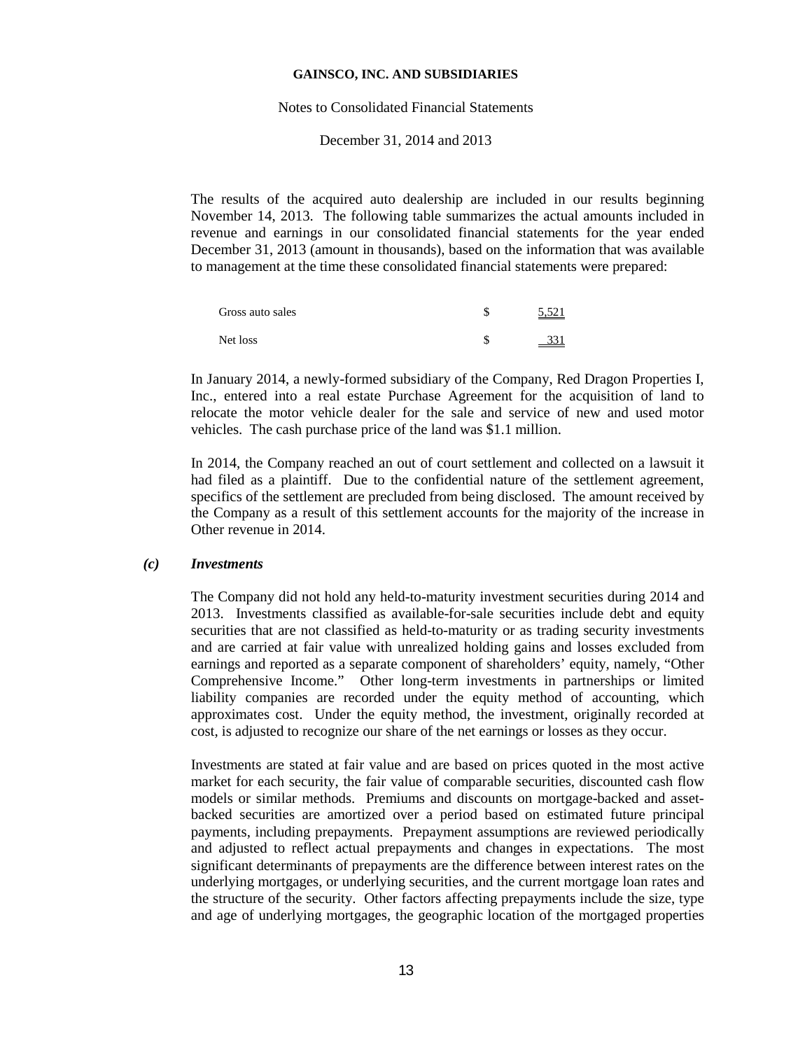The results of the acquired auto dealership are included in our results beginning November 14, 2013. The following table summarizes the actual amounts included in revenue and earnings in our consolidated financial statements for the year ended December 31, 2013 (amount in thousands), based on the information that was available to management at the time these consolidated financial statements were prepared:

| | | |
|---|---|---|
| Gross auto sales | $ | 5,521 |
| Net loss | $ | 331 |

In January 2014, a newly-formed subsidiary of the Company, Red Dragon Properties I, Inc., entered into a real estate Purchase Agreement for the acquisition of land to relocate the motor vehicle dealer for the sale and service of new and used motor vehicles. The cash purchase price of the land was $1.1 million.

In 2014, the Company reached an out of court settlement and collected on a lawsuit it had filed as a plaintiff. Due to the confidential nature of the settlement agreement, specifics of the settlement are precluded from being disclosed. The amount received by the Company as a result of this settlement accounts for the majority of the increase in Other revenue in 2014.

### *(c) Investments*

The Company did not hold any held-to-maturity investment securities during 2014 and 2013. Investments classified as available-for-sale securities include debt and equity securities that are not classified as held-to-maturity or as trading security investments and are carried at fair value with unrealized holding gains and losses excluded from earnings and reported as a separate component of shareholders' equity, namely, "Other Comprehensive Income." Other long-term investments in partnerships or limited liability companies are recorded under the equity method of accounting, which approximates cost. Under the equity method, the investment, originally recorded at cost, is adjusted to recognize our share of the net earnings or losses as they occur.

Investments are stated at fair value and are based on prices quoted in the most active market for each security, the fair value of comparable securities, discounted cash flow models or similar methods. Premiums and discounts on mortgage-backed and asset-backed securities are amortized over a period based on estimated future principal payments, including prepayments. Prepayment assumptions are reviewed periodically and adjusted to reflect actual prepayments and changes in expectations. The most significant determinants of prepayments are the difference between interest rates on the underlying mortgages, or underlying securities, and the current mortgage loan rates and the structure of the security. Other factors affecting prepayments include the size, type and age of underlying mortgages, the geographic location of the mortgaged properties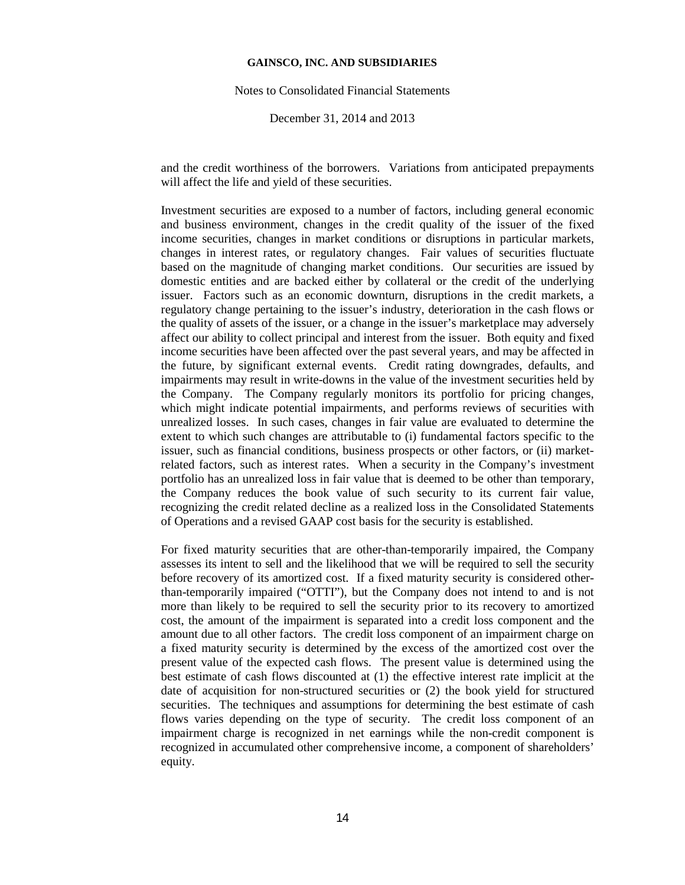and the credit worthiness of the borrowers. Variations from anticipated prepayments will affect the life and yield of these securities.

Investment securities are exposed to a number of factors, including general economic and business environment, changes in the credit quality of the issuer of the fixed income securities, changes in market conditions or disruptions in particular markets, changes in interest rates, or regulatory changes. Fair values of securities fluctuate based on the magnitude of changing market conditions. Our securities are issued by domestic entities and are backed either by collateral or the credit of the underlying issuer. Factors such as an economic downturn, disruptions in the credit markets, a regulatory change pertaining to the issuer's industry, deterioration in the cash flows or the quality of assets of the issuer, or a change in the issuer's marketplace may adversely affect our ability to collect principal and interest from the issuer. Both equity and fixed income securities have been affected over the past several years, and may be affected in the future, by significant external events. Credit rating downgrades, defaults, and impairments may result in write-downs in the value of the investment securities held by the Company. The Company regularly monitors its portfolio for pricing changes, which might indicate potential impairments, and performs reviews of securities with unrealized losses. In such cases, changes in fair value are evaluated to determine the extent to which such changes are attributable to (i) fundamental factors specific to the issuer, such as financial conditions, business prospects or other factors, or (ii) market-related factors, such as interest rates. When a security in the Company's investment portfolio has an unrealized loss in fair value that is deemed to be other than temporary, the Company reduces the book value of such security to its current fair value, recognizing the credit related decline as a realized loss in the Consolidated Statements of Operations and a revised GAAP cost basis for the security is established.

For fixed maturity securities that are other-than-temporarily impaired, the Company assesses its intent to sell and the likelihood that we will be required to sell the security before recovery of its amortized cost. If a fixed maturity security is considered other-than-temporarily impaired ("OTTI"), but the Company does not intend to and is not more than likely to be required to sell the security prior to its recovery to amortized cost, the amount of the impairment is separated into a credit loss component and the amount due to all other factors. The credit loss component of an impairment charge on a fixed maturity security is determined by the excess of the amortized cost over the present value of the expected cash flows. The present value is determined using the best estimate of cash flows discounted at (1) the effective interest rate implicit at the date of acquisition for non-structured securities or (2) the book yield for structured securities. The techniques and assumptions for determining the best estimate of cash flows varies depending on the type of security. The credit loss component of an impairment charge is recognized in net earnings while the non-credit component is recognized in accumulated other comprehensive income, a component of shareholders' equity.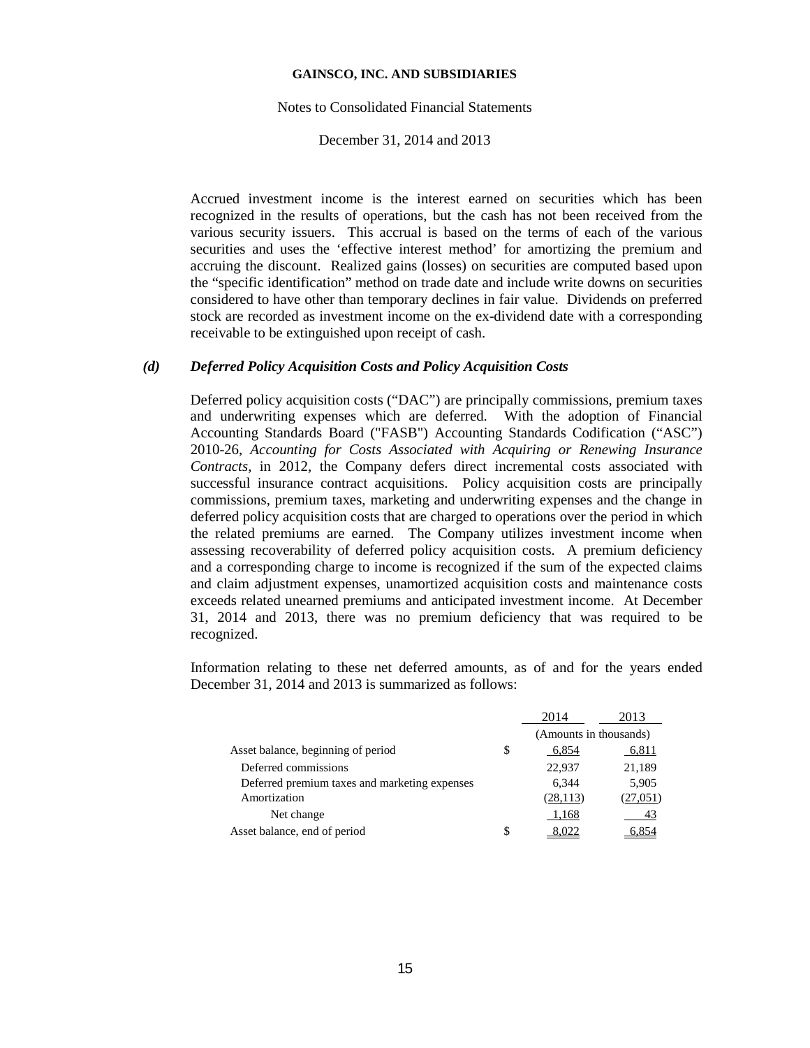Accrued investment income is the interest earned on securities which has been recognized in the results of operations, but the cash has not been received from the various security issuers. This accrual is based on the terms of each of the various securities and uses the 'effective interest method' for amortizing the premium and accruing the discount. Realized gains (losses) on securities are computed based upon the "specific identification" method on trade date and include write downs on securities considered to have other than temporary declines in fair value. Dividends on preferred stock are recorded as investment income on the ex-dividend date with a corresponding receivable to be extinguished upon receipt of cash.

### *(d) Deferred Policy Acquisition Costs and Policy Acquisition Costs*

Deferred policy acquisition costs ("DAC") are principally commissions, premium taxes and underwriting expenses which are deferred. With the adoption of Financial Accounting Standards Board ("FASB") Accounting Standards Codification ("ASC") 2010-26, *Accounting for Costs Associated with Acquiring or Renewing Insurance Contracts*, in 2012, the Company defers direct incremental costs associated with successful insurance contract acquisitions. Policy acquisition costs are principally commissions, premium taxes, marketing and underwriting expenses and the change in deferred policy acquisition costs that are charged to operations over the period in which the related premiums are earned. The Company utilizes investment income when assessing recoverability of deferred policy acquisition costs. A premium deficiency and a corresponding charge to income is recognized if the sum of the expected claims and claim adjustment expenses, unamortized acquisition costs and maintenance costs exceeds related unearned premiums and anticipated investment income. At December 31, 2014 and 2013, there was no premium deficiency that was required to be recognized.

Information relating to these net deferred amounts, as of and for the years ended December 31, 2014 and 2013 is summarized as follows:

| | | 2014 | 2013 |
|---|---|---|---|
| | | (Amounts in thousands) | |
| Asset balance, beginning of period | $ | 6,854 | 6,811 |
| Deferred commissions | | 22,937 | 21,189 |
| Deferred premium taxes and marketing expenses | | 6,344 | 5,905 |
| Amortization | | (28,113) | (27,051) |
| Net change | | 1,168 | 43 |
| Asset balance, end of period | $ | 8,022 | 6,854 |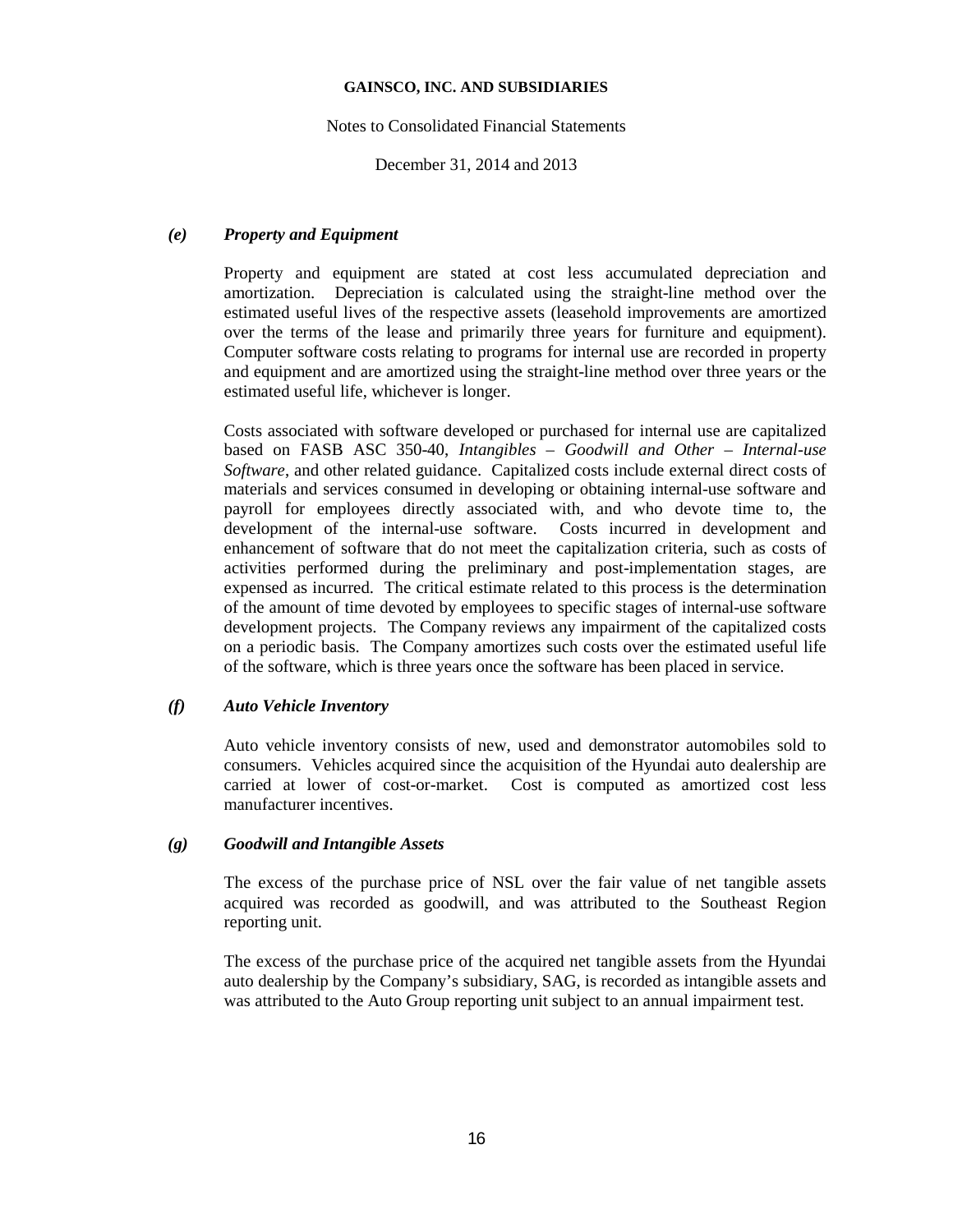### *(e) Property and Equipment*

Property and equipment are stated at cost less accumulated depreciation and amortization. Depreciation is calculated using the straight-line method over the estimated useful lives of the respective assets (leasehold improvements are amortized over the terms of the lease and primarily three years for furniture and equipment). Computer software costs relating to programs for internal use are recorded in property and equipment and are amortized using the straight-line method over three years or the estimated useful life, whichever is longer.

Costs associated with software developed or purchased for internal use are capitalized based on FASB ASC 350-40, *Intangibles – Goodwill and Other – Internal-use Software*, and other related guidance. Capitalized costs include external direct costs of materials and services consumed in developing or obtaining internal-use software and payroll for employees directly associated with, and who devote time to, the development of the internal-use software. Costs incurred in development and enhancement of software that do not meet the capitalization criteria, such as costs of activities performed during the preliminary and post-implementation stages, are expensed as incurred. The critical estimate related to this process is the determination of the amount of time devoted by employees to specific stages of internal-use software development projects. The Company reviews any impairment of the capitalized costs on a periodic basis. The Company amortizes such costs over the estimated useful life of the software, which is three years once the software has been placed in service.

### *(f) Auto Vehicle Inventory*

Auto vehicle inventory consists of new, used and demonstrator automobiles sold to consumers. Vehicles acquired since the acquisition of the Hyundai auto dealership are carried at lower of cost-or-market. Cost is computed as amortized cost less manufacturer incentives.

### *(g) Goodwill and Intangible Assets*

The excess of the purchase price of NSL over the fair value of net tangible assets acquired was recorded as goodwill, and was attributed to the Southeast Region reporting unit.

The excess of the purchase price of the acquired net tangible assets from the Hyundai auto dealership by the Company's subsidiary, SAG, is recorded as intangible assets and was attributed to the Auto Group reporting unit subject to an annual impairment test.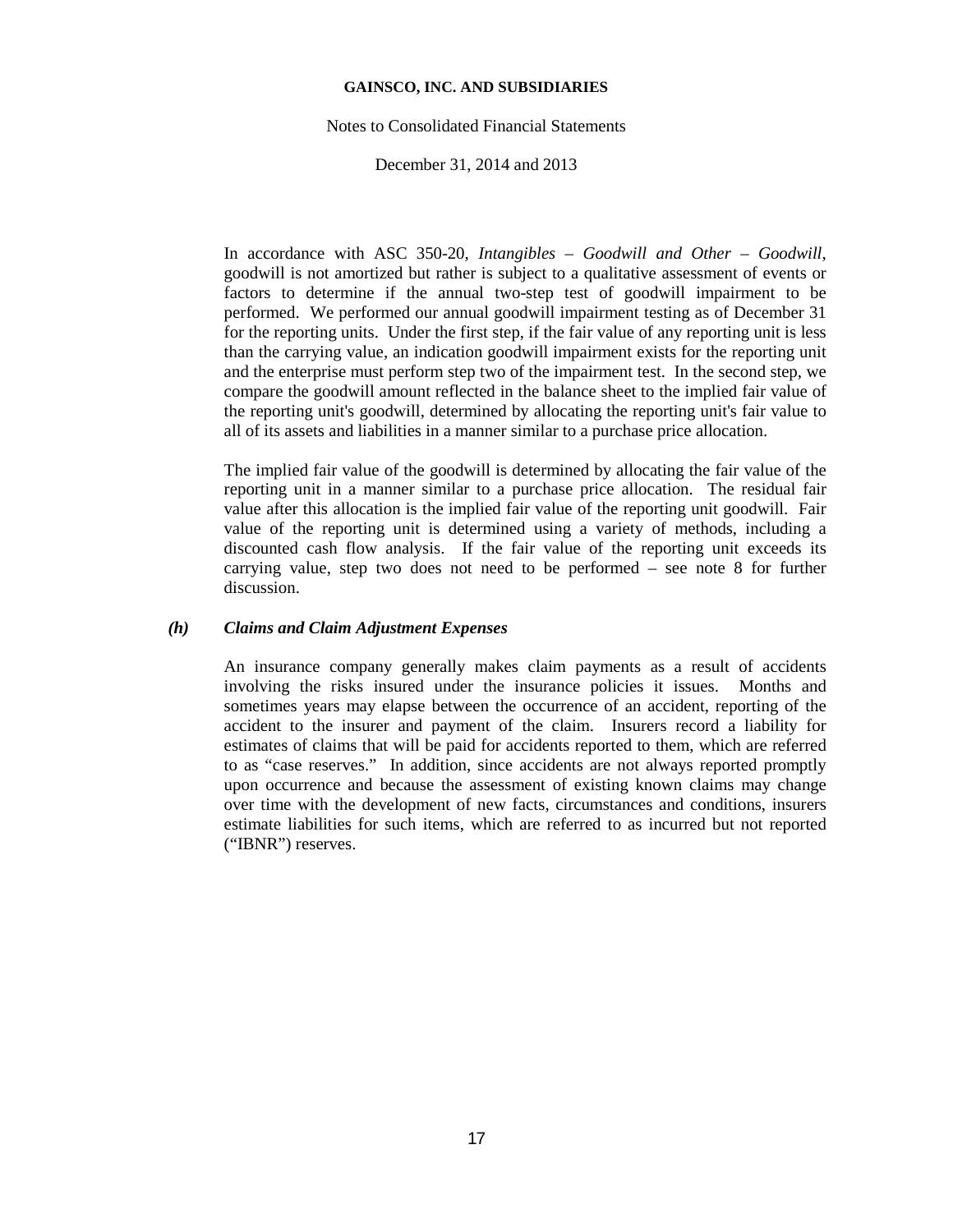In accordance with ASC 350-20, *Intangibles – Goodwill and Other – Goodwill*, goodwill is not amortized but rather is subject to a qualitative assessment of events or factors to determine if the annual two-step test of goodwill impairment to be performed. We performed our annual goodwill impairment testing as of December 31 for the reporting units. Under the first step, if the fair value of any reporting unit is less than the carrying value, an indication goodwill impairment exists for the reporting unit and the enterprise must perform step two of the impairment test. In the second step, we compare the goodwill amount reflected in the balance sheet to the implied fair value of the reporting unit's goodwill, determined by allocating the reporting unit's fair value to all of its assets and liabilities in a manner similar to a purchase price allocation.

The implied fair value of the goodwill is determined by allocating the fair value of the reporting unit in a manner similar to a purchase price allocation. The residual fair value after this allocation is the implied fair value of the reporting unit goodwill. Fair value of the reporting unit is determined using a variety of methods, including a discounted cash flow analysis. If the fair value of the reporting unit exceeds its carrying value, step two does not need to be performed – see note 8 for further discussion.

### *(h) Claims and Claim Adjustment Expenses*

An insurance company generally makes claim payments as a result of accidents involving the risks insured under the insurance policies it issues. Months and sometimes years may elapse between the occurrence of an accident, reporting of the accident to the insurer and payment of the claim. Insurers record a liability for estimates of claims that will be paid for accidents reported to them, which are referred to as "case reserves." In addition, since accidents are not always reported promptly upon occurrence and because the assessment of existing known claims may change over time with the development of new facts, circumstances and conditions, insurers estimate liabilities for such items, which are referred to as incurred but not reported ("IBNR") reserves.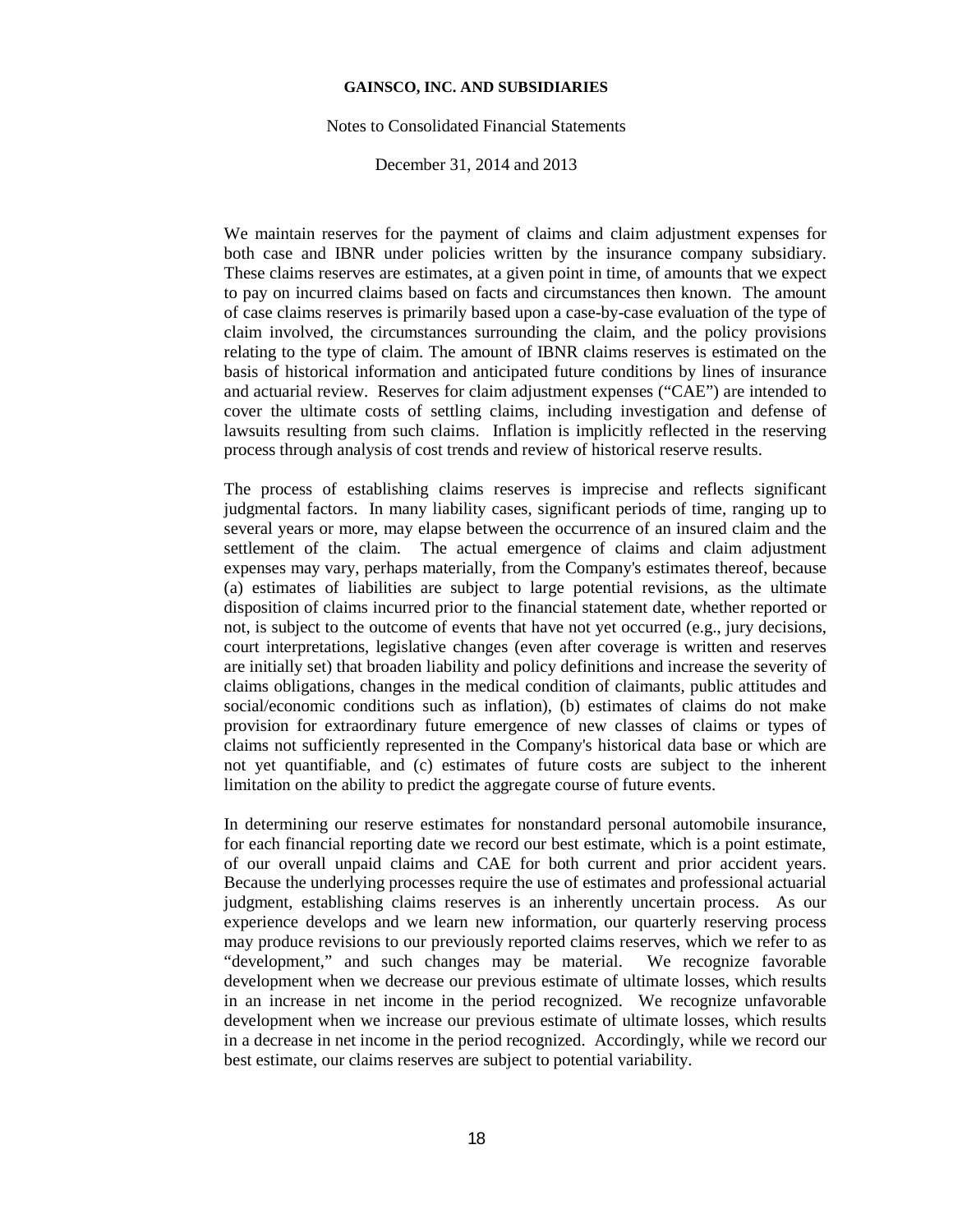We maintain reserves for the payment of claims and claim adjustment expenses for both case and IBNR under policies written by the insurance company subsidiary. These claims reserves are estimates, at a given point in time, of amounts that we expect to pay on incurred claims based on facts and circumstances then known. The amount of case claims reserves is primarily based upon a case-by-case evaluation of the type of claim involved, the circumstances surrounding the claim, and the policy provisions relating to the type of claim. The amount of IBNR claims reserves is estimated on the basis of historical information and anticipated future conditions by lines of insurance and actuarial review. Reserves for claim adjustment expenses ("CAE") are intended to cover the ultimate costs of settling claims, including investigation and defense of lawsuits resulting from such claims. Inflation is implicitly reflected in the reserving process through analysis of cost trends and review of historical reserve results.

The process of establishing claims reserves is imprecise and reflects significant judgmental factors. In many liability cases, significant periods of time, ranging up to several years or more, may elapse between the occurrence of an insured claim and the settlement of the claim. The actual emergence of claims and claim adjustment expenses may vary, perhaps materially, from the Company's estimates thereof, because (a) estimates of liabilities are subject to large potential revisions, as the ultimate disposition of claims incurred prior to the financial statement date, whether reported or not, is subject to the outcome of events that have not yet occurred (e.g., jury decisions, court interpretations, legislative changes (even after coverage is written and reserves are initially set) that broaden liability and policy definitions and increase the severity of claims obligations, changes in the medical condition of claimants, public attitudes and social/economic conditions such as inflation), (b) estimates of claims do not make provision for extraordinary future emergence of new classes of claims or types of claims not sufficiently represented in the Company's historical data base or which are not yet quantifiable, and (c) estimates of future costs are subject to the inherent limitation on the ability to predict the aggregate course of future events.

In determining our reserve estimates for nonstandard personal automobile insurance, for each financial reporting date we record our best estimate, which is a point estimate, of our overall unpaid claims and CAE for both current and prior accident years. Because the underlying processes require the use of estimates and professional actuarial judgment, establishing claims reserves is an inherently uncertain process. As our experience develops and we learn new information, our quarterly reserving process may produce revisions to our previously reported claims reserves, which we refer to as "development," and such changes may be material. We recognize favorable development when we decrease our previous estimate of ultimate losses, which results in an increase in net income in the period recognized. We recognize unfavorable development when we increase our previous estimate of ultimate losses, which results in a decrease in net income in the period recognized. Accordingly, while we record our best estimate, our claims reserves are subject to potential variability.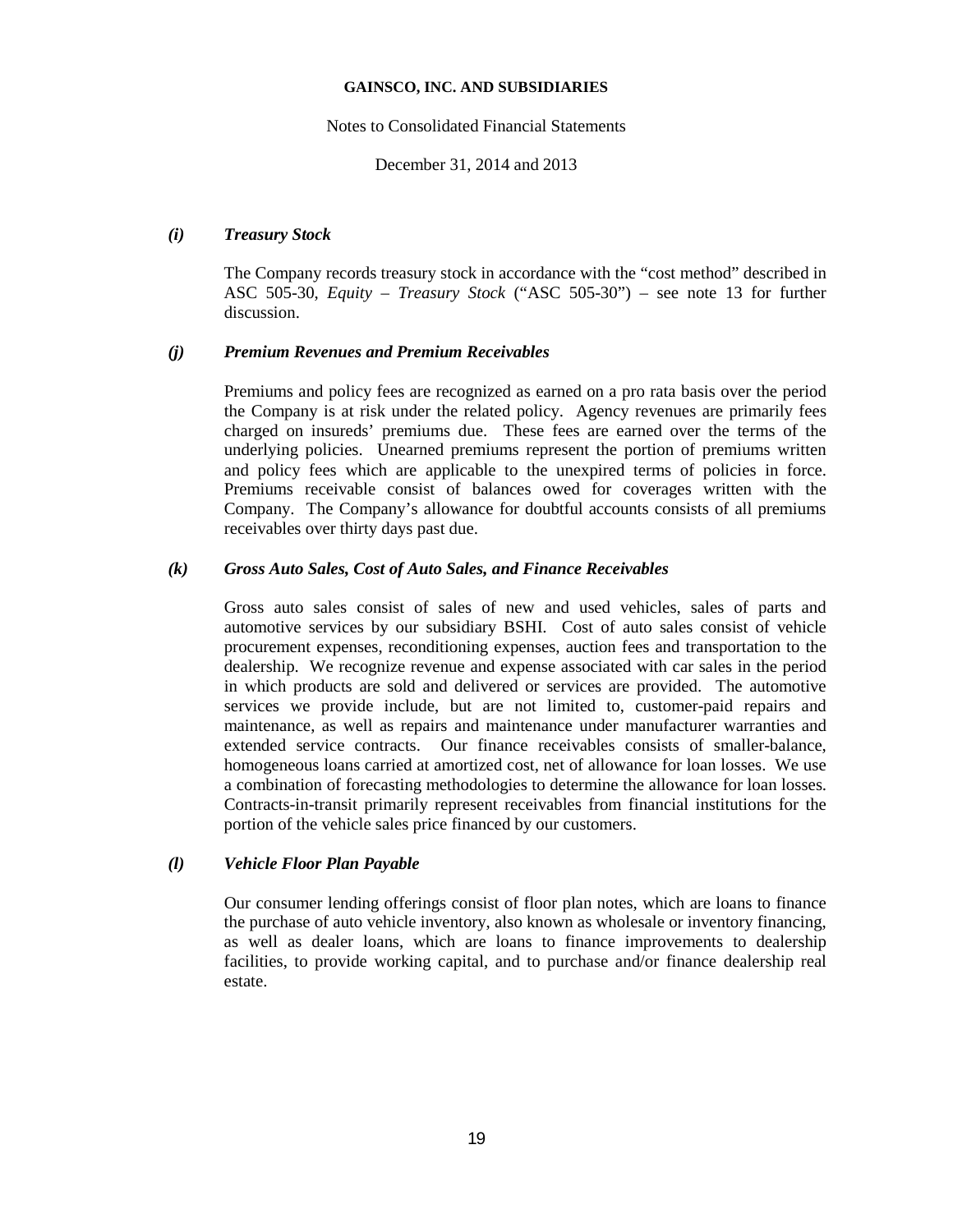#### *(i) Treasury Stock*

The Company records treasury stock in accordance with the "cost method" described in ASC 505-30, *Equity – Treasury Stock* ("ASC 505-30") – see note 13 for further discussion.

#### *(j) Premium Revenues and Premium Receivables*

Premiums and policy fees are recognized as earned on a pro rata basis over the period the Company is at risk under the related policy. Agency revenues are primarily fees charged on insureds' premiums due. These fees are earned over the terms of the underlying policies. Unearned premiums represent the portion of premiums written and policy fees which are applicable to the unexpired terms of policies in force. Premiums receivable consist of balances owed for coverages written with the Company. The Company's allowance for doubtful accounts consists of all premiums receivables over thirty days past due.

#### *(k) Gross Auto Sales, Cost of Auto Sales, and Finance Receivables*

Gross auto sales consist of sales of new and used vehicles, sales of parts and automotive services by our subsidiary BSHI. Cost of auto sales consist of vehicle procurement expenses, reconditioning expenses, auction fees and transportation to the dealership. We recognize revenue and expense associated with car sales in the period in which products are sold and delivered or services are provided. The automotive services we provide include, but are not limited to, customer-paid repairs and maintenance, as well as repairs and maintenance under manufacturer warranties and extended service contracts. Our finance receivables consists of smaller-balance, homogeneous loans carried at amortized cost, net of allowance for loan losses. We use a combination of forecasting methodologies to determine the allowance for loan losses. Contracts-in-transit primarily represent receivables from financial institutions for the portion of the vehicle sales price financed by our customers.

#### *(l) Vehicle Floor Plan Payable*

Our consumer lending offerings consist of floor plan notes, which are loans to finance the purchase of auto vehicle inventory, also known as wholesale or inventory financing, as well as dealer loans, which are loans to finance improvements to dealership facilities, to provide working capital, and to purchase and/or finance dealership real estate.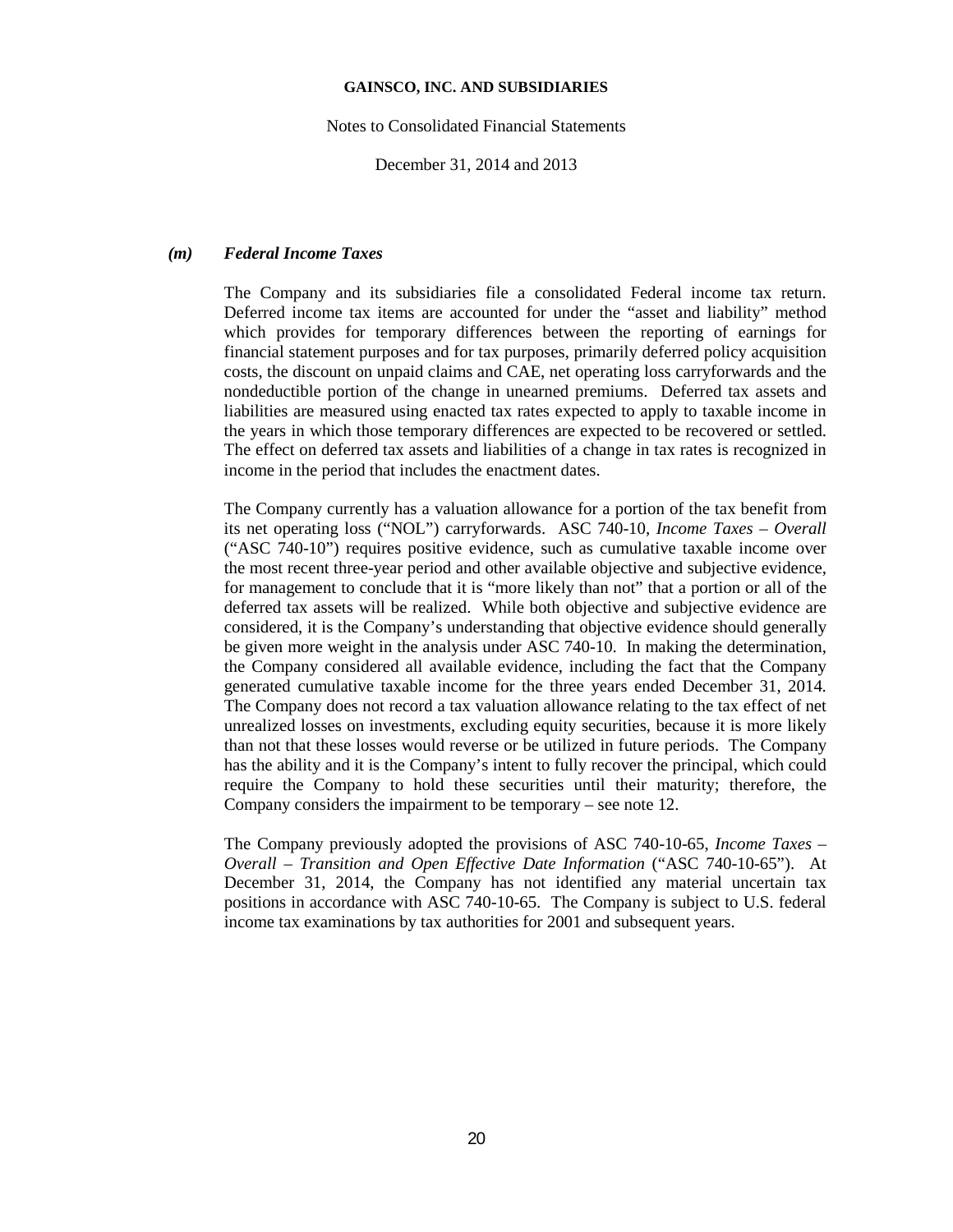#### *(m)* ***Federal Income Taxes***

The Company and its subsidiaries file a consolidated Federal income tax return. Deferred income tax items are accounted for under the "asset and liability" method which provides for temporary differences between the reporting of earnings for financial statement purposes and for tax purposes, primarily deferred policy acquisition costs, the discount on unpaid claims and CAE, net operating loss carryforwards and the nondeductible portion of the change in unearned premiums. Deferred tax assets and liabilities are measured using enacted tax rates expected to apply to taxable income in the years in which those temporary differences are expected to be recovered or settled. The effect on deferred tax assets and liabilities of a change in tax rates is recognized in income in the period that includes the enactment dates.

The Company currently has a valuation allowance for a portion of the tax benefit from its net operating loss ("NOL") carryforwards. ASC 740-10, *Income Taxes – Overall* ("ASC 740-10") requires positive evidence, such as cumulative taxable income over the most recent three-year period and other available objective and subjective evidence, for management to conclude that it is "more likely than not" that a portion or all of the deferred tax assets will be realized. While both objective and subjective evidence are considered, it is the Company's understanding that objective evidence should generally be given more weight in the analysis under ASC 740-10. In making the determination, the Company considered all available evidence, including the fact that the Company generated cumulative taxable income for the three years ended December 31, 2014. The Company does not record a tax valuation allowance relating to the tax effect of net unrealized losses on investments, excluding equity securities, because it is more likely than not that these losses would reverse or be utilized in future periods. The Company has the ability and it is the Company's intent to fully recover the principal, which could require the Company to hold these securities until their maturity; therefore, the Company considers the impairment to be temporary – see note 12.

The Company previously adopted the provisions of ASC 740-10-65, *Income Taxes – Overall – Transition and Open Effective Date Information* ("ASC 740-10-65"). At December 31, 2014, the Company has not identified any material uncertain tax positions in accordance with ASC 740-10-65. The Company is subject to U.S. federal income tax examinations by tax authorities for 2001 and subsequent years.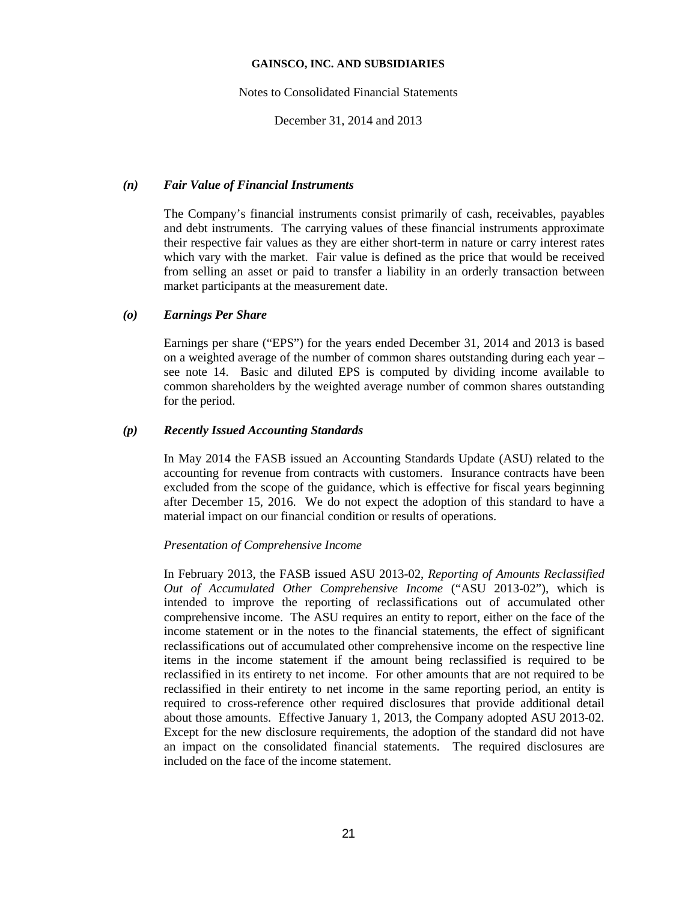### *(n) Fair Value of Financial Instruments*

The Company's financial instruments consist primarily of cash, receivables, payables and debt instruments. The carrying values of these financial instruments approximate their respective fair values as they are either short-term in nature or carry interest rates which vary with the market. Fair value is defined as the price that would be received from selling an asset or paid to transfer a liability in an orderly transaction between market participants at the measurement date.

### *(o) Earnings Per Share*

Earnings per share ("EPS") for the years ended December 31, 2014 and 2013 is based on a weighted average of the number of common shares outstanding during each year – see note 14. Basic and diluted EPS is computed by dividing income available to common shareholders by the weighted average number of common shares outstanding for the period.

### *(p) Recently Issued Accounting Standards*

In May 2014 the FASB issued an Accounting Standards Update (ASU) related to the accounting for revenue from contracts with customers. Insurance contracts have been excluded from the scope of the guidance, which is effective for fiscal years beginning after December 15, 2016. We do not expect the adoption of this standard to have a material impact on our financial condition or results of operations.

*Presentation of Comprehensive Income*

In February 2013, the FASB issued ASU 2013-02, *Reporting of Amounts Reclassified Out of Accumulated Other Comprehensive Income* ("ASU 2013-02"), which is intended to improve the reporting of reclassifications out of accumulated other comprehensive income. The ASU requires an entity to report, either on the face of the income statement or in the notes to the financial statements, the effect of significant reclassifications out of accumulated other comprehensive income on the respective line items in the income statement if the amount being reclassified is required to be reclassified in its entirety to net income. For other amounts that are not required to be reclassified in their entirety to net income in the same reporting period, an entity is required to cross-reference other required disclosures that provide additional detail about those amounts. Effective January 1, 2013, the Company adopted ASU 2013-02. Except for the new disclosure requirements, the adoption of the standard did not have an impact on the consolidated financial statements. The required disclosures are included on the face of the income statement.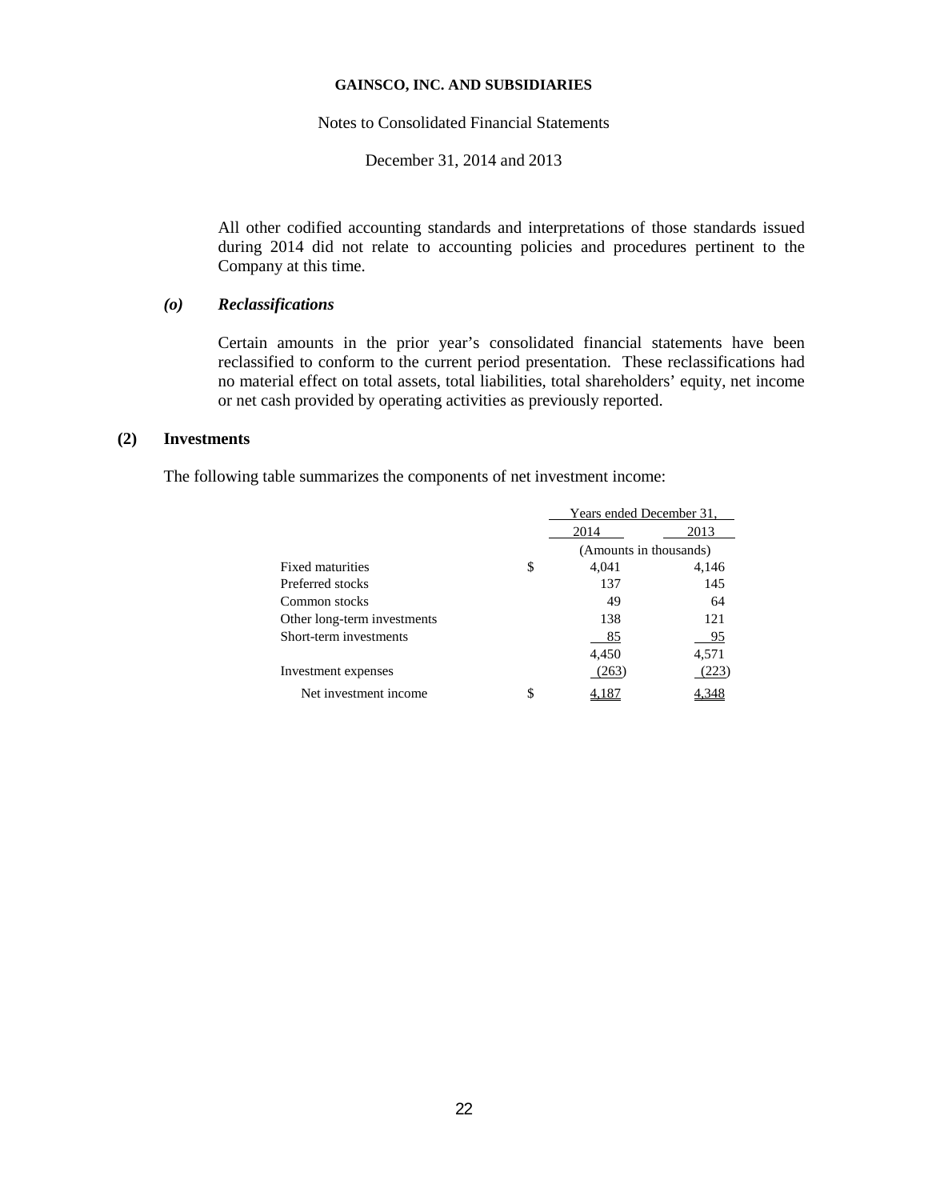All other codified accounting standards and interpretations of those standards issued during 2014 did not relate to accounting policies and procedures pertinent to the Company at this time.

### *(o) Reclassifications*

Certain amounts in the prior year's consolidated financial statements have been reclassified to conform to the current period presentation. These reclassifications had no material effect on total assets, total liabilities, total shareholders' equity, net income or net cash provided by operating activities as previously reported.

## (2) Investments

The following table summarizes the components of net investment income:

| | Years ended December 31, | |
|---|---|---|
| | 2014 | 2013 |
| | (Amounts in thousands) | |
| Fixed maturities | $ 4,041 | 4,146 |
| Preferred stocks | 137 | 145 |
| Common stocks | 49 | 64 |
| Other long-term investments | 138 | 121 |
| Short-term investments | 85 | 95 |
| | 4,450 | 4,571 |
| Investment expenses | (263) | (223) |
| Net investment income | $ 4,187 | 4,348 |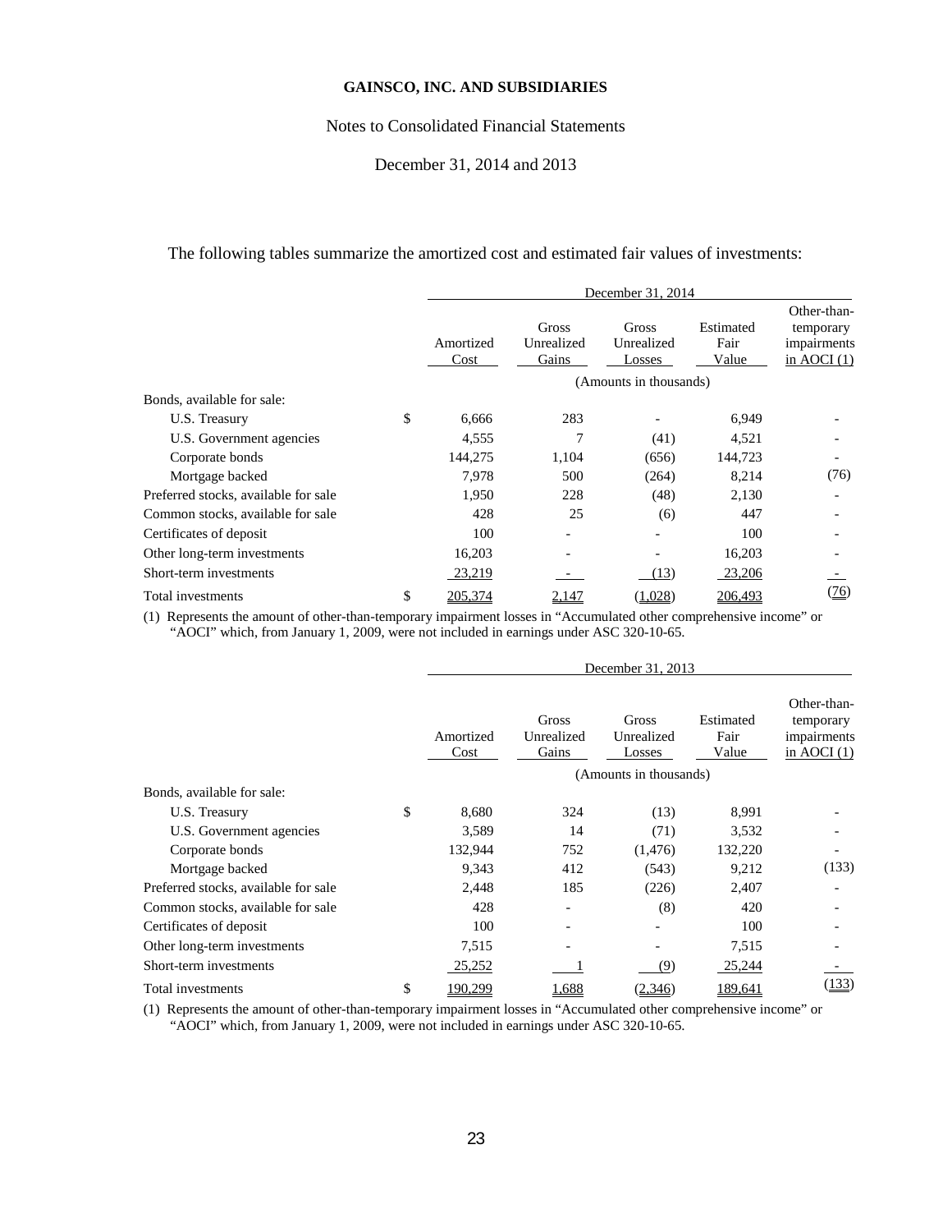The following tables summarize the amortized cost and estimated fair values of investments:

| | December 31, 2014 | | | | |
|---|---|---|---|---|---|
| | Amortized Cost | Gross Unrealized Gains | Gross Unrealized Losses | Estimated Fair Value | Other-than-temporary impairments in AOCI (1) |
| | (Amounts in thousands) | | | | |
| Bonds, available for sale: | | | | | |
| U.S. Treasury | $ 6,666 | 283 | - | 6,949 | - |
| U.S. Government agencies | 4,555 | 7 | (41) | 4,521 | - |
| Corporate bonds | 144,275 | 1,104 | (656) | 144,723 | - |
| Mortgage backed | 7,978 | 500 | (264) | 8,214 | (76) |
| Preferred stocks, available for sale | 1,950 | 228 | (48) | 2,130 | - |
| Common stocks, available for sale | 428 | 25 | (6) | 447 | - |
| Certificates of deposit | 100 | - | - | 100 | - |
| Other long-term investments | 16,203 | - | - | 16,203 | - |
| Short-term investments | 23,219 | - | (13) | 23,206 | - |
| Total investments | $ 205,374 | 2,147 | (1,028) | 206,493 | (76) |

(1) Represents the amount of other-than-temporary impairment losses in "Accumulated other comprehensive income" or "AOCI" which, from January 1, 2009, were not included in earnings under ASC 320-10-65.

| | December 31, 2013 | | | | |
|---|---|---|---|---|---|
| | Amortized Cost | Gross Unrealized Gains | Gross Unrealized Losses | Estimated Fair Value | Other-than-temporary impairments in AOCI (1) |
| | (Amounts in thousands) | | | | |
| Bonds, available for sale: | | | | | |
| U.S. Treasury | $ 8,680 | 324 | (13) | 8,991 | - |
| U.S. Government agencies | 3,589 | 14 | (71) | 3,532 | - |
| Corporate bonds | 132,944 | 752 | (1,476) | 132,220 | - |
| Mortgage backed | 9,343 | 412 | (543) | 9,212 | (133) |
| Preferred stocks, available for sale | 2,448 | 185 | (226) | 2,407 | - |
| Common stocks, available for sale | 428 | - | (8) | 420 | - |
| Certificates of deposit | 100 | - | - | 100 | - |
| Other long-term investments | 7,515 | - | - | 7,515 | - |
| Short-term investments | 25,252 | 1 | (9) | 25,244 | - |
| Total investments | $ 190,299 | 1,688 | (2,346) | 189,641 | (133) |

(1) Represents the amount of other-than-temporary impairment losses in "Accumulated other comprehensive income" or "AOCI" which, from January 1, 2009, were not included in earnings under ASC 320-10-65.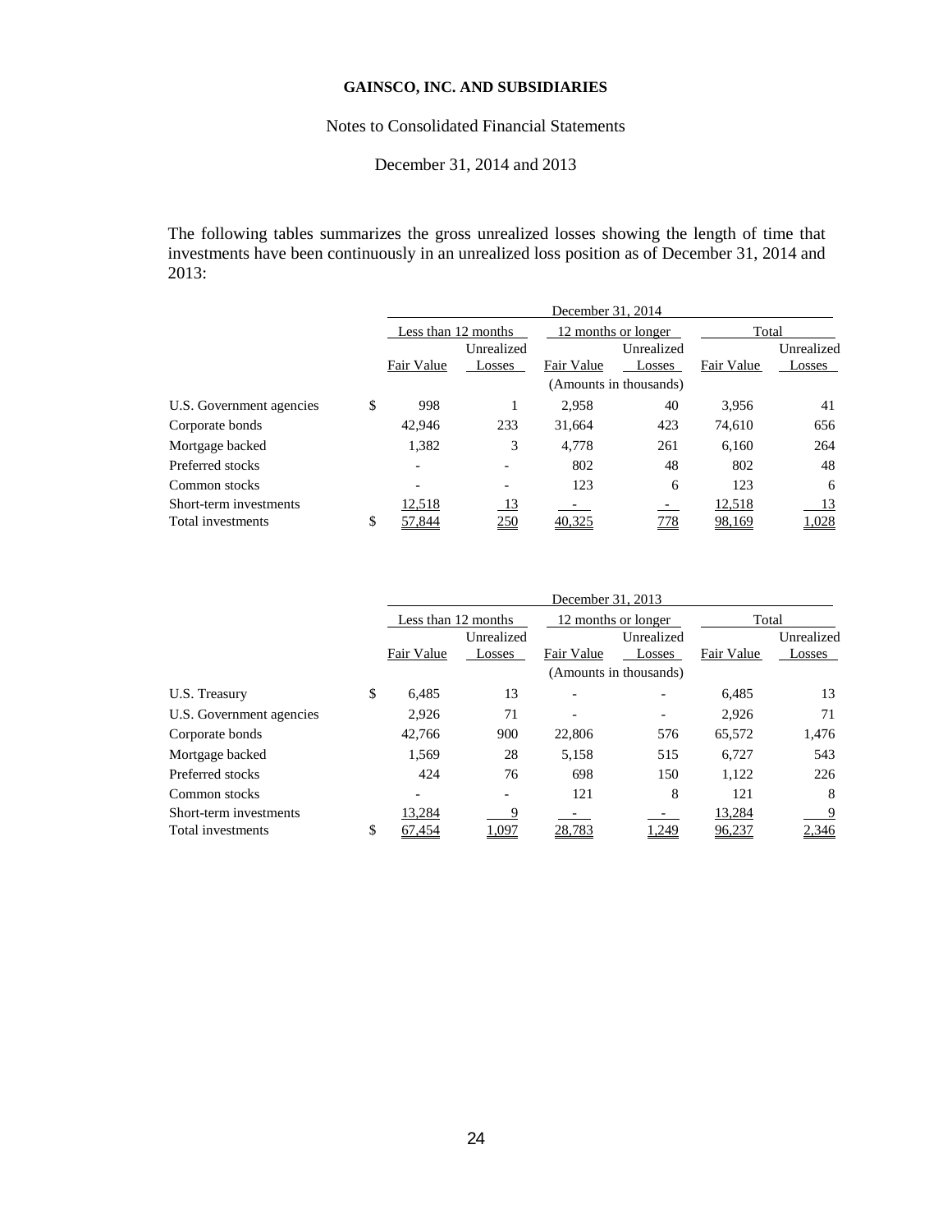**GAINSCO, INC. AND SUBSIDIARIES**

Notes to Consolidated Financial Statements

December 31, 2014 and 2013

The following tables summarizes the gross unrealized losses showing the length of time that investments have been continuously in an unrealized loss position as of December 31, 2014 and 2013:

| | December 31, 2014 | | | | | |
|---|---|---|---|---|---|---|
| | Less than 12 months | | 12 months or longer | | Total | |
| | Fair Value | Unrealized Losses | Fair Value | Unrealized Losses | Fair Value | Unrealized Losses |
| | (Amounts in thousands) | | | | | |
| U.S. Government agencies | $ 998 | 1 | 2,958 | 40 | 3,956 | 41 |
| Corporate bonds | 42,946 | 233 | 31,664 | 423 | 74,610 | 656 |
| Mortgage backed | 1,382 | 3 | 4,778 | 261 | 6,160 | 264 |
| Preferred stocks | - | - | 802 | 48 | 802 | 48 |
| Common stocks | - | - | 123 | 6 | 123 | 6 |
| Short-term investments | 12,518 | 13 | - | - | 12,518 | 13 |
| Total investments | $ 57,844 | 250 | 40,325 | 778 | 98,169 | 1,028 |

| | December 31, 2013 | | | | | |
|---|---|---|---|---|---|---|
| | Less than 12 months | | 12 months or longer | | Total | |
| | Fair Value | Unrealized Losses | Fair Value | Unrealized Losses | Fair Value | Unrealized Losses |
| | (Amounts in thousands) | | | | | |
| U.S. Treasury | $ 6,485 | 13 | - | - | 6,485 | 13 |
| U.S. Government agencies | 2,926 | 71 | - | - | 2,926 | 71 |
| Corporate bonds | 42,766 | 900 | 22,806 | 576 | 65,572 | 1,476 |
| Mortgage backed | 1,569 | 28 | 5,158 | 515 | 6,727 | 543 |
| Preferred stocks | 424 | 76 | 698 | 150 | 1,122 | 226 |
| Common stocks | - | - | 121 | 8 | 121 | 8 |
| Short-term investments | 13,284 | 9 | - | - | 13,284 | 9 |
| Total investments | $ 67,454 | 1,097 | 28,783 | 1,249 | 96,237 | 2,346 |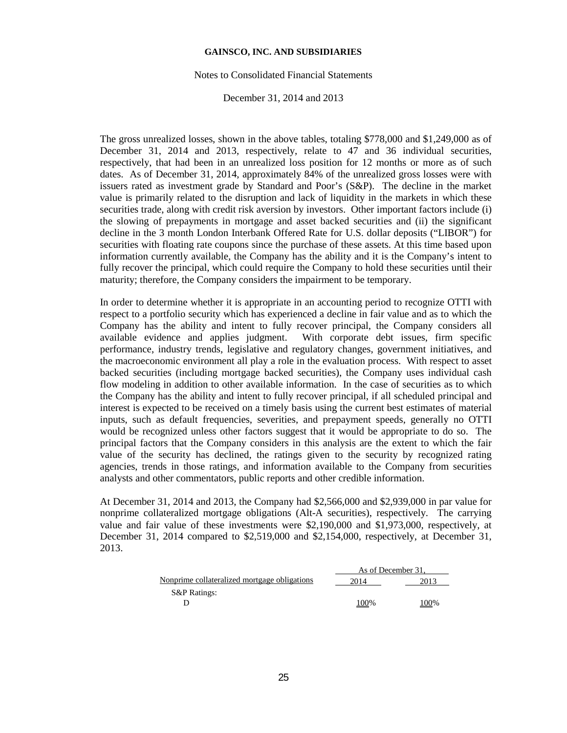The gross unrealized losses, shown in the above tables, totaling $778,000 and $1,249,000 as of December 31, 2014 and 2013, respectively, relate to 47 and 36 individual securities, respectively, that had been in an unrealized loss position for 12 months or more as of such dates. As of December 31, 2014, approximately 84% of the unrealized gross losses were with issuers rated as investment grade by Standard and Poor's (S&P). The decline in the market value is primarily related to the disruption and lack of liquidity in the markets in which these securities trade, along with credit risk aversion by investors. Other important factors include (i) the slowing of prepayments in mortgage and asset backed securities and (ii) the significant decline in the 3 month London Interbank Offered Rate for U.S. dollar deposits ("LIBOR") for securities with floating rate coupons since the purchase of these assets. At this time based upon information currently available, the Company has the ability and it is the Company's intent to fully recover the principal, which could require the Company to hold these securities until their maturity; therefore, the Company considers the impairment to be temporary.

In order to determine whether it is appropriate in an accounting period to recognize OTTI with respect to a portfolio security which has experienced a decline in fair value and as to which the Company has the ability and intent to fully recover principal, the Company considers all available evidence and applies judgment. With corporate debt issues, firm specific performance, industry trends, legislative and regulatory changes, government initiatives, and the macroeconomic environment all play a role in the evaluation process. With respect to asset backed securities (including mortgage backed securities), the Company uses individual cash flow modeling in addition to other available information. In the case of securities as to which the Company has the ability and intent to fully recover principal, if all scheduled principal and interest is expected to be received on a timely basis using the current best estimates of material inputs, such as default frequencies, severities, and prepayment speeds, generally no OTTI would be recognized unless other factors suggest that it would be appropriate to do so. The principal factors that the Company considers in this analysis are the extent to which the fair value of the security has declined, the ratings given to the security by recognized rating agencies, trends in those ratings, and information available to the Company from securities analysts and other commentators, public reports and other credible information.

At December 31, 2014 and 2013, the Company had $2,566,000 and $2,939,000 in par value for nonprime collateralized mortgage obligations (Alt-A securities), respectively. The carrying value and fair value of these investments were $2,190,000 and $1,973,000, respectively, at December 31, 2014 compared to $2,519,000 and $2,154,000, respectively, at December 31, 2013.

| | As of December 31, | |
|---|---|---|
| Nonprime collateralized mortgage obligations | 2014 | 2013 |
| S&P Ratings: | | |
| D | 100% | 100% |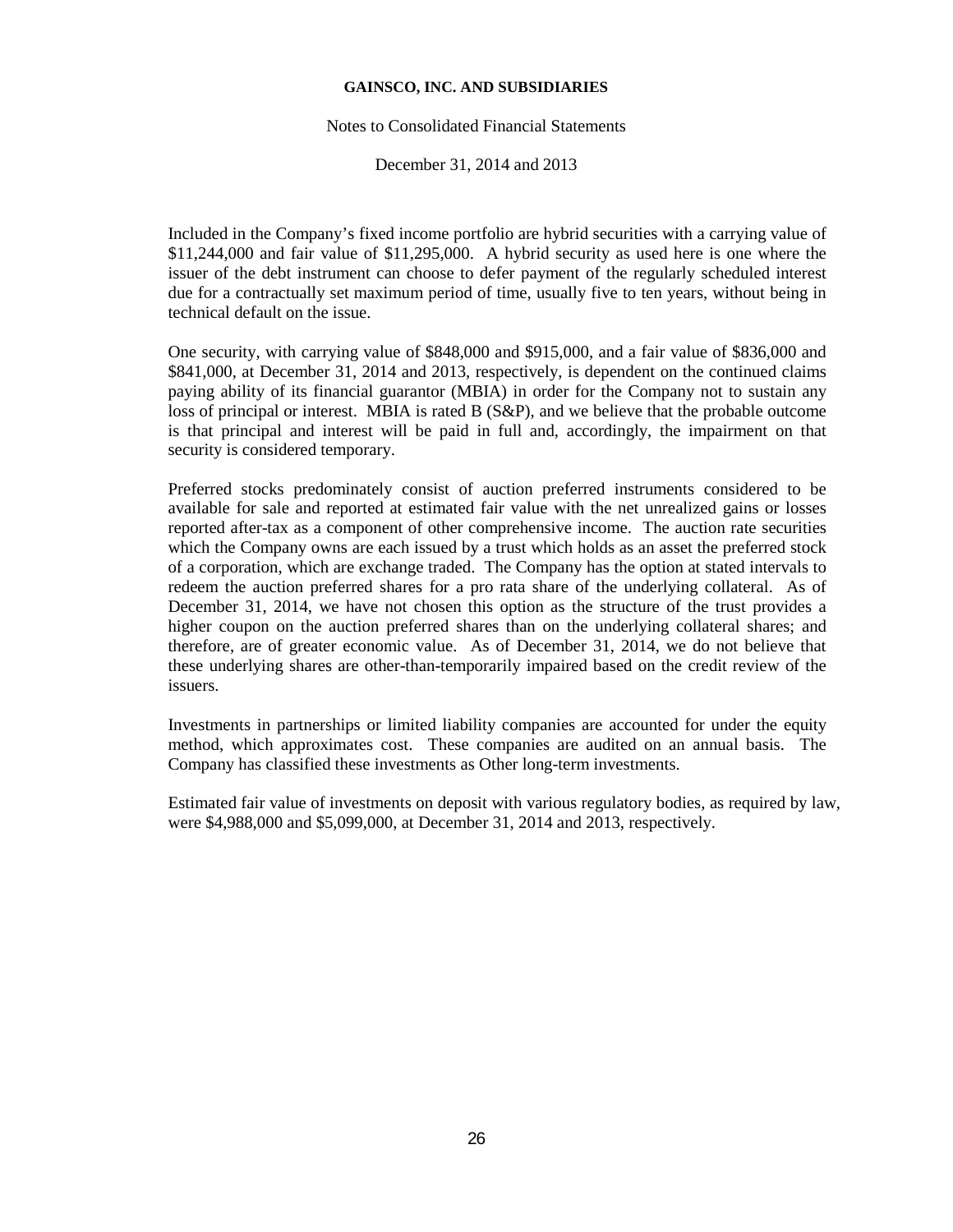Included in the Company's fixed income portfolio are hybrid securities with a carrying value of $11,244,000 and fair value of $11,295,000. A hybrid security as used here is one where the issuer of the debt instrument can choose to defer payment of the regularly scheduled interest due for a contractually set maximum period of time, usually five to ten years, without being in technical default on the issue.

One security, with carrying value of $848,000 and $915,000, and a fair value of $836,000 and $841,000, at December 31, 2014 and 2013, respectively, is dependent on the continued claims paying ability of its financial guarantor (MBIA) in order for the Company not to sustain any loss of principal or interest. MBIA is rated B (S&P), and we believe that the probable outcome is that principal and interest will be paid in full and, accordingly, the impairment on that security is considered temporary.

Preferred stocks predominately consist of auction preferred instruments considered to be available for sale and reported at estimated fair value with the net unrealized gains or losses reported after-tax as a component of other comprehensive income. The auction rate securities which the Company owns are each issued by a trust which holds as an asset the preferred stock of a corporation, which are exchange traded. The Company has the option at stated intervals to redeem the auction preferred shares for a pro rata share of the underlying collateral. As of December 31, 2014, we have not chosen this option as the structure of the trust provides a higher coupon on the auction preferred shares than on the underlying collateral shares; and therefore, are of greater economic value. As of December 31, 2014, we do not believe that these underlying shares are other-than-temporarily impaired based on the credit review of the issuers.

Investments in partnerships or limited liability companies are accounted for under the equity method, which approximates cost. These companies are audited on an annual basis. The Company has classified these investments as Other long-term investments.

Estimated fair value of investments on deposit with various regulatory bodies, as required by law, were $4,988,000 and $5,099,000, at December 31, 2014 and 2013, respectively.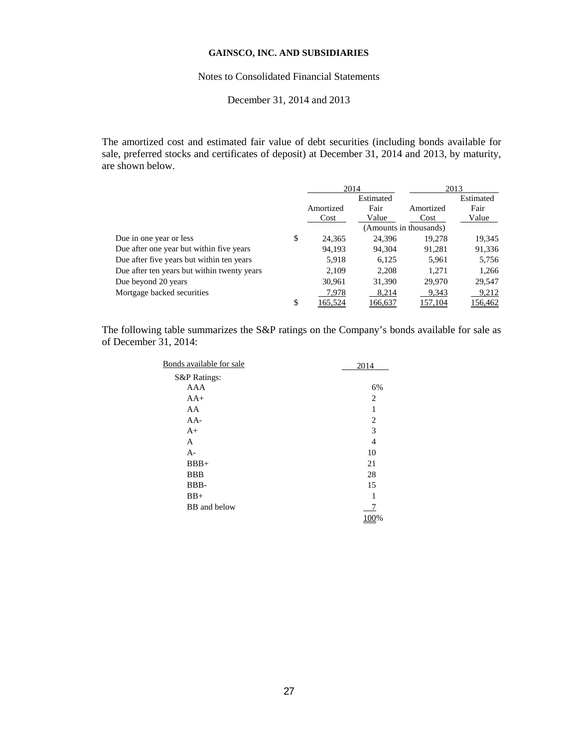**GAINSCO, INC. AND SUBSIDIARIES**

Notes to Consolidated Financial Statements

December 31, 2014 and 2013

The amortized cost and estimated fair value of debt securities (including bonds available for sale, preferred stocks and certificates of deposit) at December 31, 2014 and 2013, by maturity, are shown below.

| | 2014 | | 2013 | |
|---|---|---|---|---|
| | Amortized Cost | Estimated Fair Value | Amortized Cost | Estimated Fair Value |
| | (Amounts in thousands) | | | |
| Due in one year or less | $ 24,365 | 24,396 | 19,278 | 19,345 |
| Due after one year but within five years | 94,193 | 94,304 | 91,281 | 91,336 |
| Due after five years but within ten years | 5,918 | 6,125 | 5,961 | 5,756 |
| Due after ten years but within twenty years | 2,109 | 2,208 | 1,271 | 1,266 |
| Due beyond 20 years | 30,961 | 31,390 | 29,970 | 29,547 |
| Mortgage backed securities | 7,978 | 8,214 | 9,343 | 9,212 |
| | $ 165,524 | 166,637 | 157,104 | 156,462 |

The following table summarizes the S&P ratings on the Company's bonds available for sale as of December 31, 2014:

| Bonds available for sale | 2014 |
|---|---|
| S&P Ratings: | |
| AAA | 6% |
| AA+ | 2 |
| AA | 1 |
| AA- | 2 |
| A+ | 3 |
| A | 4 |
| A- | 10 |
| BBB+ | 21 |
| BBB | 28 |
| BBB- | 15 |
| BB+ | 1 |
| BB and below | 7 |
| | 100% |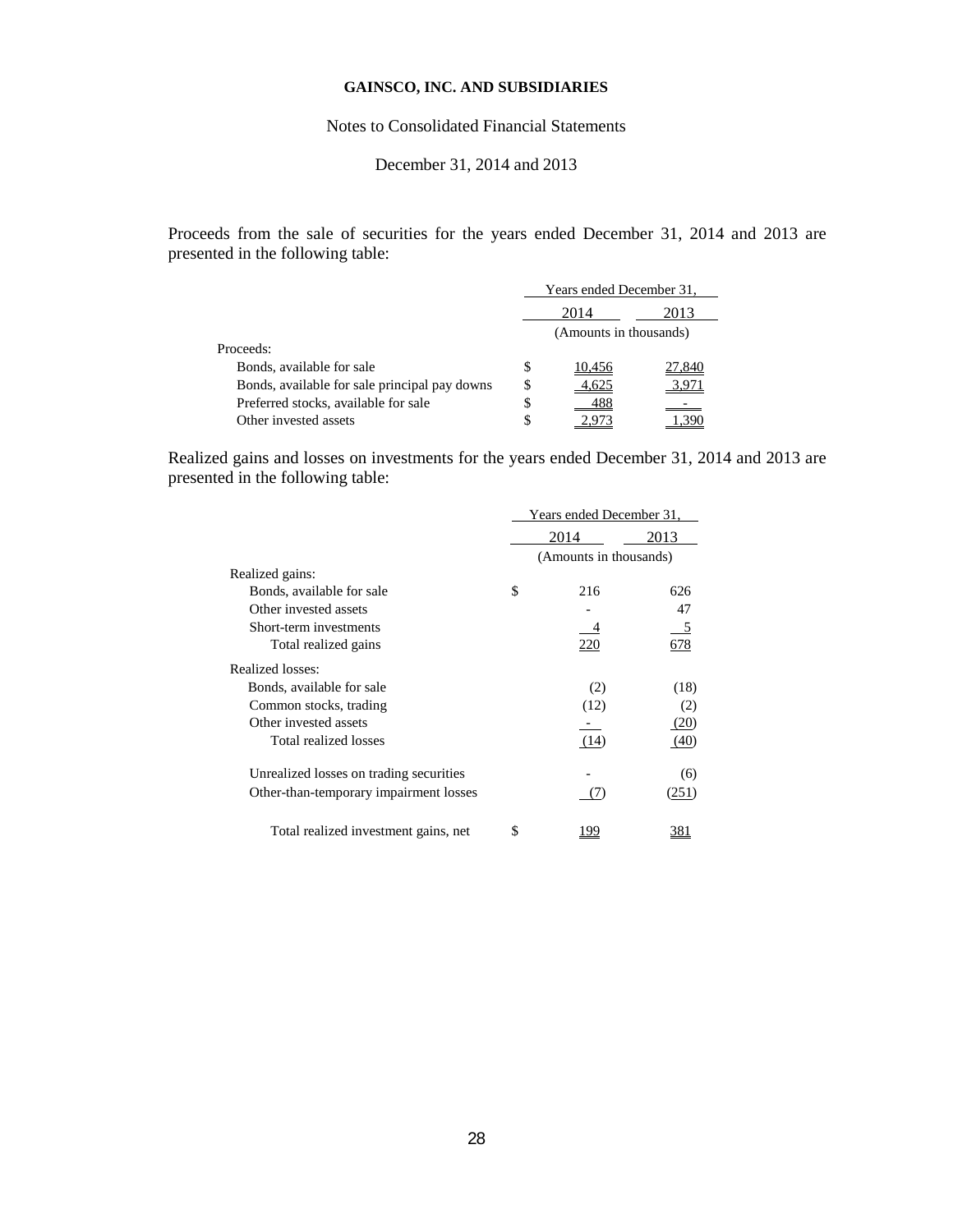Proceeds from the sale of securities for the years ended December 31, 2014 and 2013 are presented in the following table:

| | Years ended December 31, | |
|---|---|---|
| | 2014 | 2013 |
| | (Amounts in thousands) | |
| Proceeds: | | |
| Bonds, available for sale | $ 10,456 | 27,840 |
| Bonds, available for sale principal pay downs | $ 4,625 | 3,971 |
| Preferred stocks, available for sale | $ 488 | - |
| Other invested assets | $ 2,973 | 1,390 |

Realized gains and losses on investments for the years ended December 31, 2014 and 2013 are presented in the following table:

| | Years ended December 31, | |
|---|---|---|
| | 2014 | 2013 |
| | (Amounts in thousands) | |
| Realized gains: | | |
| Bonds, available for sale | $ 216 | 626 |
| Other invested assets | - | 47 |
| Short-term investments | 4 | 5 |
| Total realized gains | 220 | 678 |
| Realized losses: | | |
| Bonds, available for sale | (2) | (18) |
| Common stocks, trading | (12) | (2) |
| Other invested assets | - | (20) |
| Total realized losses | (14) | (40) |
| Unrealized losses on trading securities | - | (6) |
| Other-than-temporary impairment losses | (7) | (251) |
| Total realized investment gains, net | $ 199 | 381 |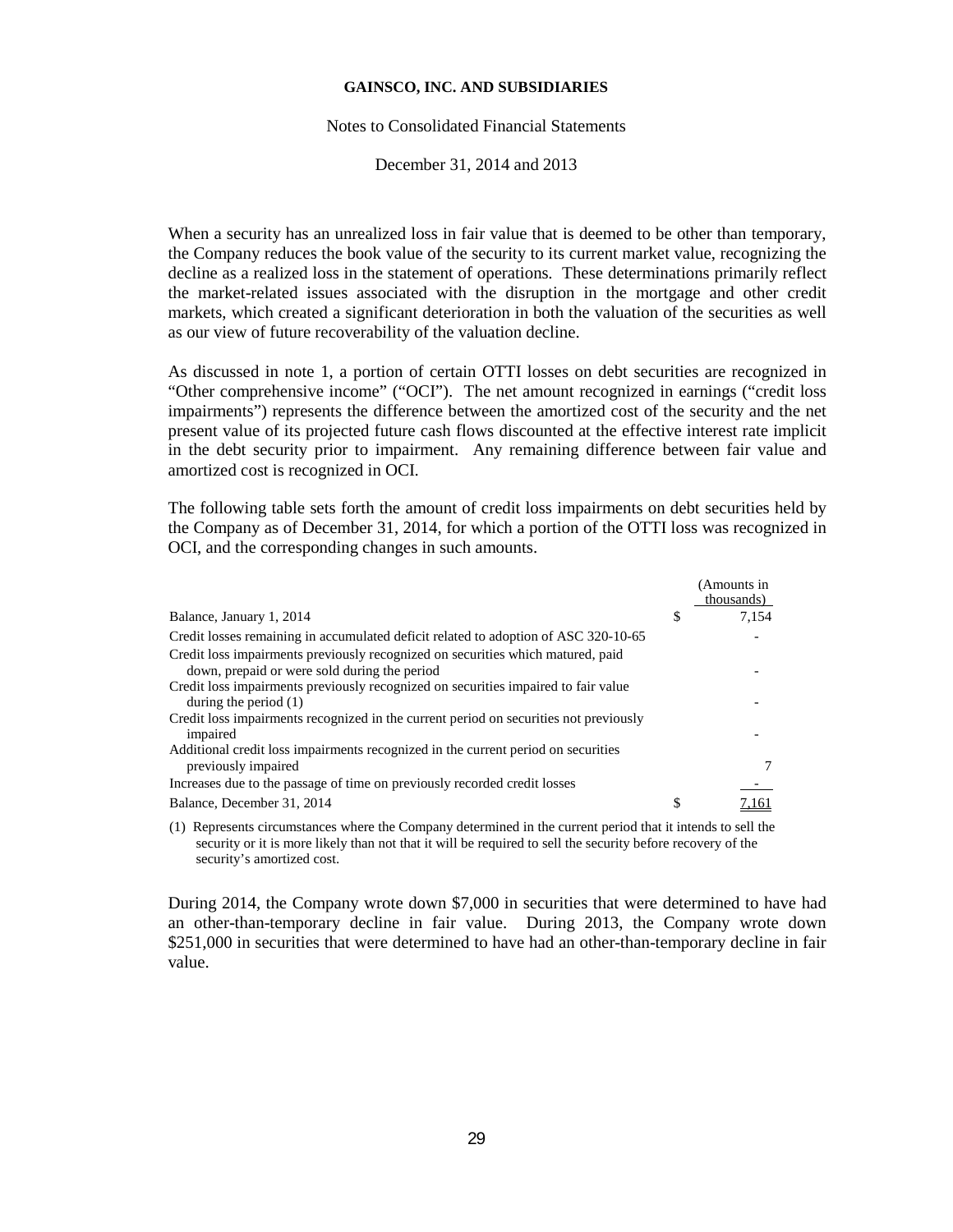**GAINSCO, INC. AND SUBSIDIARIES**

Notes to Consolidated Financial Statements

December 31, 2014 and 2013

When a security has an unrealized loss in fair value that is deemed to be other than temporary, the Company reduces the book value of the security to its current market value, recognizing the decline as a realized loss in the statement of operations. These determinations primarily reflect the market-related issues associated with the disruption in the mortgage and other credit markets, which created a significant deterioration in both the valuation of the securities as well as our view of future recoverability of the valuation decline.

As discussed in note 1, a portion of certain OTTI losses on debt securities are recognized in "Other comprehensive income" ("OCI"). The net amount recognized in earnings ("credit loss impairments") represents the difference between the amortized cost of the security and the net present value of its projected future cash flows discounted at the effective interest rate implicit in the debt security prior to impairment. Any remaining difference between fair value and amortized cost is recognized in OCI.

The following table sets forth the amount of credit loss impairments on debt securities held by the Company as of December 31, 2014, for which a portion of the OTTI loss was recognized in OCI, and the corresponding changes in such amounts.

| | | (Amounts in thousands) |
|---|---|---|
| Balance, January 1, 2014 | $ | 7,154 |
| Credit losses remaining in accumulated deficit related to adoption of ASC 320-10-65 | | - |
| Credit loss impairments previously recognized on securities which matured, paid down, prepaid or were sold during the period | | - |
| Credit loss impairments previously recognized on securities impaired to fair value during the period (1) | | - |
| Credit loss impairments recognized in the current period on securities not previously impaired | | - |
| Additional credit loss impairments recognized in the current period on securities previously impaired | | 7 |
| Increases due to the passage of time on previously recorded credit losses | | - |
| Balance, December 31, 2014 | $ | 7,161 |

(1) Represents circumstances where the Company determined in the current period that it intends to sell the security or it is more likely than not that it will be required to sell the security before recovery of the security's amortized cost.

During 2014, the Company wrote down $7,000 in securities that were determined to have had an other-than-temporary decline in fair value. During 2013, the Company wrote down $251,000 in securities that were determined to have had an other-than-temporary decline in fair value.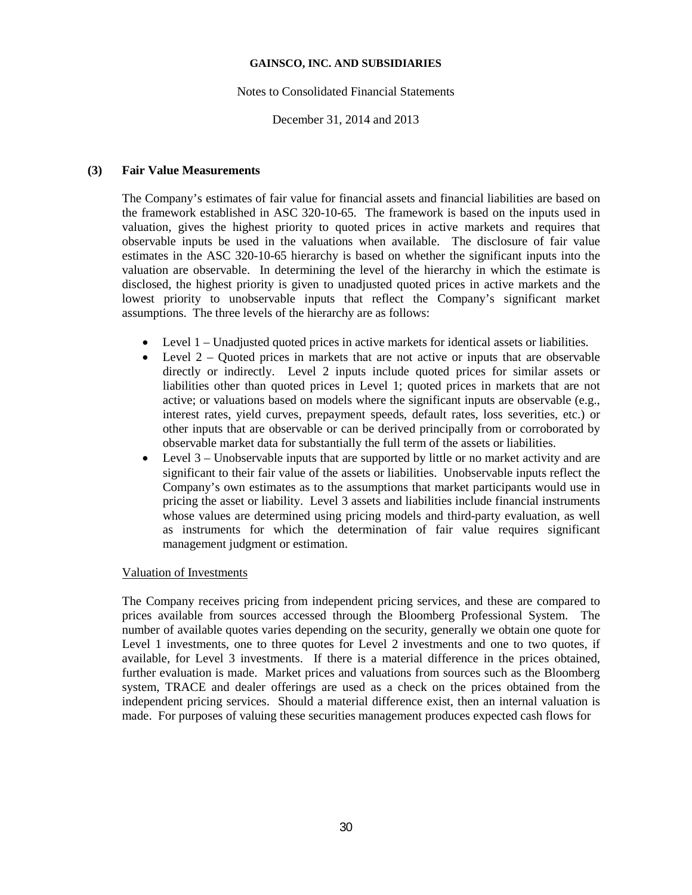## (3) Fair Value Measurements

The Company's estimates of fair value for financial assets and financial liabilities are based on the framework established in ASC 320-10-65. The framework is based on the inputs used in valuation, gives the highest priority to quoted prices in active markets and requires that observable inputs be used in the valuations when available. The disclosure of fair value estimates in the ASC 320-10-65 hierarchy is based on whether the significant inputs into the valuation are observable. In determining the level of the hierarchy in which the estimate is disclosed, the highest priority is given to unadjusted quoted prices in active markets and the lowest priority to unobservable inputs that reflect the Company's significant market assumptions. The three levels of the hierarchy are as follows:

- Level 1 – Unadjusted quoted prices in active markets for identical assets or liabilities.
- Level 2 – Quoted prices in markets that are not active or inputs that are observable directly or indirectly. Level 2 inputs include quoted prices for similar assets or liabilities other than quoted prices in Level 1; quoted prices in markets that are not active; or valuations based on models where the significant inputs are observable (e.g., interest rates, yield curves, prepayment speeds, default rates, loss severities, etc.) or other inputs that are observable or can be derived principally from or corroborated by observable market data for substantially the full term of the assets or liabilities.
- Level 3 – Unobservable inputs that are supported by little or no market activity and are significant to their fair value of the assets or liabilities. Unobservable inputs reflect the Company's own estimates as to the assumptions that market participants would use in pricing the asset or liability. Level 3 assets and liabilities include financial instruments whose values are determined using pricing models and third-party evaluation, as well as instruments for which the determination of fair value requires significant management judgment or estimation.

<u>Valuation of Investments</u>

The Company receives pricing from independent pricing services, and these are compared to prices available from sources accessed through the Bloomberg Professional System. The number of available quotes varies depending on the security, generally we obtain one quote for Level 1 investments, one to three quotes for Level 2 investments and one to two quotes, if available, for Level 3 investments. If there is a material difference in the prices obtained, further evaluation is made. Market prices and valuations from sources such as the Bloomberg system, TRACE and dealer offerings are used as a check on the prices obtained from the independent pricing services. Should a material difference exist, then an internal valuation is made. For purposes of valuing these securities management produces expected cash flows for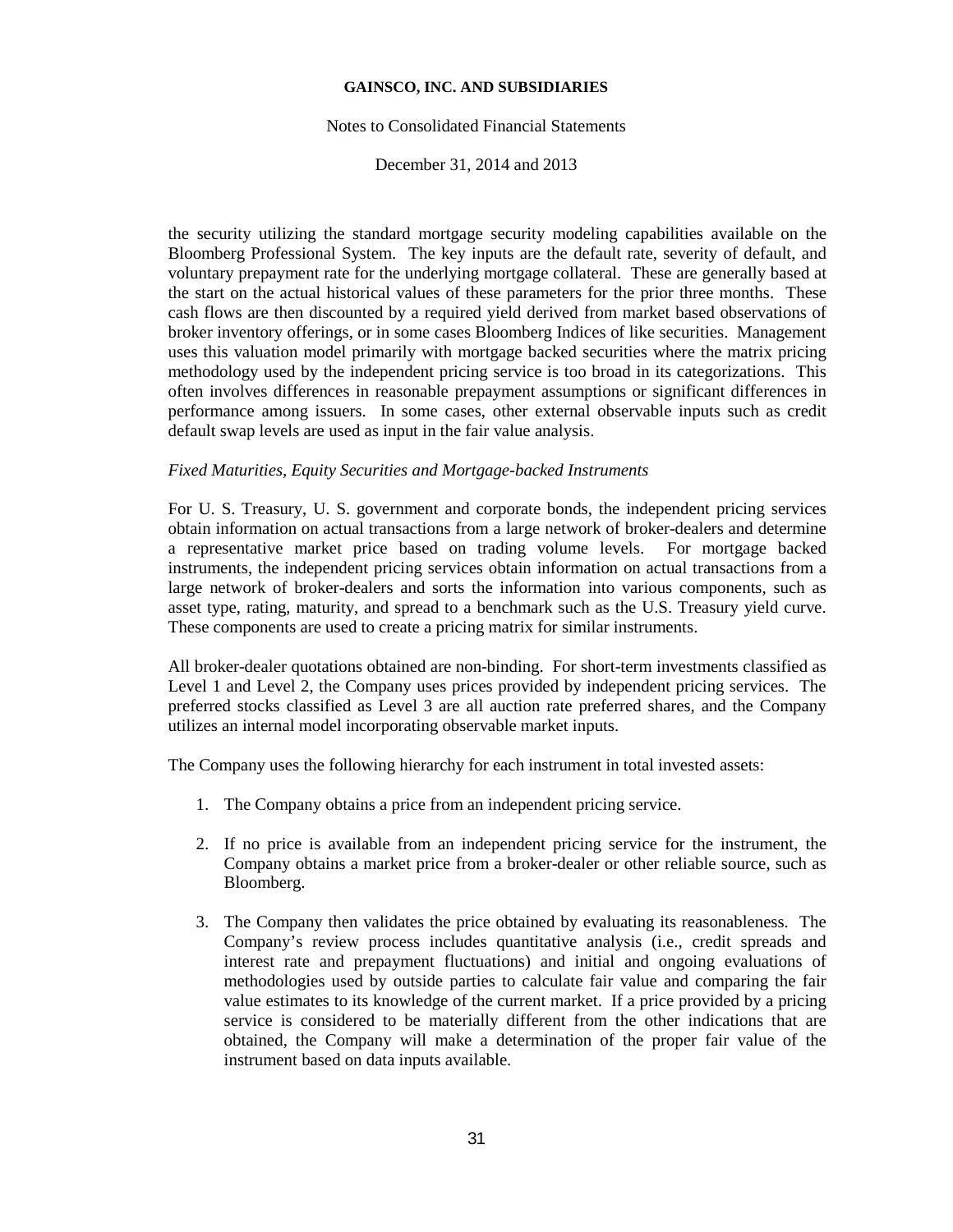the security utilizing the standard mortgage security modeling capabilities available on the Bloomberg Professional System. The key inputs are the default rate, severity of default, and voluntary prepayment rate for the underlying mortgage collateral. These are generally based at the start on the actual historical values of these parameters for the prior three months. These cash flows are then discounted by a required yield derived from market based observations of broker inventory offerings, or in some cases Bloomberg Indices of like securities. Management uses this valuation model primarily with mortgage backed securities where the matrix pricing methodology used by the independent pricing service is too broad in its categorizations. This often involves differences in reasonable prepayment assumptions or significant differences in performance among issuers. In some cases, other external observable inputs such as credit default swap levels are used as input in the fair value analysis.

*Fixed Maturities, Equity Securities and Mortgage-backed Instruments*

For U. S. Treasury, U. S. government and corporate bonds, the independent pricing services obtain information on actual transactions from a large network of broker-dealers and determine a representative market price based on trading volume levels. For mortgage backed instruments, the independent pricing services obtain information on actual transactions from a large network of broker-dealers and sorts the information into various components, such as asset type, rating, maturity, and spread to a benchmark such as the U.S. Treasury yield curve. These components are used to create a pricing matrix for similar instruments.

All broker-dealer quotations obtained are non-binding. For short-term investments classified as Level 1 and Level 2, the Company uses prices provided by independent pricing services. The preferred stocks classified as Level 3 are all auction rate preferred shares, and the Company utilizes an internal model incorporating observable market inputs.

The Company uses the following hierarchy for each instrument in total invested assets:

1. The Company obtains a price from an independent pricing service.

2. If no price is available from an independent pricing service for the instrument, the Company obtains a market price from a broker-dealer or other reliable source, such as Bloomberg.

3. The Company then validates the price obtained by evaluating its reasonableness. The Company's review process includes quantitative analysis (i.e., credit spreads and interest rate and prepayment fluctuations) and initial and ongoing evaluations of methodologies used by outside parties to calculate fair value and comparing the fair value estimates to its knowledge of the current market. If a price provided by a pricing service is considered to be materially different from the other indications that are obtained, the Company will make a determination of the proper fair value of the instrument based on data inputs available.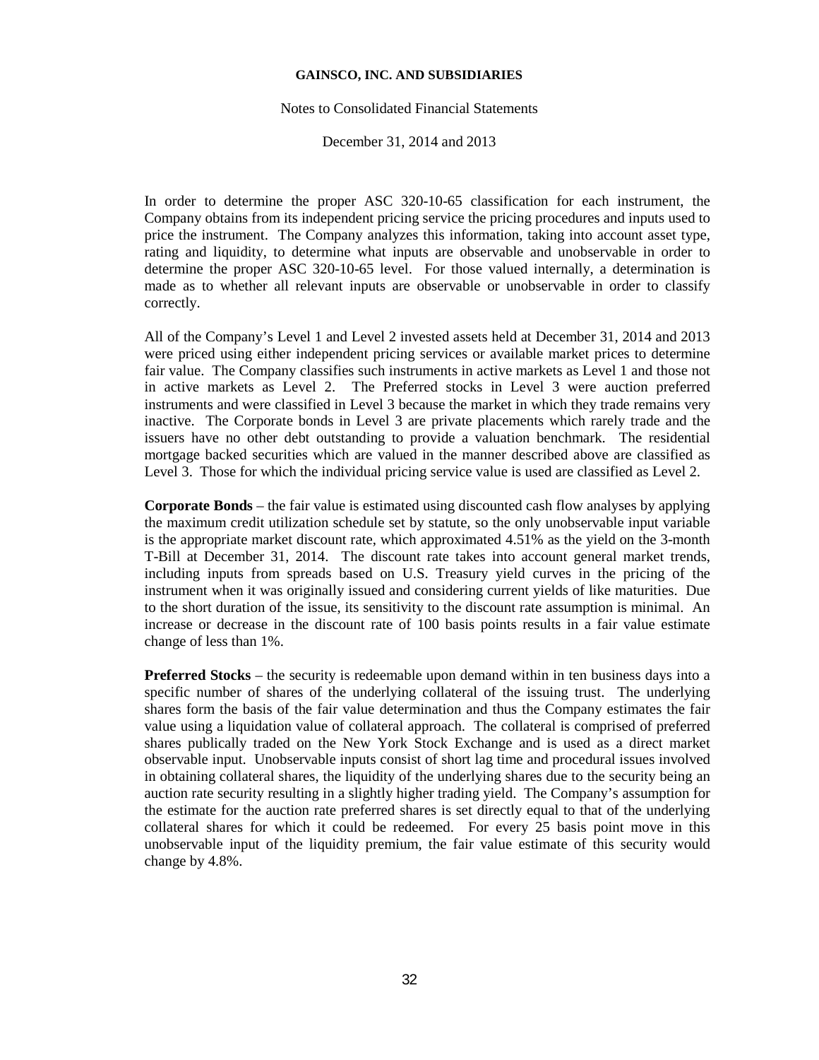In order to determine the proper ASC 320-10-65 classification for each instrument, the Company obtains from its independent pricing service the pricing procedures and inputs used to price the instrument. The Company analyzes this information, taking into account asset type, rating and liquidity, to determine what inputs are observable and unobservable in order to determine the proper ASC 320-10-65 level. For those valued internally, a determination is made as to whether all relevant inputs are observable or unobservable in order to classify correctly.

All of the Company's Level 1 and Level 2 invested assets held at December 31, 2014 and 2013 were priced using either independent pricing services or available market prices to determine fair value. The Company classifies such instruments in active markets as Level 1 and those not in active markets as Level 2. The Preferred stocks in Level 3 were auction preferred instruments and were classified in Level 3 because the market in which they trade remains very inactive. The Corporate bonds in Level 3 are private placements which rarely trade and the issuers have no other debt outstanding to provide a valuation benchmark. The residential mortgage backed securities which are valued in the manner described above are classified as Level 3. Those for which the individual pricing service value is used are classified as Level 2.

**Corporate Bonds** – the fair value is estimated using discounted cash flow analyses by applying the maximum credit utilization schedule set by statute, so the only unobservable input variable is the appropriate market discount rate, which approximated 4.51% as the yield on the 3-month T-Bill at December 31, 2014. The discount rate takes into account general market trends, including inputs from spreads based on U.S. Treasury yield curves in the pricing of the instrument when it was originally issued and considering current yields of like maturities. Due to the short duration of the issue, its sensitivity to the discount rate assumption is minimal. An increase or decrease in the discount rate of 100 basis points results in a fair value estimate change of less than 1%.

**Preferred Stocks** – the security is redeemable upon demand within in ten business days into a specific number of shares of the underlying collateral of the issuing trust. The underlying shares form the basis of the fair value determination and thus the Company estimates the fair value using a liquidation value of collateral approach. The collateral is comprised of preferred shares publically traded on the New York Stock Exchange and is used as a direct market observable input. Unobservable inputs consist of short lag time and procedural issues involved in obtaining collateral shares, the liquidity of the underlying shares due to the security being an auction rate security resulting in a slightly higher trading yield. The Company's assumption for the estimate for the auction rate preferred shares is set directly equal to that of the underlying collateral shares for which it could be redeemed. For every 25 basis point move in this unobservable input of the liquidity premium, the fair value estimate of this security would change by 4.8%.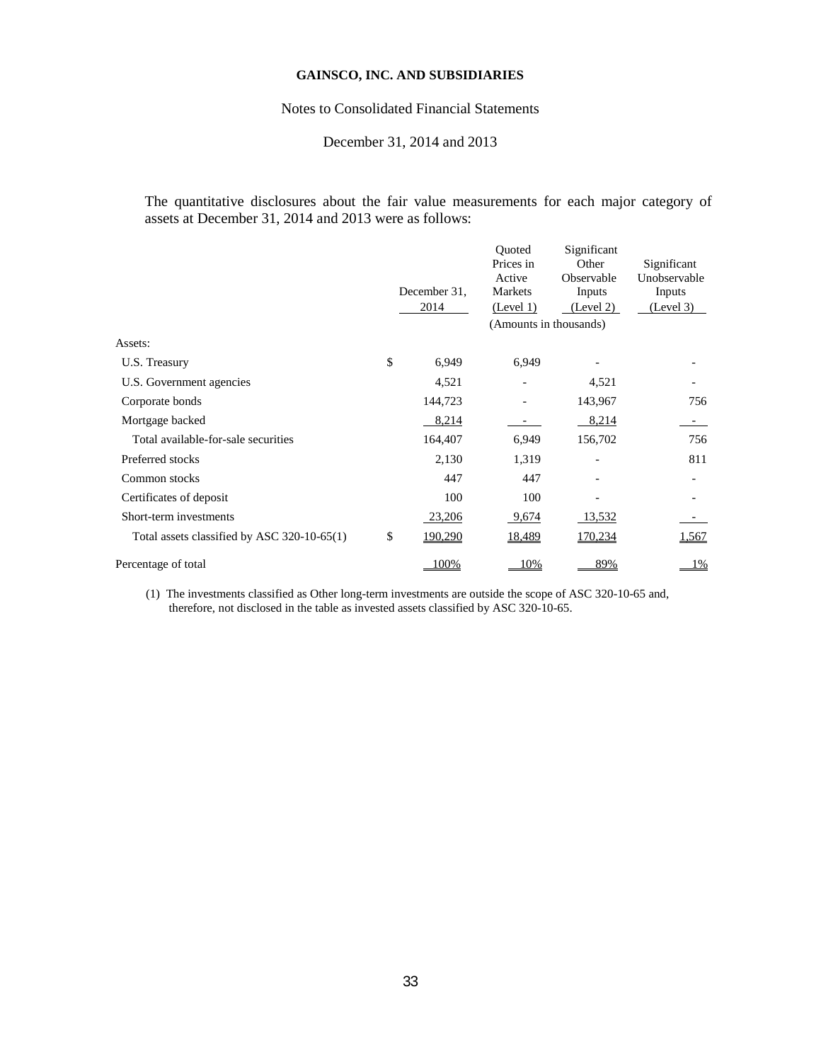**GAINSCO, INC. AND SUBSIDIARIES**

Notes to Consolidated Financial Statements

December 31, 2014 and 2013

The quantitative disclosures about the fair value measurements for each major category of assets at December 31, 2014 and 2013 were as follows:

| | December 31, 2014 | Quoted Prices in Active Markets (Level 1) | Significant Other Observable Inputs (Level 2) | Significant Unobservable Inputs (Level 3) |
|---|---|---|---|---|
| | | (Amounts in thousands) | | |
| Assets: | | | | |
| U.S. Treasury | $ 6,949 | 6,949 | - | - |
| U.S. Government agencies | 4,521 | - | 4,521 | - |
| Corporate bonds | 144,723 | - | 143,967 | 756 |
| Mortgage backed | 8,214 | - | 8,214 | - |
| Total available-for-sale securities | 164,407 | 6,949 | 156,702 | 756 |
| Preferred stocks | 2,130 | 1,319 | - | 811 |
| Common stocks | 447 | 447 | - | - |
| Certificates of deposit | 100 | 100 | - | - |
| Short-term investments | 23,206 | 9,674 | 13,532 | - |
| Total assets classified by ASC 320-10-65(1) | $ 190,290 | 18,489 | 170,234 | 1,567 |
| Percentage of total | 100% | 10% | 89% | 1% |

(1) The investments classified as Other long-term investments are outside the scope of ASC 320-10-65 and, therefore, not disclosed in the table as invested assets classified by ASC 320-10-65.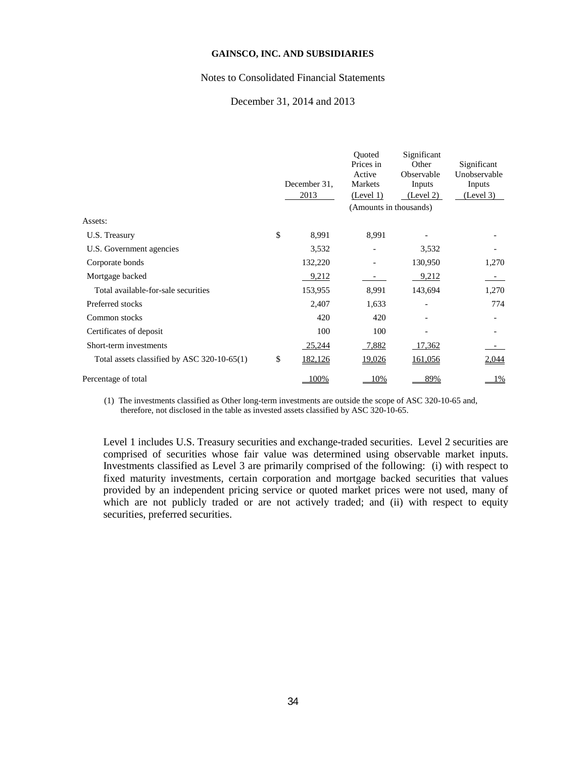| | December 31, 2013 | Quoted Prices in Active Markets (Level 1) | Significant Other Observable Inputs (Level 2) | Significant Unobservable Inputs (Level 3) |
|---|---|---|---|---|
| | | (Amounts in thousands) | | |
| Assets: | | | | |
| U.S. Treasury | $ 8,991 | 8,991 | - | - |
| U.S. Government agencies | 3,532 | - | 3,532 | - |
| Corporate bonds | 132,220 | - | 130,950 | 1,270 |
| Mortgage backed | 9,212 | - | 9,212 | - |
| Total available-for-sale securities | 153,955 | 8,991 | 143,694 | 1,270 |
| Preferred stocks | 2,407 | 1,633 | - | 774 |
| Common stocks | 420 | 420 | - | - |
| Certificates of deposit | 100 | 100 | - | - |
| Short-term investments | 25,244 | 7,882 | 17,362 | - |
| Total assets classified by ASC 320-10-65(1) | $ 182,126 | 19,026 | 161,056 | 2,044 |
| Percentage of total | 100% | 10% | 89% | 1% |

(1) The investments classified as Other long-term investments are outside the scope of ASC 320-10-65 and, therefore, not disclosed in the table as invested assets classified by ASC 320-10-65.

Level 1 includes U.S. Treasury securities and exchange-traded securities. Level 2 securities are comprised of securities whose fair value was determined using observable market inputs. Investments classified as Level 3 are primarily comprised of the following: (i) with respect to fixed maturity investments, certain corporation and mortgage backed securities that values provided by an independent pricing service or quoted market prices were not used, many of which are not publicly traded or are not actively traded; and (ii) with respect to equity securities, preferred securities.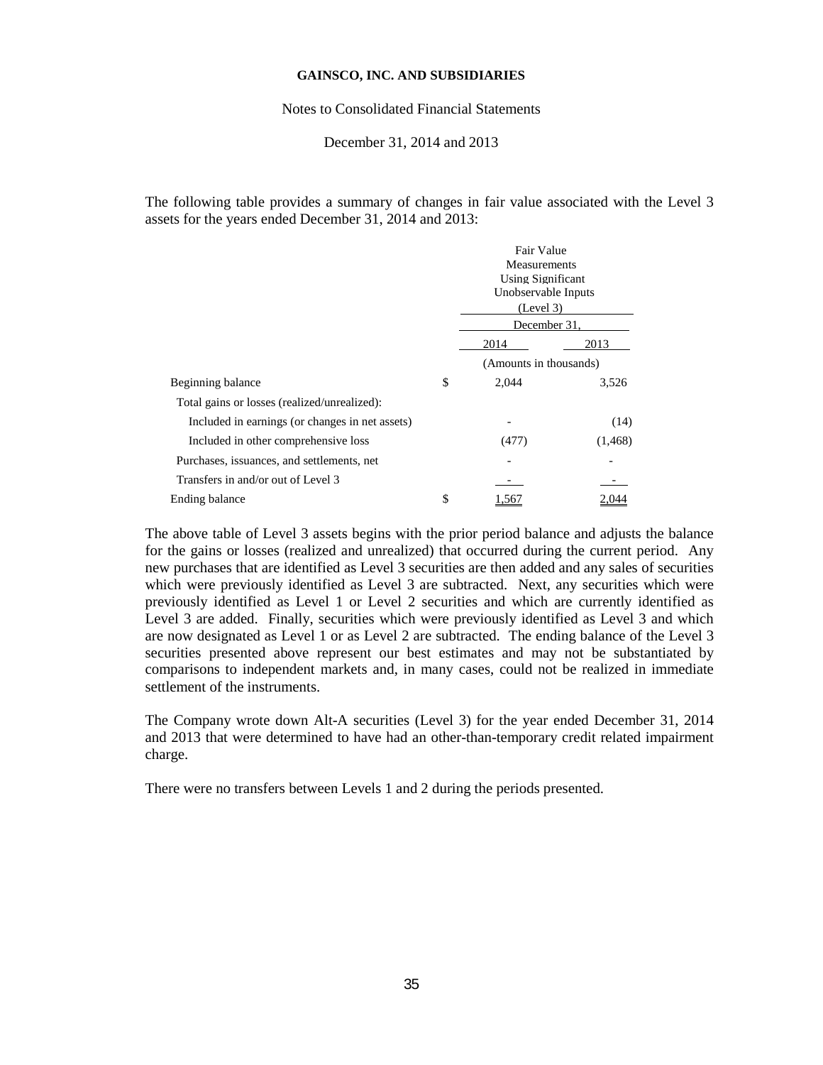**GAINSCO, INC. AND SUBSIDIARIES**

Notes to Consolidated Financial Statements

December 31, 2014 and 2013

The following table provides a summary of changes in fair value associated with the Level 3 assets for the years ended December 31, 2014 and 2013:

| | Fair Value Measurements Using Significant Unobservable Inputs (Level 3) | |
|---|---|---|
| | December 31, | |
| | 2014 | 2013 |
| | (Amounts in thousands) | |
| Beginning balance | $ 2,044 | 3,526 |
| Total gains or losses (realized/unrealized): | | |
| Included in earnings (or changes in net assets) | - | (14) |
| Included in other comprehensive loss | (477) | (1,468) |
| Purchases, issuances, and settlements, net | - | - |
| Transfers in and/or out of Level 3 | - | - |
| Ending balance | $ 1,567 | 2,044 |

The above table of Level 3 assets begins with the prior period balance and adjusts the balance for the gains or losses (realized and unrealized) that occurred during the current period. Any new purchases that are identified as Level 3 securities are then added and any sales of securities which were previously identified as Level 3 are subtracted. Next, any securities which were previously identified as Level 1 or Level 2 securities and which are currently identified as Level 3 are added. Finally, securities which were previously identified as Level 3 and which are now designated as Level 1 or as Level 2 are subtracted. The ending balance of the Level 3 securities presented above represent our best estimates and may not be substantiated by comparisons to independent markets and, in many cases, could not be realized in immediate settlement of the instruments.

The Company wrote down Alt-A securities (Level 3) for the year ended December 31, 2014 and 2013 that were determined to have had an other-than-temporary credit related impairment charge.

There were no transfers between Levels 1 and 2 during the periods presented.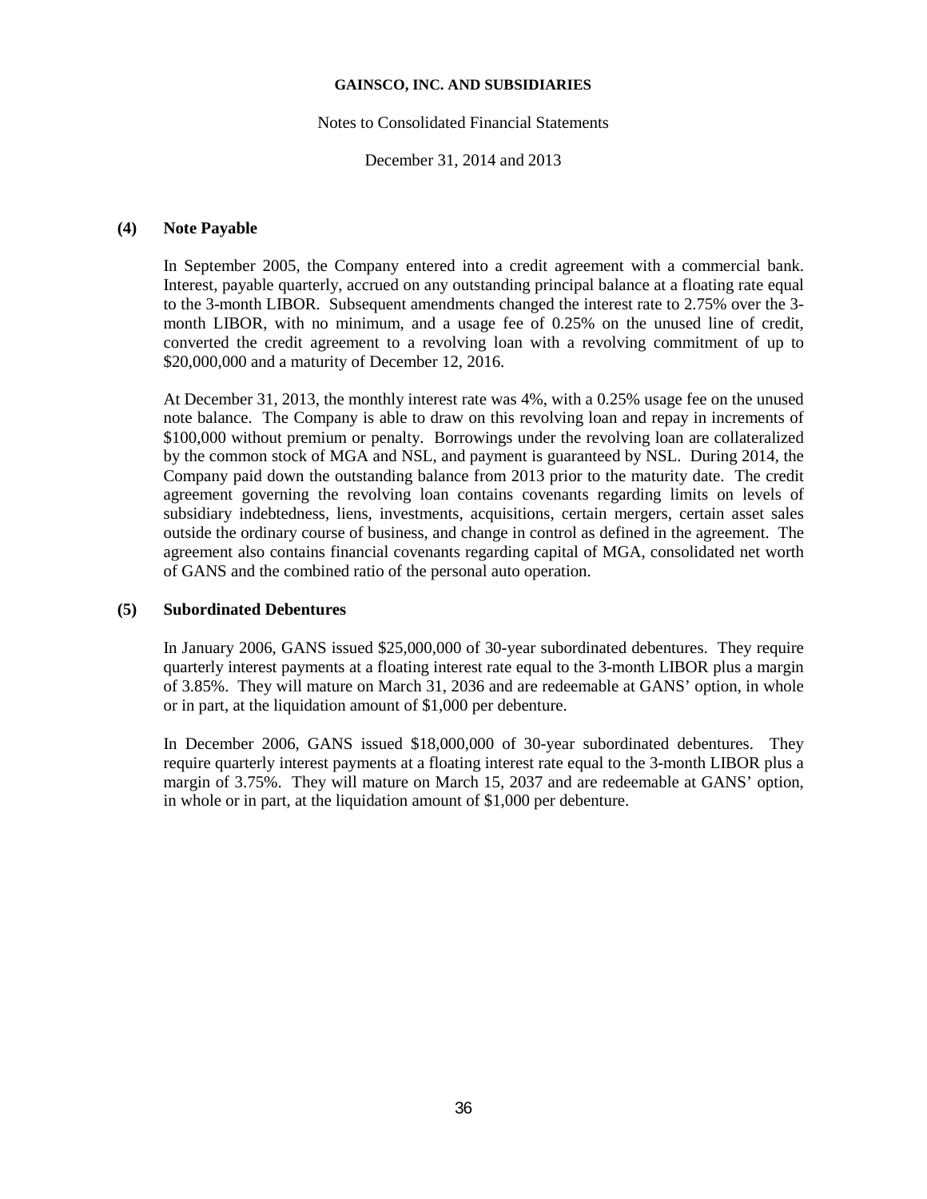## (4) Note Payable

In September 2005, the Company entered into a credit agreement with a commercial bank. Interest, payable quarterly, accrued on any outstanding principal balance at a floating rate equal to the 3-month LIBOR. Subsequent amendments changed the interest rate to 2.75% over the 3-month LIBOR, with no minimum, and a usage fee of 0.25% on the unused line of credit, converted the credit agreement to a revolving loan with a revolving commitment of up to $20,000,000 and a maturity of December 12, 2016.

At December 31, 2013, the monthly interest rate was 4%, with a 0.25% usage fee on the unused note balance. The Company is able to draw on this revolving loan and repay in increments of $100,000 without premium or penalty. Borrowings under the revolving loan are collateralized by the common stock of MGA and NSL, and payment is guaranteed by NSL. During 2014, the Company paid down the outstanding balance from 2013 prior to the maturity date. The credit agreement governing the revolving loan contains covenants regarding limits on levels of subsidiary indebtedness, liens, investments, acquisitions, certain mergers, certain asset sales outside the ordinary course of business, and change in control as defined in the agreement. The agreement also contains financial covenants regarding capital of MGA, consolidated net worth of GANS and the combined ratio of the personal auto operation.

## (5) Subordinated Debentures

In January 2006, GANS issued $25,000,000 of 30-year subordinated debentures. They require quarterly interest payments at a floating interest rate equal to the 3-month LIBOR plus a margin of 3.85%. They will mature on March 31, 2036 and are redeemable at GANS' option, in whole or in part, at the liquidation amount of $1,000 per debenture.

In December 2006, GANS issued $18,000,000 of 30-year subordinated debentures. They require quarterly interest payments at a floating interest rate equal to the 3-month LIBOR plus a margin of 3.75%. They will mature on March 15, 2037 and are redeemable at GANS' option, in whole or in part, at the liquidation amount of $1,000 per debenture.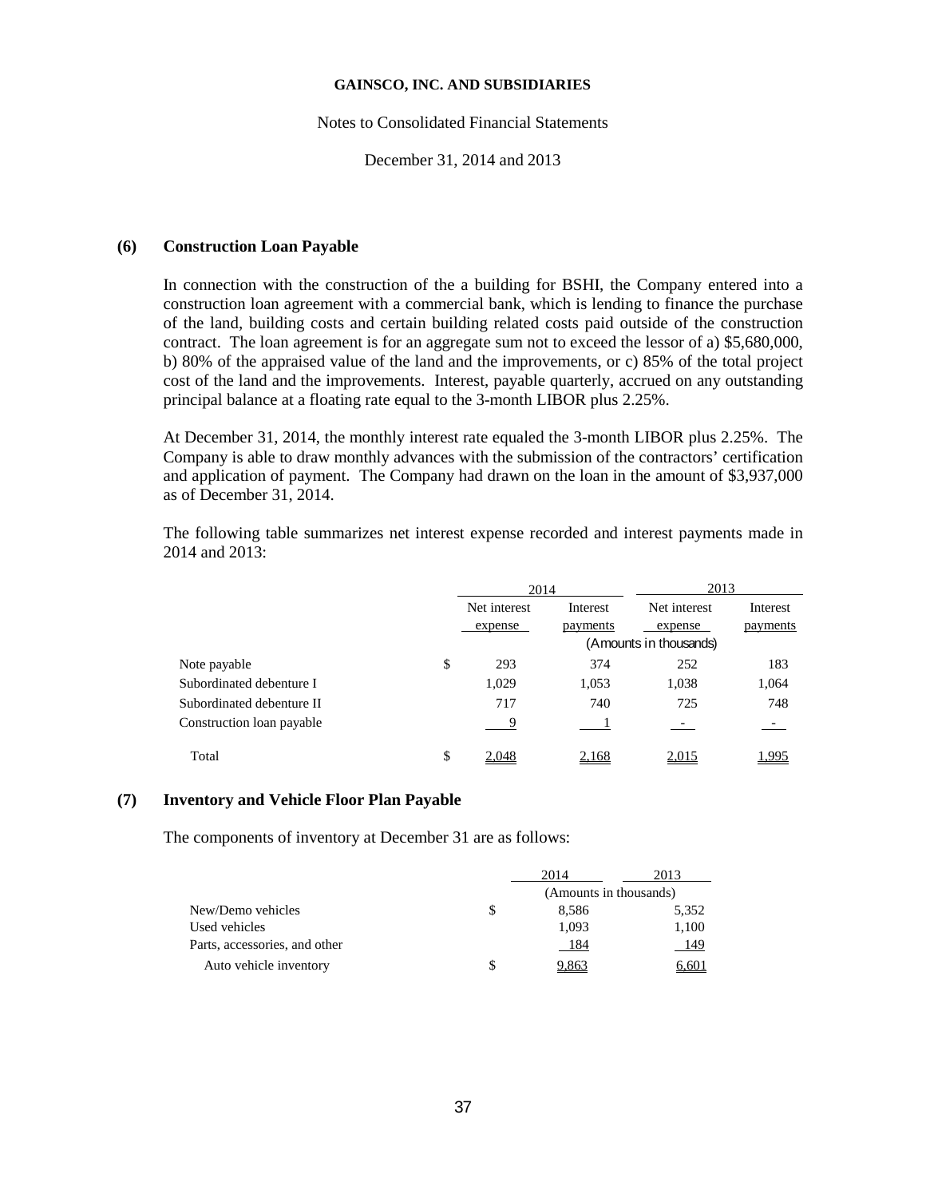GAINSCO, INC. AND SUBSIDIARIES

Notes to Consolidated Financial Statements

December 31, 2014 and 2013

## (6) Construction Loan Payable

In connection with the construction of the a building for BSHI, the Company entered into a construction loan agreement with a commercial bank, which is lending to finance the purchase of the land, building costs and certain building related costs paid outside of the construction contract. The loan agreement is for an aggregate sum not to exceed the lessor of a) $5,680,000, b) 80% of the appraised value of the land and the improvements, or c) 85% of the total project cost of the land and the improvements. Interest, payable quarterly, accrued on any outstanding principal balance at a floating rate equal to the 3-month LIBOR plus 2.25%.

At December 31, 2014, the monthly interest rate equaled the 3-month LIBOR plus 2.25%. The Company is able to draw monthly advances with the submission of the contractors' certification and application of payment. The Company had drawn on the loan in the amount of $3,937,000 as of December 31, 2014.

The following table summarizes net interest expense recorded and interest payments made in 2014 and 2013:

| | | 2014 | | 2013 | |
|---|---|---|---|---|---|
| | | Net interest expense | Interest payments | Net interest expense | Interest payments |
| | | (Amounts in thousands) | | | |
| Note payable | $ | 293 | 374 | 252 | 183 |
| Subordinated debenture I | | 1,029 | 1,053 | 1,038 | 1,064 |
| Subordinated debenture II | | 717 | 740 | 725 | 748 |
| Construction loan payable | | 9 | 1 | - | - |
| Total | $ | 2,048 | 2,168 | 2,015 | 1,995 |

## (7) Inventory and Vehicle Floor Plan Payable

The components of inventory at December 31 are as follows:

| | | 2014 | 2013 |
|---|---|---|---|
| | | (Amounts in thousands) | |
| New/Demo vehicles | $ | 8,586 | 5,352 |
| Used vehicles | | 1,093 | 1,100 |
| Parts, accessories, and other | | 184 | 149 |
| Auto vehicle inventory | $ | 9,863 | 6,601 |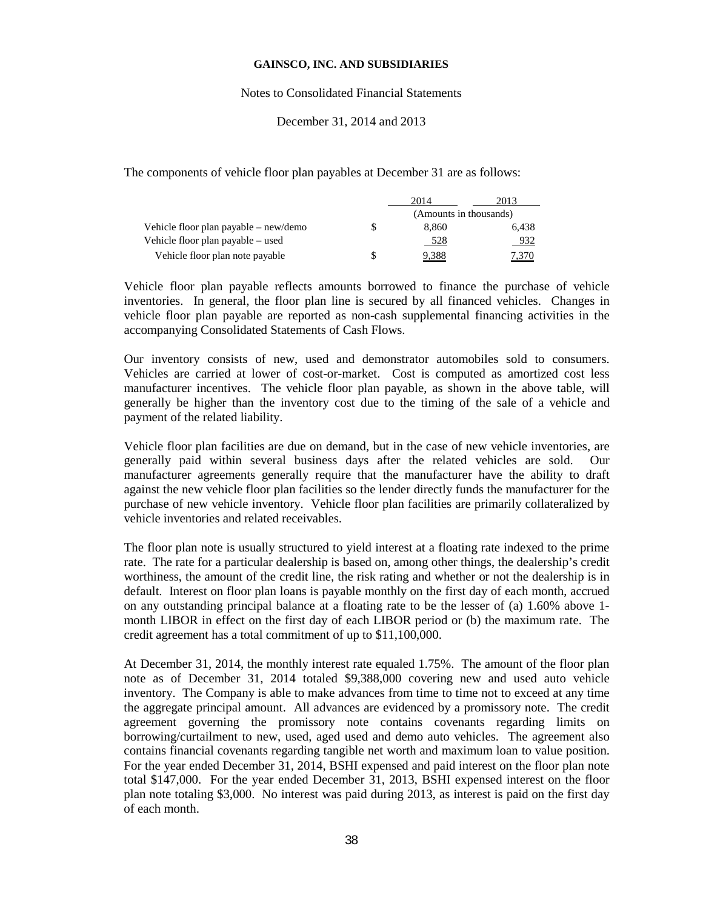The components of vehicle floor plan payables at December 31 are as follows:

| | | 2014 | 2013 |
|---|---|---|---|
| | | (Amounts in thousands) | |
| Vehicle floor plan payable – new/demo | $ | 8,860 | 6,438 |
| Vehicle floor plan payable – used | | 528 | 932 |
| Vehicle floor plan note payable | $ | 9,388 | 7,370 |

Vehicle floor plan payable reflects amounts borrowed to finance the purchase of vehicle inventories. In general, the floor plan line is secured by all financed vehicles. Changes in vehicle floor plan payable are reported as non-cash supplemental financing activities in the accompanying Consolidated Statements of Cash Flows.

Our inventory consists of new, used and demonstrator automobiles sold to consumers. Vehicles are carried at lower of cost-or-market. Cost is computed as amortized cost less manufacturer incentives. The vehicle floor plan payable, as shown in the above table, will generally be higher than the inventory cost due to the timing of the sale of a vehicle and payment of the related liability.

Vehicle floor plan facilities are due on demand, but in the case of new vehicle inventories, are generally paid within several business days after the related vehicles are sold. Our manufacturer agreements generally require that the manufacturer have the ability to draft against the new vehicle floor plan facilities so the lender directly funds the manufacturer for the purchase of new vehicle inventory. Vehicle floor plan facilities are primarily collateralized by vehicle inventories and related receivables.

The floor plan note is usually structured to yield interest at a floating rate indexed to the prime rate. The rate for a particular dealership is based on, among other things, the dealership's credit worthiness, the amount of the credit line, the risk rating and whether or not the dealership is in default. Interest on floor plan loans is payable monthly on the first day of each month, accrued on any outstanding principal balance at a floating rate to be the lesser of (a) 1.60% above 1-month LIBOR in effect on the first day of each LIBOR period or (b) the maximum rate. The credit agreement has a total commitment of up to $11,100,000.

At December 31, 2014, the monthly interest rate equaled 1.75%. The amount of the floor plan note as of December 31, 2014 totaled $9,388,000 covering new and used auto vehicle inventory. The Company is able to make advances from time to time not to exceed at any time the aggregate principal amount. All advances are evidenced by a promissory note. The credit agreement governing the promissory note contains covenants regarding limits on borrowing/curtailment to new, used, aged used and demo auto vehicles. The agreement also contains financial covenants regarding tangible net worth and maximum loan to value position. For the year ended December 31, 2014, BSHI expensed and paid interest on the floor plan note total $147,000. For the year ended December 31, 2013, BSHI expensed interest on the floor plan note totaling $3,000. No interest was paid during 2013, as interest is paid on the first day of each month.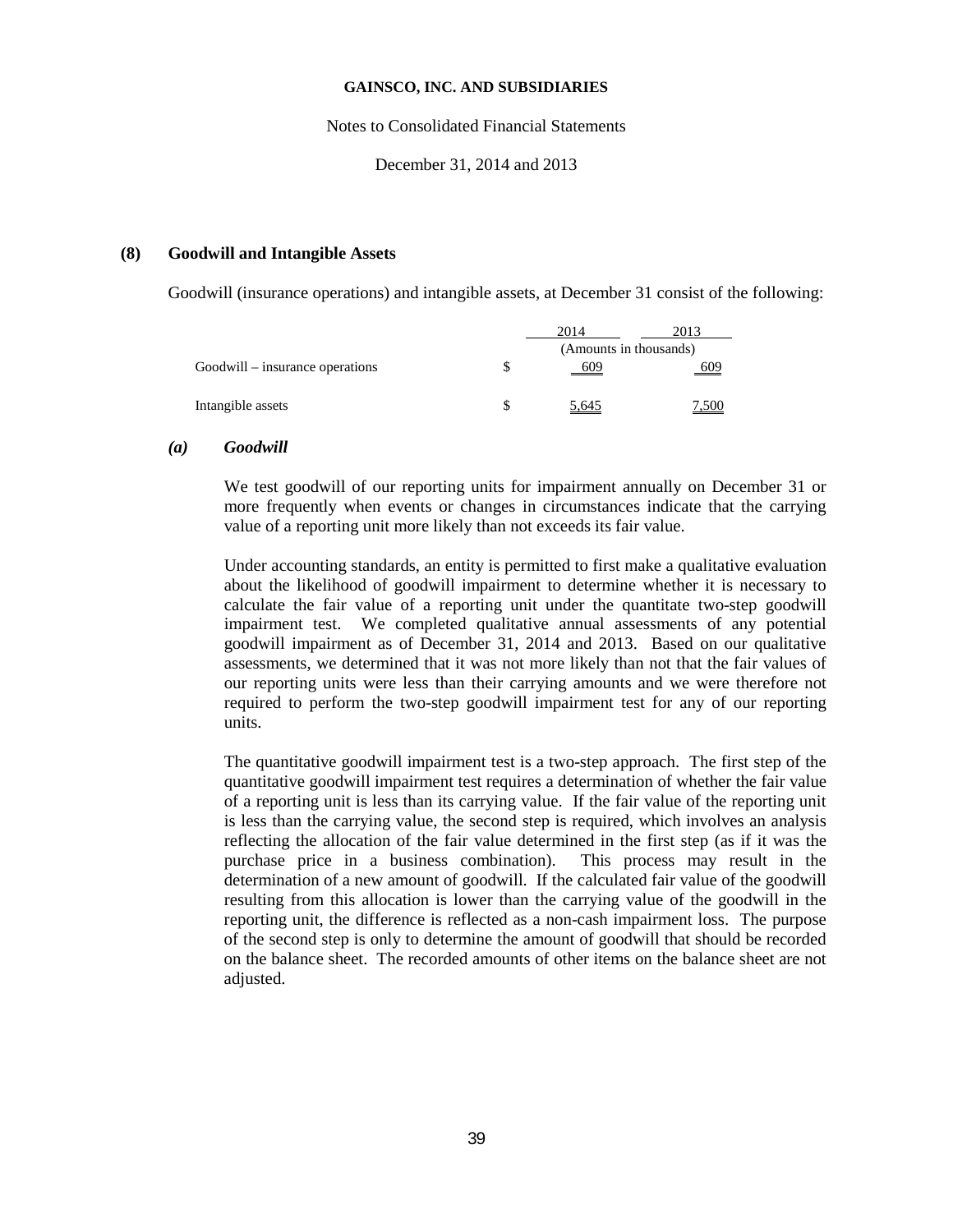GAINSCO, INC. AND SUBSIDIARIES

Notes to Consolidated Financial Statements

December 31, 2014 and 2013

## (8) Goodwill and Intangible Assets

Goodwill (insurance operations) and intangible assets, at December 31 consist of the following:

| | | 2014 | 2013 |
|---|---|---|---|
| | | (Amounts in thousands) | |
| Goodwill – insurance operations | $ | 609 | 609 |
| Intangible assets | $ | 5,645 | 7,500 |

### *(a) Goodwill*

We test goodwill of our reporting units for impairment annually on December 31 or more frequently when events or changes in circumstances indicate that the carrying value of a reporting unit more likely than not exceeds its fair value.

Under accounting standards, an entity is permitted to first make a qualitative evaluation about the likelihood of goodwill impairment to determine whether it is necessary to calculate the fair value of a reporting unit under the quantitate two-step goodwill impairment test. We completed qualitative annual assessments of any potential goodwill impairment as of December 31, 2014 and 2013. Based on our qualitative assessments, we determined that it was not more likely than not that the fair values of our reporting units were less than their carrying amounts and we were therefore not required to perform the two-step goodwill impairment test for any of our reporting units.

The quantitative goodwill impairment test is a two-step approach. The first step of the quantitative goodwill impairment test requires a determination of whether the fair value of a reporting unit is less than its carrying value. If the fair value of the reporting unit is less than the carrying value, the second step is required, which involves an analysis reflecting the allocation of the fair value determined in the first step (as if it was the purchase price in a business combination). This process may result in the determination of a new amount of goodwill. If the calculated fair value of the goodwill resulting from this allocation is lower than the carrying value of the goodwill in the reporting unit, the difference is reflected as a non-cash impairment loss. The purpose of the second step is only to determine the amount of goodwill that should be recorded on the balance sheet. The recorded amounts of other items on the balance sheet are not adjusted.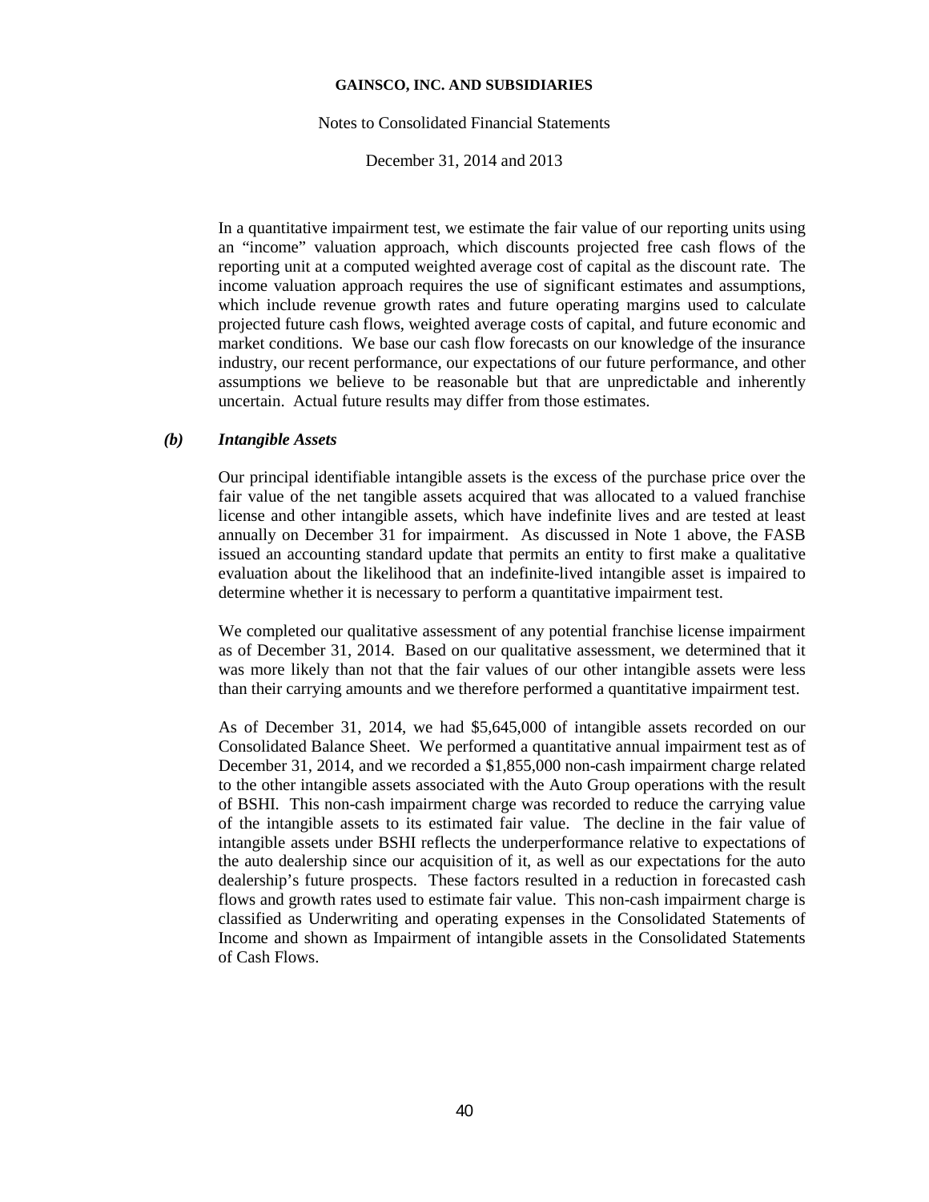In a quantitative impairment test, we estimate the fair value of our reporting units using an "income" valuation approach, which discounts projected free cash flows of the reporting unit at a computed weighted average cost of capital as the discount rate. The income valuation approach requires the use of significant estimates and assumptions, which include revenue growth rates and future operating margins used to calculate projected future cash flows, weighted average costs of capital, and future economic and market conditions. We base our cash flow forecasts on our knowledge of the insurance industry, our recent performance, our expectations of our future performance, and other assumptions we believe to be reasonable but that are unpredictable and inherently uncertain. Actual future results may differ from those estimates.

### *(b) Intangible Assets*

Our principal identifiable intangible assets is the excess of the purchase price over the fair value of the net tangible assets acquired that was allocated to a valued franchise license and other intangible assets, which have indefinite lives and are tested at least annually on December 31 for impairment. As discussed in Note 1 above, the FASB issued an accounting standard update that permits an entity to first make a qualitative evaluation about the likelihood that an indefinite-lived intangible asset is impaired to determine whether it is necessary to perform a quantitative impairment test.

We completed our qualitative assessment of any potential franchise license impairment as of December 31, 2014. Based on our qualitative assessment, we determined that it was more likely than not that the fair values of our other intangible assets were less than their carrying amounts and we therefore performed a quantitative impairment test.

As of December 31, 2014, we had $5,645,000 of intangible assets recorded on our Consolidated Balance Sheet. We performed a quantitative annual impairment test as of December 31, 2014, and we recorded a $1,855,000 non-cash impairment charge related to the other intangible assets associated with the Auto Group operations with the result of BSHI. This non-cash impairment charge was recorded to reduce the carrying value of the intangible assets to its estimated fair value. The decline in the fair value of intangible assets under BSHI reflects the underperformance relative to expectations of the auto dealership since our acquisition of it, as well as our expectations for the auto dealership's future prospects. These factors resulted in a reduction in forecasted cash flows and growth rates used to estimate fair value. This non-cash impairment charge is classified as Underwriting and operating expenses in the Consolidated Statements of Income and shown as Impairment of intangible assets in the Consolidated Statements of Cash Flows.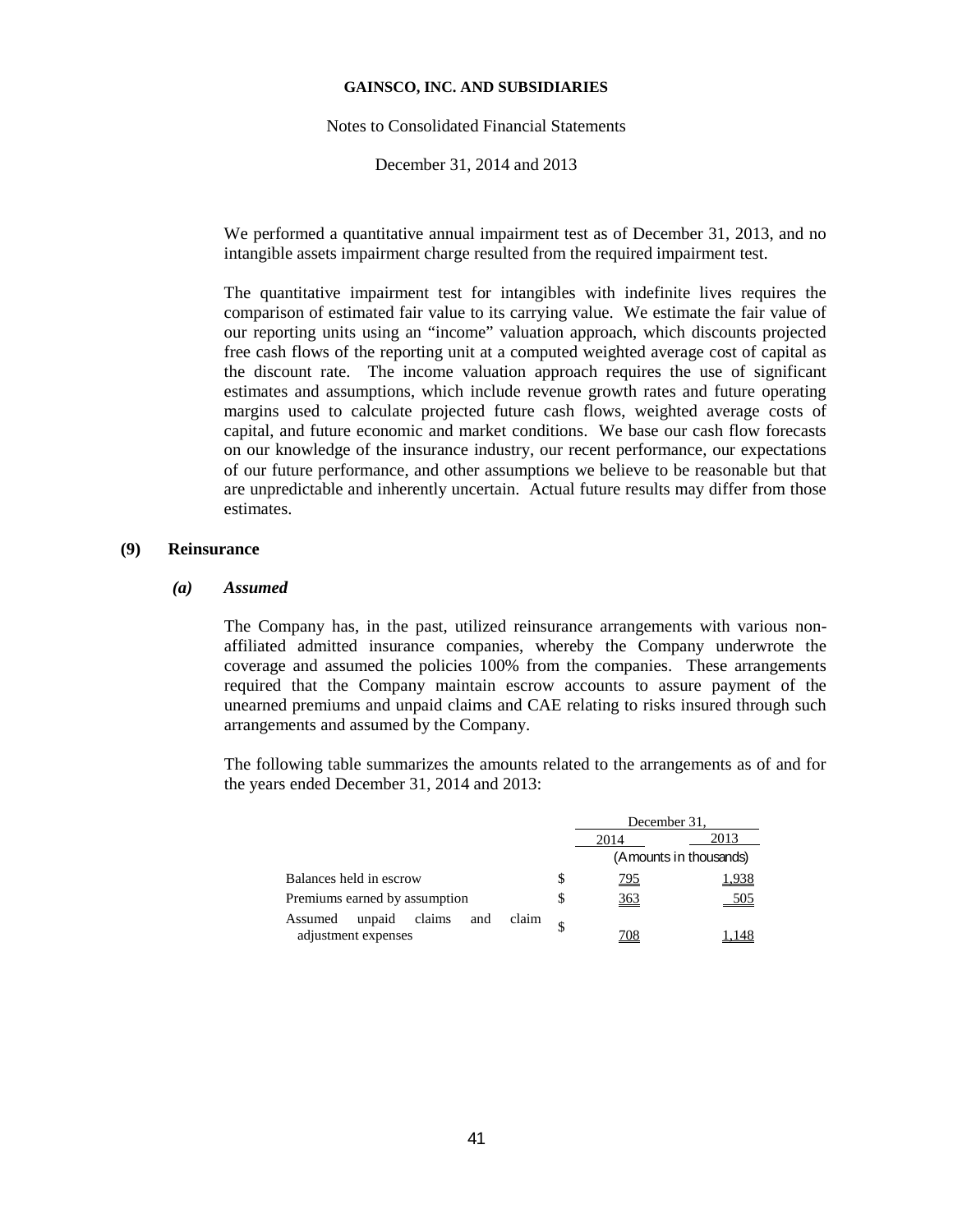We performed a quantitative annual impairment test as of December 31, 2013, and no intangible assets impairment charge resulted from the required impairment test.

The quantitative impairment test for intangibles with indefinite lives requires the comparison of estimated fair value to its carrying value. We estimate the fair value of our reporting units using an "income" valuation approach, which discounts projected free cash flows of the reporting unit at a computed weighted average cost of capital as the discount rate. The income valuation approach requires the use of significant estimates and assumptions, which include revenue growth rates and future operating margins used to calculate projected future cash flows, weighted average costs of capital, and future economic and market conditions. We base our cash flow forecasts on our knowledge of the insurance industry, our recent performance, our expectations of our future performance, and other assumptions we believe to be reasonable but that are unpredictable and inherently uncertain. Actual future results may differ from those estimates.

## (9) Reinsurance

### *(a) Assumed*

The Company has, in the past, utilized reinsurance arrangements with various non-affiliated admitted insurance companies, whereby the Company underwrote the coverage and assumed the policies 100% from the companies. These arrangements required that the Company maintain escrow accounts to assure payment of the unearned premiums and unpaid claims and CAE relating to risks insured through such arrangements and assumed by the Company.

The following table summarizes the amounts related to the arrangements as of and for the years ended December 31, 2014 and 2013:

| | | December 31, | |
|---|---|---|---|
| | | 2014 | 2013 |
| | | (Amounts in thousands) | |
| Balances held in escrow | $ | 795 | 1,938 |
| Premiums earned by assumption | $ | 363 | 505 |
| Assumed unpaid claims and claim adjustment expenses | $ | 708 | 1,148 |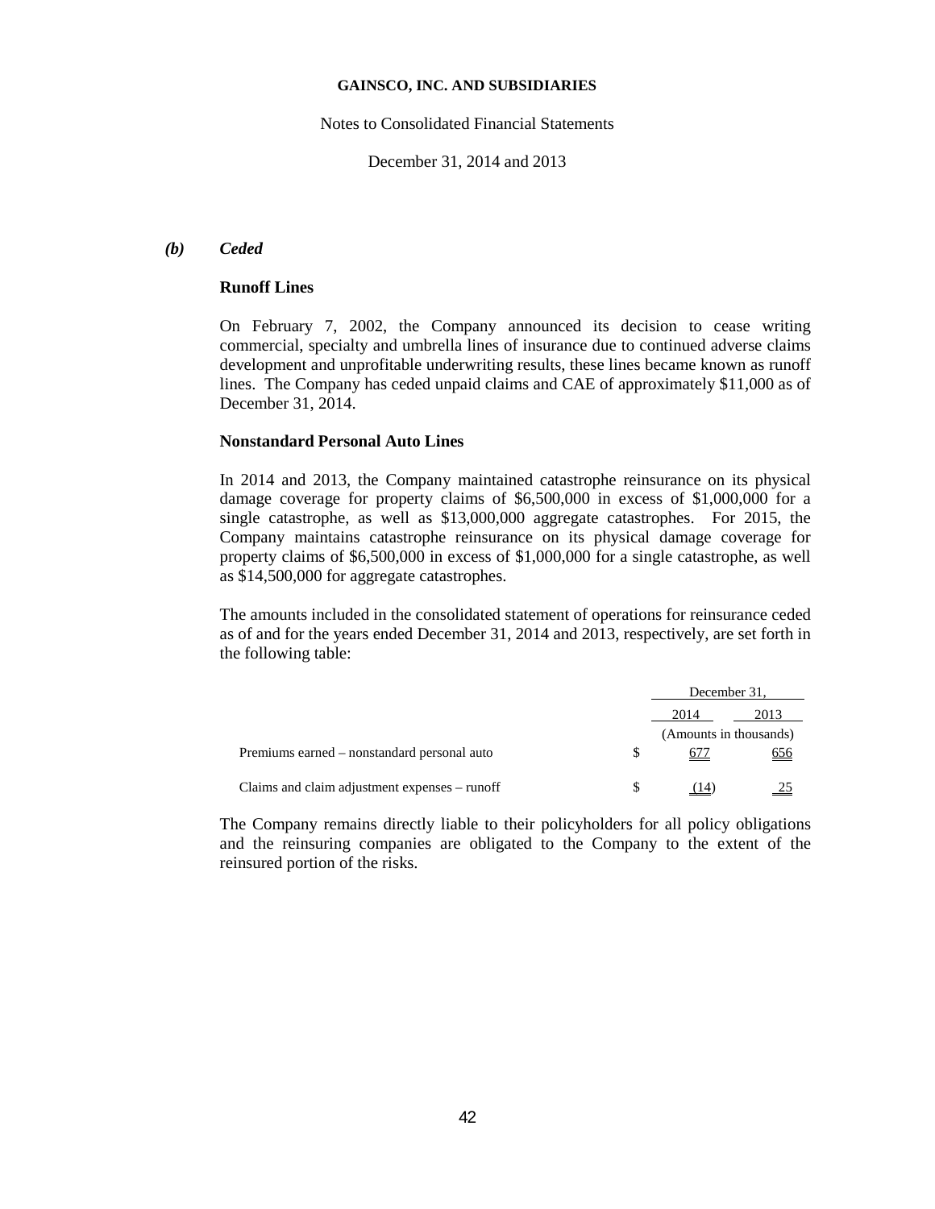***(b) Ceded***

**Runoff Lines**

On February 7, 2002, the Company announced its decision to cease writing commercial, specialty and umbrella lines of insurance due to continued adverse claims development and unprofitable underwriting results, these lines became known as runoff lines. The Company has ceded unpaid claims and CAE of approximately $11,000 as of December 31, 2014.

**Nonstandard Personal Auto Lines**

In 2014 and 2013, the Company maintained catastrophe reinsurance on its physical damage coverage for property claims of $6,500,000 in excess of $1,000,000 for a single catastrophe, as well as $13,000,000 aggregate catastrophes. For 2015, the Company maintains catastrophe reinsurance on its physical damage coverage for property claims of $6,500,000 in excess of $1,000,000 for a single catastrophe, as well as $14,500,000 for aggregate catastrophes.

The amounts included in the consolidated statement of operations for reinsurance ceded as of and for the years ended December 31, 2014 and 2013, respectively, are set forth in the following table:

| | | December 31, | |
|---|---|---|---|
| | | 2014 | 2013 |
| | | (Amounts in thousands) | |
| Premiums earned – nonstandard personal auto | $ | 677 | 656 |
| Claims and claim adjustment expenses – runoff | $ | (14) | 25 |

The Company remains directly liable to their policyholders for all policy obligations and the reinsuring companies are obligated to the Company to the extent of the reinsured portion of the risks.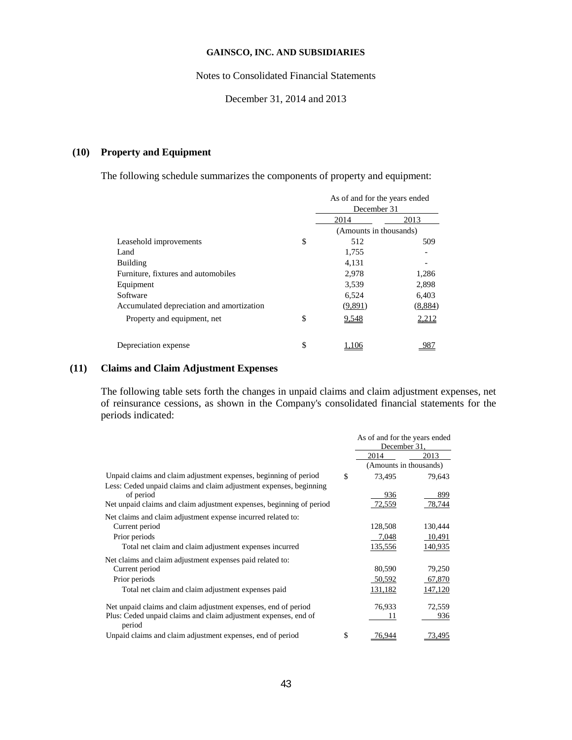GAINSCO, INC. AND SUBSIDIARIES

Notes to Consolidated Financial Statements

December 31, 2014 and 2013

## (10) Property and Equipment

The following schedule summarizes the components of property and equipment:

| | | As of and for the years ended December 31 | |
|---|---|---|---|
| | | 2014 | 2013 |
| | | (Amounts in thousands) | |
| Leasehold improvements | $ | 512 | 509 |
| Land | | 1,755 | - |
| Building | | 4,131 | - |
| Furniture, fixtures and automobiles | | 2,978 | 1,286 |
| Equipment | | 3,539 | 2,898 |
| Software | | 6,524 | 6,403 |
| Accumulated depreciation and amortization | | (9,891) | (8,884) |
| Property and equipment, net | $ | 9,548 | 2,212 |
| | | | |
| Depreciation expense | $ | 1,106 | 987 |

## (11) Claims and Claim Adjustment Expenses

The following table sets forth the changes in unpaid claims and claim adjustment expenses, net of reinsurance cessions, as shown in the Company's consolidated financial statements for the periods indicated:

| | | As of and for the years ended December 31, | |
|---|---|---|---|
| | | 2014 | 2013 |
| | | (Amounts in thousands) | |
| Unpaid claims and claim adjustment expenses, beginning of period | $ | 73,495 | 79,643 |
| Less: Ceded unpaid claims and claim adjustment expenses, beginning of period | | 936 | 899 |
| Net unpaid claims and claim adjustment expenses, beginning of period | | 72,559 | 78,744 |
| Net claims and claim adjustment expense incurred related to: | | | |
| Current period | | 128,508 | 130,444 |
| Prior periods | | 7,048 | 10,491 |
| Total net claim and claim adjustment expenses incurred | | 135,556 | 140,935 |
| Net claims and claim adjustment expenses paid related to: | | | |
| Current period | | 80,590 | 79,250 |
| Prior periods | | 50,592 | 67,870 |
| Total net claim and claim adjustment expenses paid | | 131,182 | 147,120 |
| Net unpaid claims and claim adjustment expenses, end of period | | 76,933 | 72,559 |
| Plus: Ceded unpaid claims and claim adjustment expenses, end of period | | 11 | 936 |
| Unpaid claims and claim adjustment expenses, end of period | $ | 76,944 | 73,495 |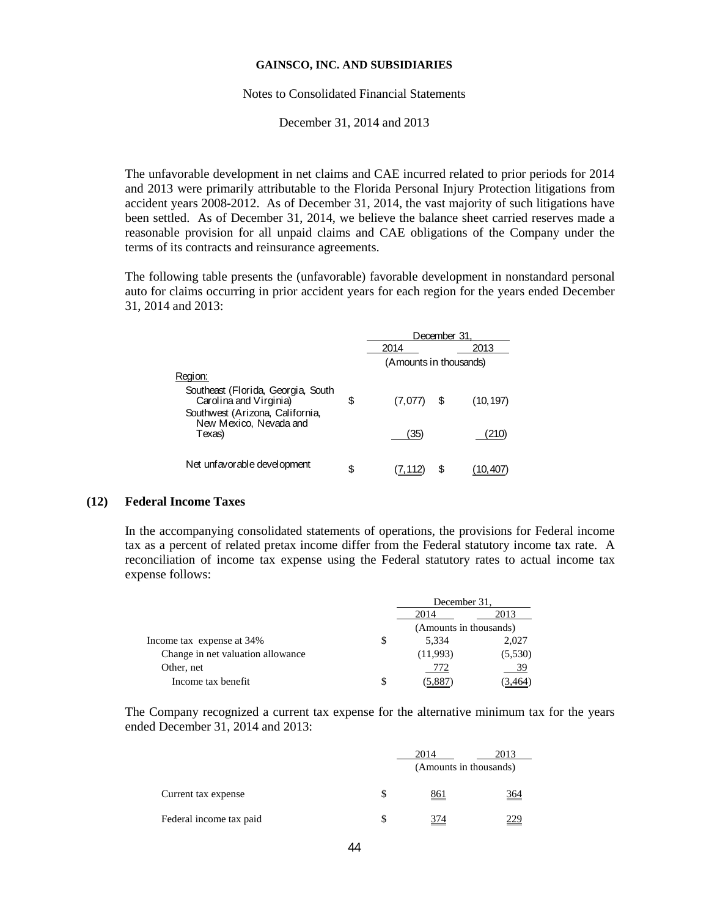The unfavorable development in net claims and CAE incurred related to prior periods for 2014 and 2013 were primarily attributable to the Florida Personal Injury Protection litigations from accident years 2008-2012. As of December 31, 2014, the vast majority of such litigations have been settled. As of December 31, 2014, we believe the balance sheet carried reserves made a reasonable provision for all unpaid claims and CAE obligations of the Company under the terms of its contracts and reinsurance agreements.

The following table presents the (unfavorable) favorable development in nonstandard personal auto for claims occurring in prior accident years for each region for the years ended December 31, 2014 and 2013:

| | December 31, | | | |
|---|---|---|---|---|
| | | 2014 | | 2013 |
| | (Amounts in thousands) | | | |
| Region: | | | | |
| Southeast (Florida, Georgia, South Carolina and Virginia) | $ | (7,077) | $ | (10,197) |
| Southwest (Arizona, California, New Mexico, Nevada and Texas) | | (35) | | (210) |
| Net unfavorable development | $ | (7,112) | $ | (10,407) |

## (12) Federal Income Taxes

In the accompanying consolidated statements of operations, the provisions for Federal income tax as a percent of related pretax income differ from the Federal statutory income tax rate. A reconciliation of income tax expense using the Federal statutory rates to actual income tax expense follows:

| | December 31, | | |
|---|---|---|---|
| | | 2014 | 2013 |
| | (Amounts in thousands) | | |
| Income tax expense at 34% | $ | 5,334 | 2,027 |
| Change in net valuation allowance | | (11,993) | (5,530) |
| Other, net | | 772 | 39 |
| Income tax benefit | $ | (5,887) | (3,464) |

The Company recognized a current tax expense for the alternative minimum tax for the years ended December 31, 2014 and 2013:

| | | 2014 | 2013 |
|---|---|---|---|
| | (Amounts in thousands) | | |
| Current tax expense | $ | 861 | 364 |
| Federal income tax paid | $ | 374 | 229 |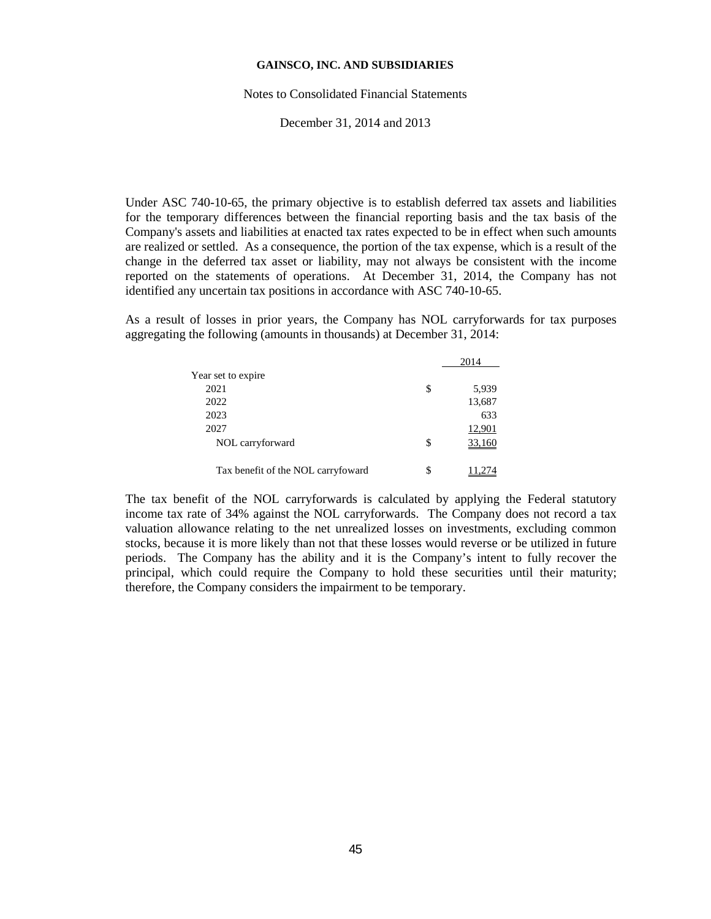Under ASC 740-10-65, the primary objective is to establish deferred tax assets and liabilities for the temporary differences between the financial reporting basis and the tax basis of the Company's assets and liabilities at enacted tax rates expected to be in effect when such amounts are realized or settled. As a consequence, the portion of the tax expense, which is a result of the change in the deferred tax asset or liability, may not always be consistent with the income reported on the statements of operations. At December 31, 2014, the Company has not identified any uncertain tax positions in accordance with ASC 740-10-65.

As a result of losses in prior years, the Company has NOL carryforwards for tax purposes aggregating the following (amounts in thousands) at December 31, 2014:

| | | 2014 |
|---|---|---|
| Year set to expire | | |
| 2021 | $ | 5,939 |
| 2022 | | 13,687 |
| 2023 | | 633 |
| 2027 | | 12,901 |
| NOL carryforward | $ | 33,160 |
| Tax benefit of the NOL carryfoward | $ | 11,274 |

The tax benefit of the NOL carryforwards is calculated by applying the Federal statutory income tax rate of 34% against the NOL carryforwards. The Company does not record a tax valuation allowance relating to the net unrealized losses on investments, excluding common stocks, because it is more likely than not that these losses would reverse or be utilized in future periods. The Company has the ability and it is the Company's intent to fully recover the principal, which could require the Company to hold these securities until their maturity; therefore, the Company considers the impairment to be temporary.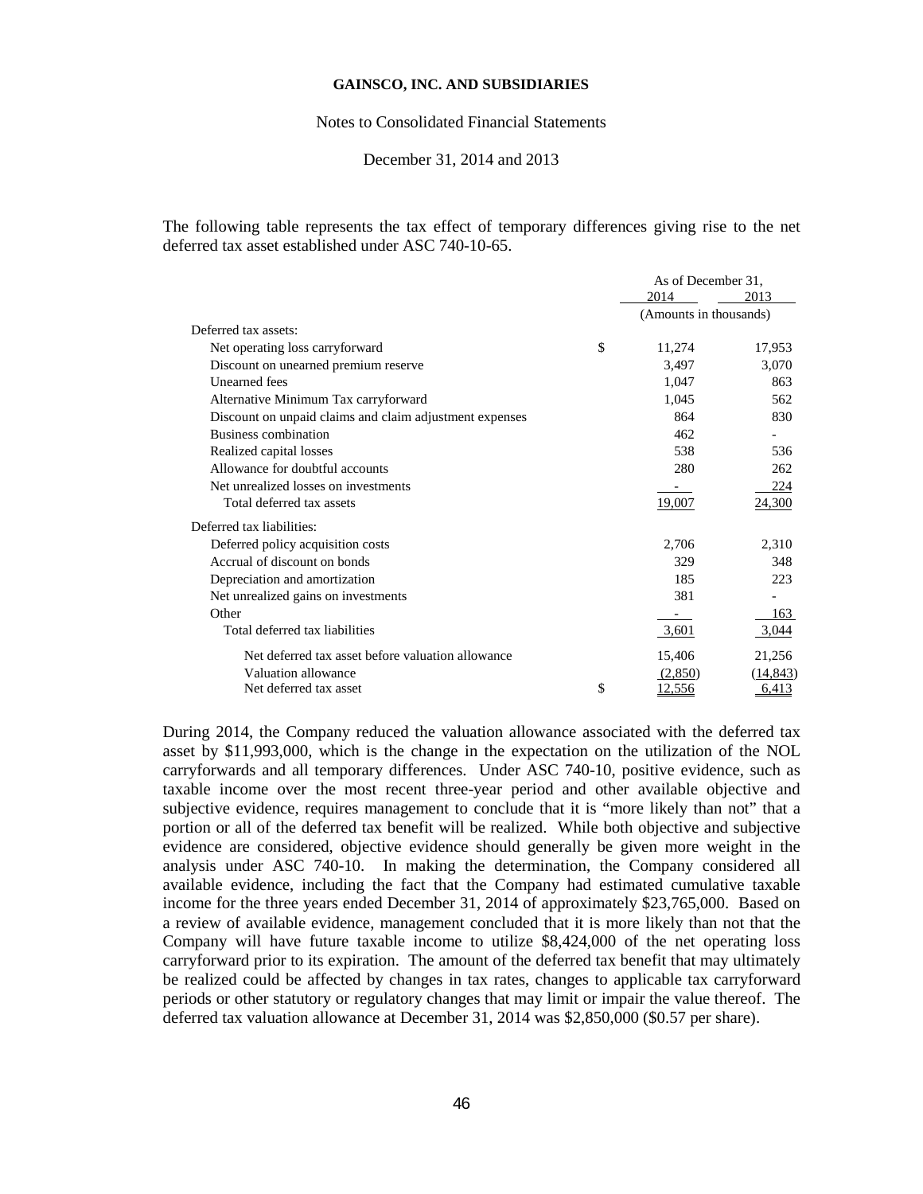GAINSCO, INC. AND SUBSIDIARIES

Notes to Consolidated Financial Statements

December 31, 2014 and 2013

The following table represents the tax effect of temporary differences giving rise to the net deferred tax asset established under ASC 740-10-65.

| | | As of December 31, | |
|---|---|---|---|
| | | 2014 | 2013 |
| | | (Amounts in thousands) | |
| Deferred tax assets: | | | |
| Net operating loss carryforward | $ | 11,274 | 17,953 |
| Discount on unearned premium reserve | | 3,497 | 3,070 |
| Unearned fees | | 1,047 | 863 |
| Alternative Minimum Tax carryforward | | 1,045 | 562 |
| Discount on unpaid claims and claim adjustment expenses | | 864 | 830 |
| Business combination | | 462 | - |
| Realized capital losses | | 538 | 536 |
| Allowance for doubtful accounts | | 280 | 262 |
| Net unrealized losses on investments | | - | 224 |
| Total deferred tax assets | | 19,007 | 24,300 |
| Deferred tax liabilities: | | | |
| Deferred policy acquisition costs | | 2,706 | 2,310 |
| Accrual of discount on bonds | | 329 | 348 |
| Depreciation and amortization | | 185 | 223 |
| Net unrealized gains on investments | | 381 | - |
| Other | | - | 163 |
| Total deferred tax liabilities | | 3,601 | 3,044 |
| Net deferred tax asset before valuation allowance | | 15,406 | 21,256 |
| Valuation allowance | | (2,850) | (14,843) |
| Net deferred tax asset | $ | 12,556 | 6,413 |

During 2014, the Company reduced the valuation allowance associated with the deferred tax asset by $11,993,000, which is the change in the expectation on the utilization of the NOL carryforwards and all temporary differences. Under ASC 740-10, positive evidence, such as taxable income over the most recent three-year period and other available objective and subjective evidence, requires management to conclude that it is "more likely than not" that a portion or all of the deferred tax benefit will be realized. While both objective and subjective evidence are considered, objective evidence should generally be given more weight in the analysis under ASC 740-10. In making the determination, the Company considered all available evidence, including the fact that the Company had estimated cumulative taxable income for the three years ended December 31, 2014 of approximately $23,765,000. Based on a review of available evidence, management concluded that it is more likely than not that the Company will have future taxable income to utilize $8,424,000 of the net operating loss carryforward prior to its expiration. The amount of the deferred tax benefit that may ultimately be realized could be affected by changes in tax rates, changes to applicable tax carryforward periods or other statutory or regulatory changes that may limit or impair the value thereof. The deferred tax valuation allowance at December 31, 2014 was $2,850,000 ($0.57 per share).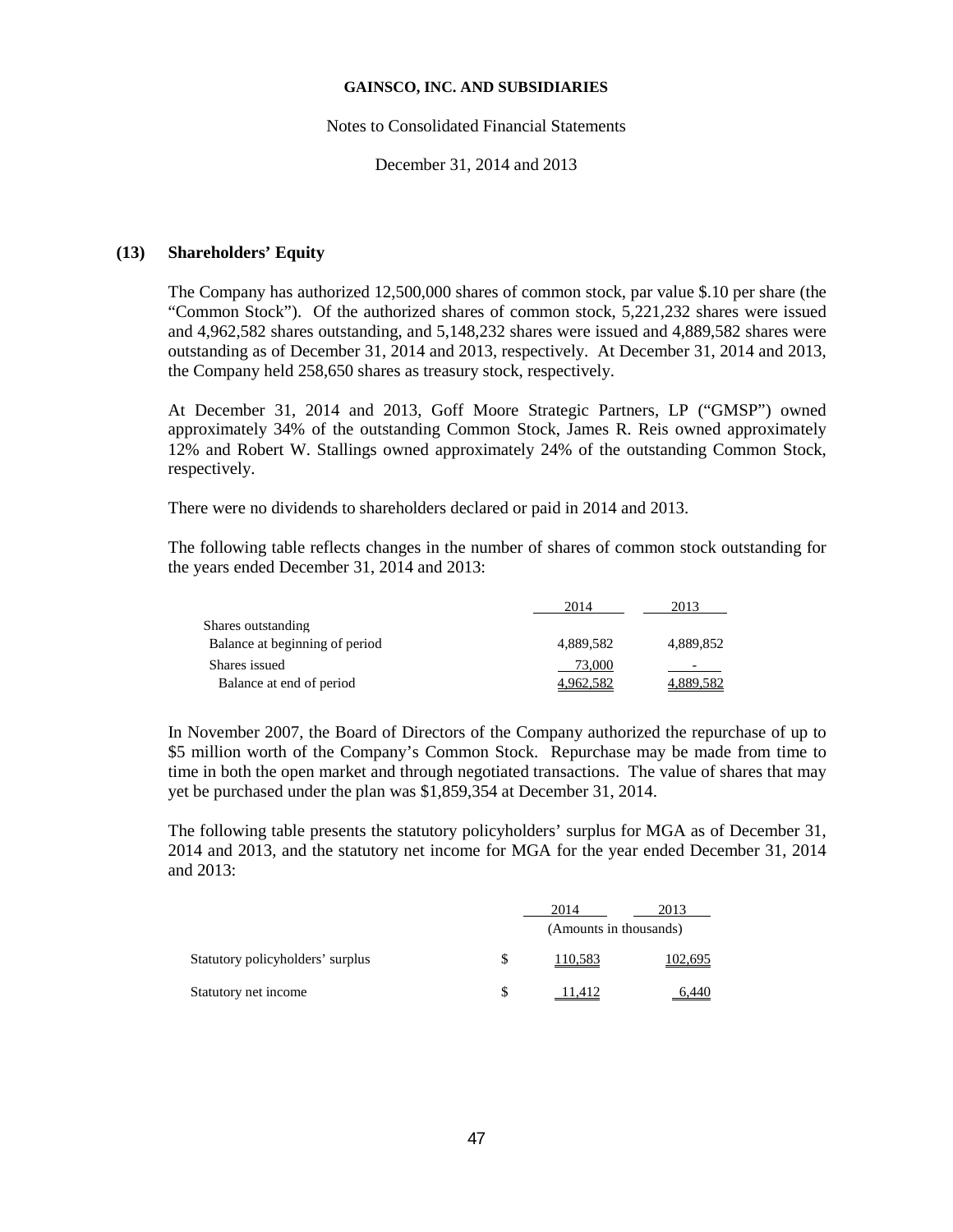**GAINSCO, INC. AND SUBSIDIARIES**

Notes to Consolidated Financial Statements

December 31, 2014 and 2013

## (13) Shareholders' Equity

The Company has authorized 12,500,000 shares of common stock, par value $.10 per share (the "Common Stock"). Of the authorized shares of common stock, 5,221,232 shares were issued and 4,962,582 shares outstanding, and 5,148,232 shares were issued and 4,889,582 shares were outstanding as of December 31, 2014 and 2013, respectively. At December 31, 2014 and 2013, the Company held 258,650 shares as treasury stock, respectively.

At December 31, 2014 and 2013, Goff Moore Strategic Partners, LP ("GMSP") owned approximately 34% of the outstanding Common Stock, James R. Reis owned approximately 12% and Robert W. Stallings owned approximately 24% of the outstanding Common Stock, respectively.

There were no dividends to shareholders declared or paid in 2014 and 2013.

The following table reflects changes in the number of shares of common stock outstanding for the years ended December 31, 2014 and 2013:

| | 2014 | 2013 |
|---|---|---|
| Shares outstanding | | |
| Balance at beginning of period | 4,889,582 | 4,889,852 |
| Shares issued | 73,000 | - |
| Balance at end of period | 4,962,582 | 4,889,582 |

In November 2007, the Board of Directors of the Company authorized the repurchase of up to $5 million worth of the Company's Common Stock. Repurchase may be made from time to time in both the open market and through negotiated transactions. The value of shares that may yet be purchased under the plan was $1,859,354 at December 31, 2014.

The following table presents the statutory policyholders' surplus for MGA as of December 31, 2014 and 2013, and the statutory net income for MGA for the year ended December 31, 2014 and 2013:

| | 2014 | 2013 |
|---|---|---|
| | (Amounts in thousands) | |
| Statutory policyholders' surplus | $ 110,583 | 102,695 |
| Statutory net income | $ 11,412 | 6,440 |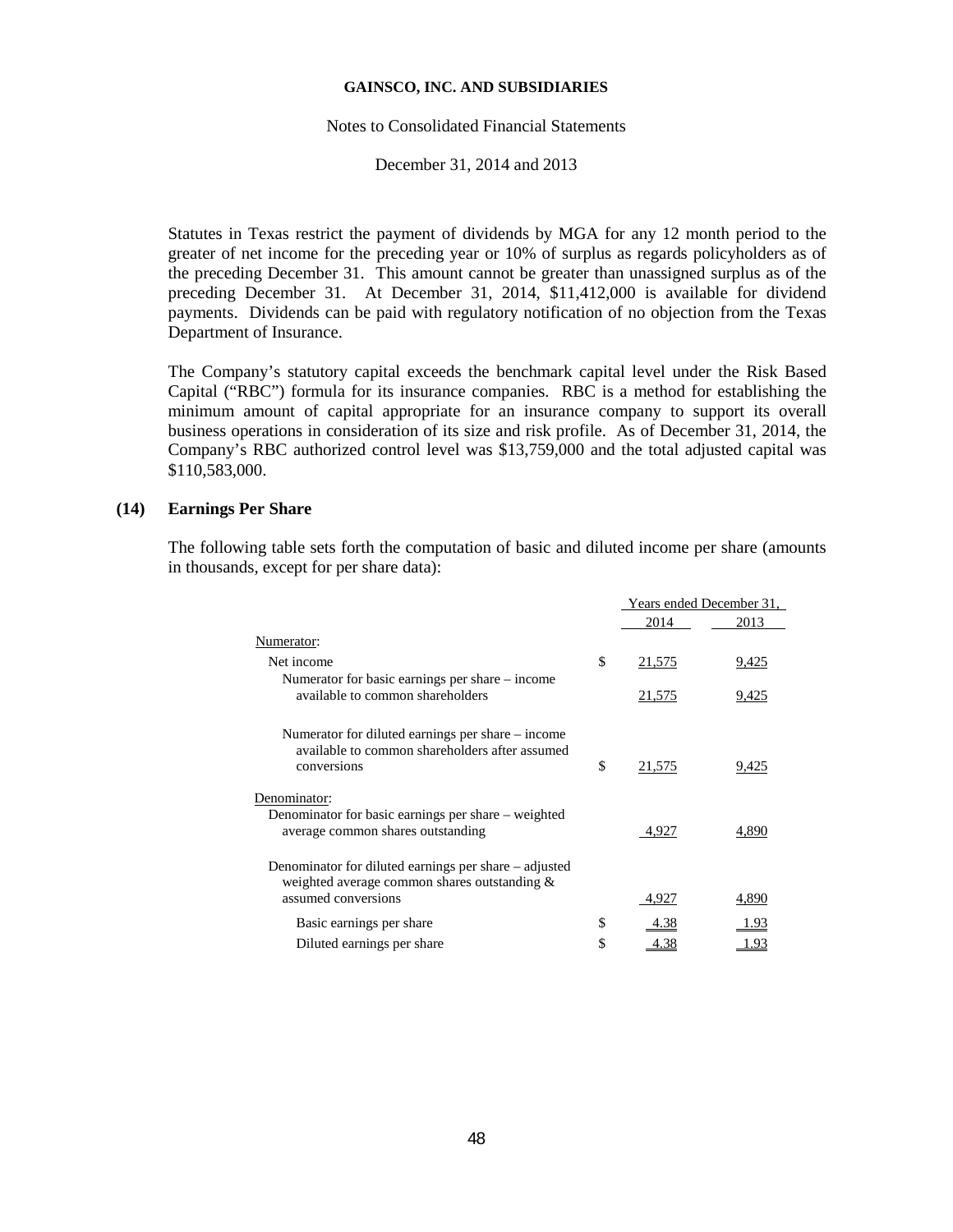Statutes in Texas restrict the payment of dividends by MGA for any 12 month period to the greater of net income for the preceding year or 10% of surplus as regards policyholders as of the preceding December 31. This amount cannot be greater than unassigned surplus as of the preceding December 31. At December 31, 2014, \$11,412,000 is available for dividend payments. Dividends can be paid with regulatory notification of no objection from the Texas Department of Insurance.

The Company's statutory capital exceeds the benchmark capital level under the Risk Based Capital ("RBC") formula for its insurance companies. RBC is a method for establishing the minimum amount of capital appropriate for an insurance company to support its overall business operations in consideration of its size and risk profile. As of December 31, 2014, the Company's RBC authorized control level was \$13,759,000 and the total adjusted capital was \$110,583,000.

## (14) Earnings Per Share

The following table sets forth the computation of basic and diluted income per share (amounts in thousands, except for per share data):

| | | Years ended December 31, | |
|---|---|---|---|
| | | 2014 | 2013 |
| Numerator: | | | |
| Net income | $ | 21,575 | 9,425 |
| Numerator for basic earnings per share – income available to common shareholders | | 21,575 | 9,425 |
| Numerator for diluted earnings per share – income available to common shareholders after assumed conversions | $ | 21,575 | 9,425 |
| Denominator: | | | |
| Denominator for basic earnings per share – weighted average common shares outstanding | | 4,927 | 4,890 |
| Denominator for diluted earnings per share – adjusted weighted average common shares outstanding & assumed conversions | | 4,927 | 4,890 |
| Basic earnings per share | $ | 4.38 | 1.93 |
| Diluted earnings per share | $ | 4.38 | 1.93 |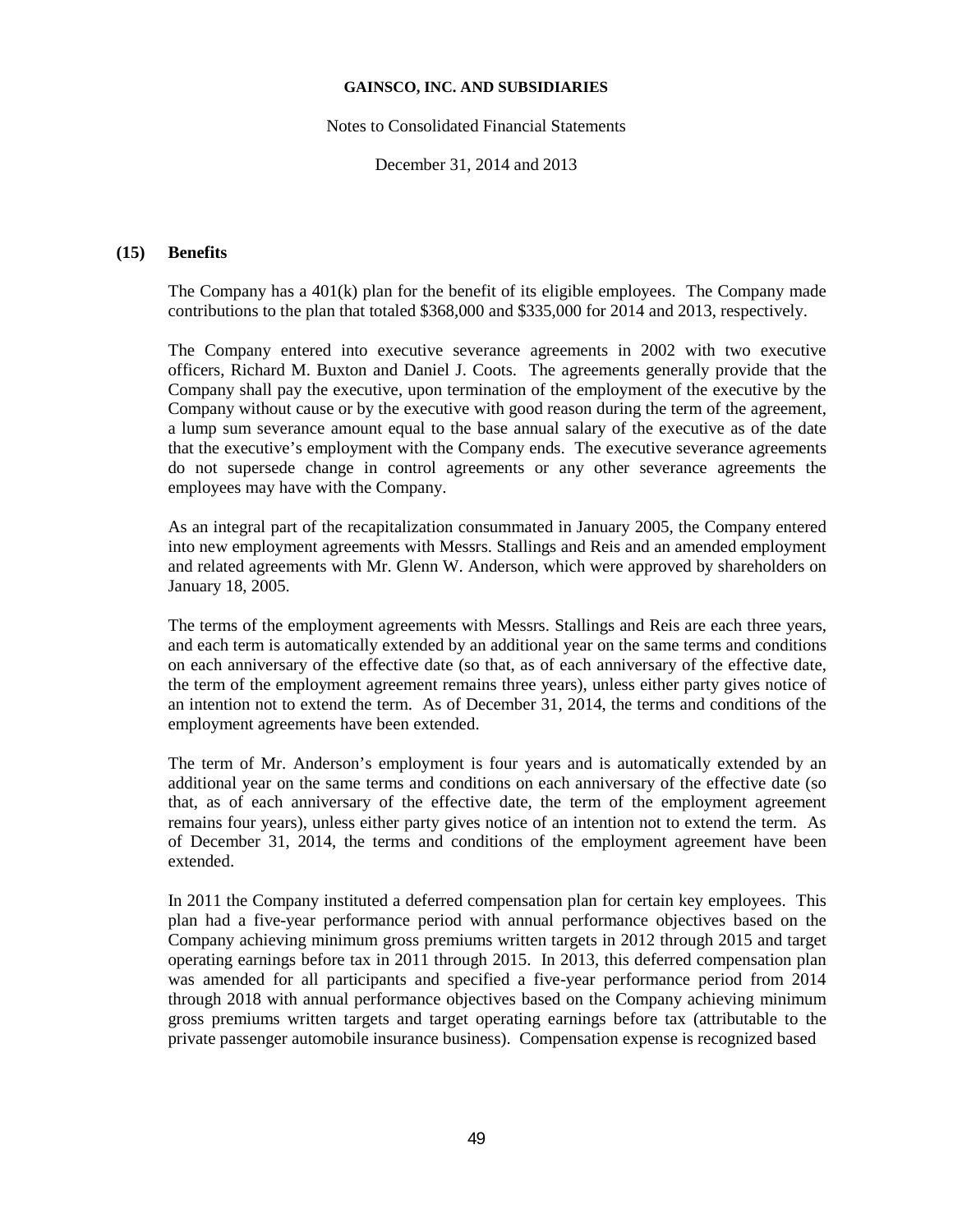## (15) Benefits

The Company has a 401(k) plan for the benefit of its eligible employees. The Company made contributions to the plan that totaled $368,000 and $335,000 for 2014 and 2013, respectively.

The Company entered into executive severance agreements in 2002 with two executive officers, Richard M. Buxton and Daniel J. Coots. The agreements generally provide that the Company shall pay the executive, upon termination of the employment of the executive by the Company without cause or by the executive with good reason during the term of the agreement, a lump sum severance amount equal to the base annual salary of the executive as of the date that the executive's employment with the Company ends. The executive severance agreements do not supersede change in control agreements or any other severance agreements the employees may have with the Company.

As an integral part of the recapitalization consummated in January 2005, the Company entered into new employment agreements with Messrs. Stallings and Reis and an amended employment and related agreements with Mr. Glenn W. Anderson, which were approved by shareholders on January 18, 2005.

The terms of the employment agreements with Messrs. Stallings and Reis are each three years, and each term is automatically extended by an additional year on the same terms and conditions on each anniversary of the effective date (so that, as of each anniversary of the effective date, the term of the employment agreement remains three years), unless either party gives notice of an intention not to extend the term. As of December 31, 2014, the terms and conditions of the employment agreements have been extended.

The term of Mr. Anderson's employment is four years and is automatically extended by an additional year on the same terms and conditions on each anniversary of the effective date (so that, as of each anniversary of the effective date, the term of the employment agreement remains four years), unless either party gives notice of an intention not to extend the term. As of December 31, 2014, the terms and conditions of the employment agreement have been extended.

In 2011 the Company instituted a deferred compensation plan for certain key employees. This plan had a five-year performance period with annual performance objectives based on the Company achieving minimum gross premiums written targets in 2012 through 2015 and target operating earnings before tax in 2011 through 2015. In 2013, this deferred compensation plan was amended for all participants and specified a five-year performance period from 2014 through 2018 with annual performance objectives based on the Company achieving minimum gross premiums written targets and target operating earnings before tax (attributable to the private passenger automobile insurance business). Compensation expense is recognized based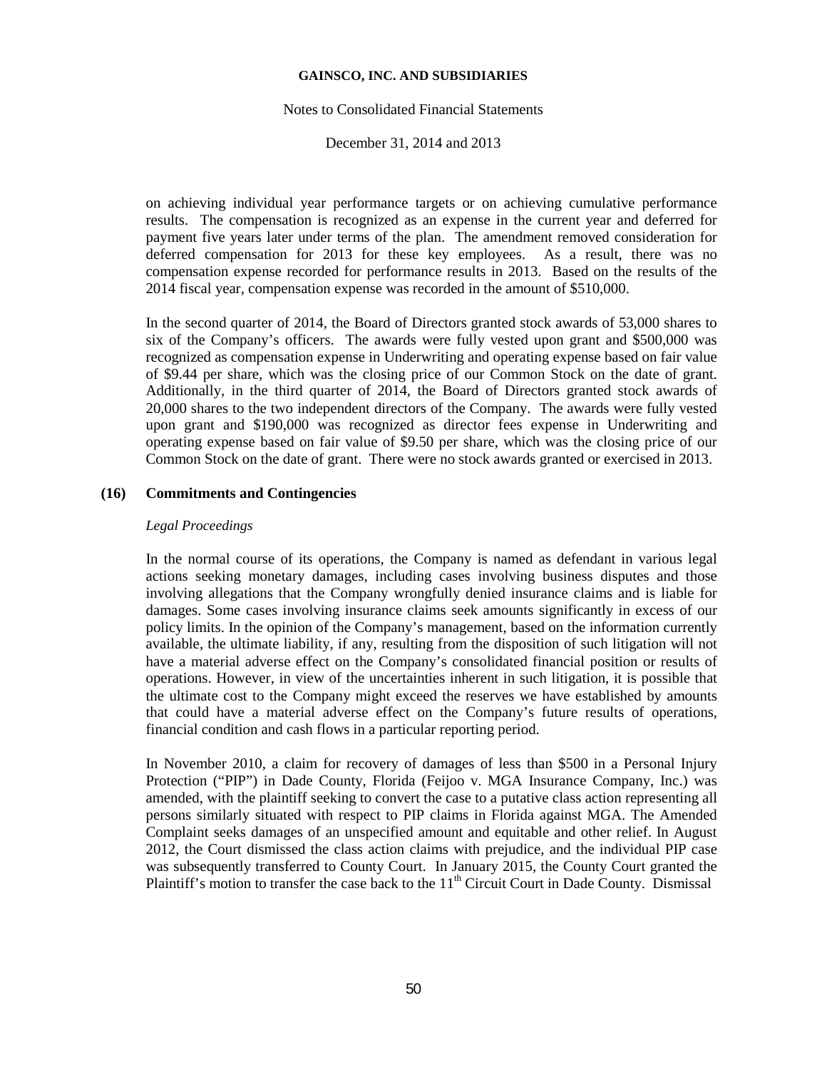on achieving individual year performance targets or on achieving cumulative performance results. The compensation is recognized as an expense in the current year and deferred for payment five years later under terms of the plan. The amendment removed consideration for deferred compensation for 2013 for these key employees. As a result, there was no compensation expense recorded for performance results in 2013. Based on the results of the 2014 fiscal year, compensation expense was recorded in the amount of $510,000.

In the second quarter of 2014, the Board of Directors granted stock awards of 53,000 shares to six of the Company's officers. The awards were fully vested upon grant and $500,000 was recognized as compensation expense in Underwriting and operating expense based on fair value of $9.44 per share, which was the closing price of our Common Stock on the date of grant. Additionally, in the third quarter of 2014, the Board of Directors granted stock awards of 20,000 shares to the two independent directors of the Company. The awards were fully vested upon grant and $190,000 was recognized as director fees expense in Underwriting and operating expense based on fair value of $9.50 per share, which was the closing price of our Common Stock on the date of grant. There were no stock awards granted or exercised in 2013.

## (16) Commitments and Contingencies

*Legal Proceedings*

In the normal course of its operations, the Company is named as defendant in various legal actions seeking monetary damages, including cases involving business disputes and those involving allegations that the Company wrongfully denied insurance claims and is liable for damages. Some cases involving insurance claims seek amounts significantly in excess of our policy limits. In the opinion of the Company's management, based on the information currently available, the ultimate liability, if any, resulting from the disposition of such litigation will not have a material adverse effect on the Company's consolidated financial position or results of operations. However, in view of the uncertainties inherent in such litigation, it is possible that the ultimate cost to the Company might exceed the reserves we have established by amounts that could have a material adverse effect on the Company's future results of operations, financial condition and cash flows in a particular reporting period.

In November 2010, a claim for recovery of damages of less than $500 in a Personal Injury Protection ("PIP") in Dade County, Florida (Feijoo v. MGA Insurance Company, Inc.) was amended, with the plaintiff seeking to convert the case to a putative class action representing all persons similarly situated with respect to PIP claims in Florida against MGA. The Amended Complaint seeks damages of an unspecified amount and equitable and other relief. In August 2012, the Court dismissed the class action claims with prejudice, and the individual PIP case was subsequently transferred to County Court. In January 2015, the County Court granted the Plaintiff's motion to transfer the case back to the 11th Circuit Court in Dade County. Dismissal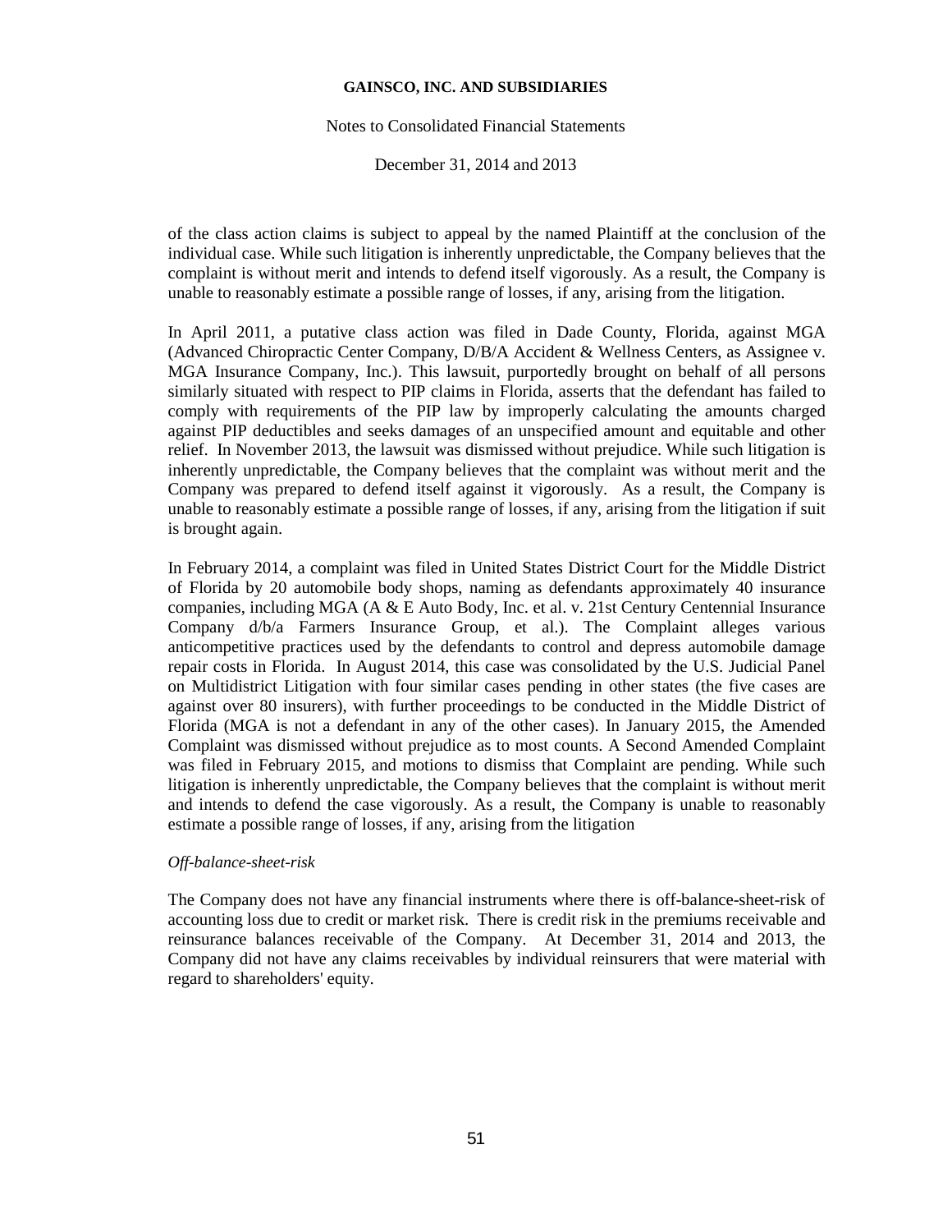of the class action claims is subject to appeal by the named Plaintiff at the conclusion of the individual case. While such litigation is inherently unpredictable, the Company believes that the complaint is without merit and intends to defend itself vigorously. As a result, the Company is unable to reasonably estimate a possible range of losses, if any, arising from the litigation.

In April 2011, a putative class action was filed in Dade County, Florida, against MGA (Advanced Chiropractic Center Company, D/B/A Accident & Wellness Centers, as Assignee v. MGA Insurance Company, Inc.). This lawsuit, purportedly brought on behalf of all persons similarly situated with respect to PIP claims in Florida, asserts that the defendant has failed to comply with requirements of the PIP law by improperly calculating the amounts charged against PIP deductibles and seeks damages of an unspecified amount and equitable and other relief. In November 2013, the lawsuit was dismissed without prejudice. While such litigation is inherently unpredictable, the Company believes that the complaint was without merit and the Company was prepared to defend itself against it vigorously. As a result, the Company is unable to reasonably estimate a possible range of losses, if any, arising from the litigation if suit is brought again.

In February 2014, a complaint was filed in United States District Court for the Middle District of Florida by 20 automobile body shops, naming as defendants approximately 40 insurance companies, including MGA (A & E Auto Body, Inc. et al. v. 21st Century Centennial Insurance Company d/b/a Farmers Insurance Group, et al.). The Complaint alleges various anticompetitive practices used by the defendants to control and depress automobile damage repair costs in Florida. In August 2014, this case was consolidated by the U.S. Judicial Panel on Multidistrict Litigation with four similar cases pending in other states (the five cases are against over 80 insurers), with further proceedings to be conducted in the Middle District of Florida (MGA is not a defendant in any of the other cases). In January 2015, the Amended Complaint was dismissed without prejudice as to most counts. A Second Amended Complaint was filed in February 2015, and motions to dismiss that Complaint are pending. While such litigation is inherently unpredictable, the Company believes that the complaint is without merit and intends to defend the case vigorously. As a result, the Company is unable to reasonably estimate a possible range of losses, if any, arising from the litigation

*Off-balance-sheet-risk*

The Company does not have any financial instruments where there is off-balance-sheet-risk of accounting loss due to credit or market risk. There is credit risk in the premiums receivable and reinsurance balances receivable of the Company. At December 31, 2014 and 2013, the Company did not have any claims receivables by individual reinsurers that were material with regard to shareholders' equity.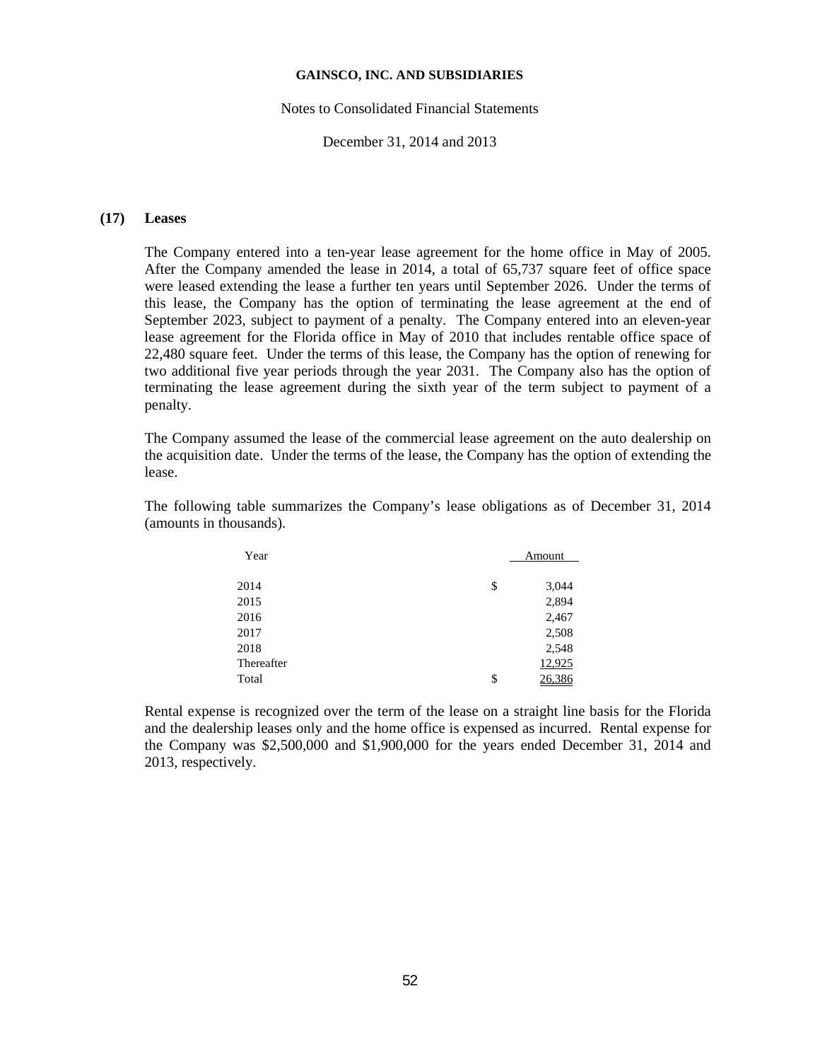### (17) Leases

The Company entered into a ten-year lease agreement for the home office in May of 2005. After the Company amended the lease in 2014, a total of 65,737 square feet of office space were leased extending the lease a further ten years until September 2026. Under the terms of this lease, the Company has the option of terminating the lease agreement at the end of September 2023, subject to payment of a penalty. The Company entered into an eleven-year lease agreement for the Florida office in May of 2010 that includes rentable office space of 22,480 square feet. Under the terms of this lease, the Company has the option of renewing for two additional five year periods through the year 2031. The Company also has the option of terminating the lease agreement during the sixth year of the term subject to payment of a penalty.

The Company assumed the lease of the commercial lease agreement on the auto dealership on the acquisition date. Under the terms of the lease, the Company has the option of extending the lease.

The following table summarizes the Company's lease obligations as of December 31, 2014 (amounts in thousands).

| Year | Amount |
|---|---|
| 2014 | $ 3,044 |
| 2015 | 2,894 |
| 2016 | 2,467 |
| 2017 | 2,508 |
| 2018 | 2,548 |
| Thereafter | 12,925 |
| Total | $ 26,386 |

Rental expense is recognized over the term of the lease on a straight line basis for the Florida and the dealership leases only and the home office is expensed as incurred. Rental expense for the Company was $2,500,000 and $1,900,000 for the years ended December 31, 2014 and 2013, respectively.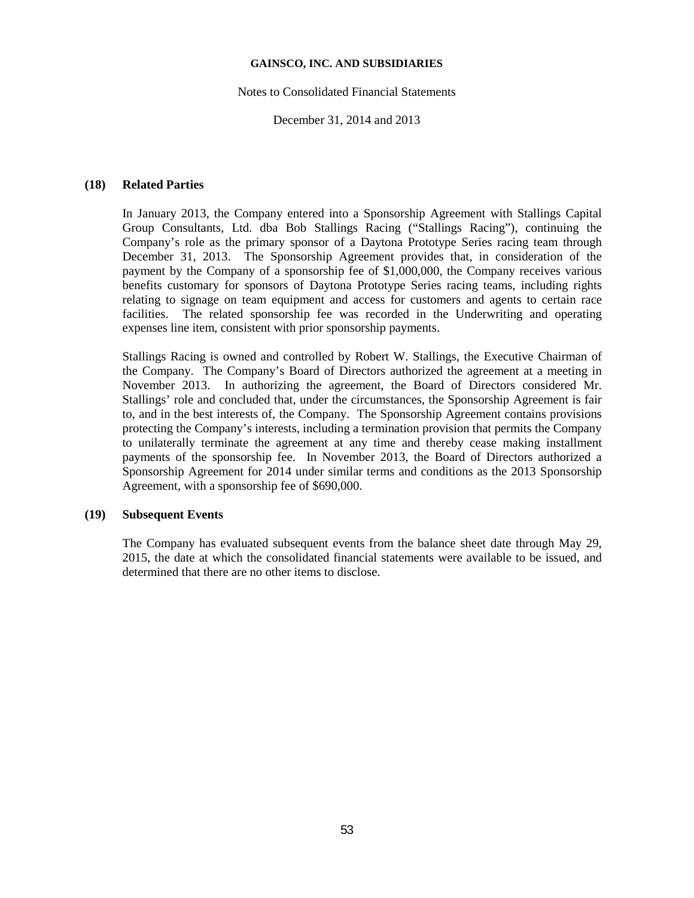## (18) Related Parties

In January 2013, the Company entered into a Sponsorship Agreement with Stallings Capital Group Consultants, Ltd. dba Bob Stallings Racing ("Stallings Racing"), continuing the Company's role as the primary sponsor of a Daytona Prototype Series racing team through December 31, 2013. The Sponsorship Agreement provides that, in consideration of the payment by the Company of a sponsorship fee of $1,000,000, the Company receives various benefits customary for sponsors of Daytona Prototype Series racing teams, including rights relating to signage on team equipment and access for customers and agents to certain race facilities. The related sponsorship fee was recorded in the Underwriting and operating expenses line item, consistent with prior sponsorship payments.

Stallings Racing is owned and controlled by Robert W. Stallings, the Executive Chairman of the Company. The Company's Board of Directors authorized the agreement at a meeting in November 2013. In authorizing the agreement, the Board of Directors considered Mr. Stallings' role and concluded that, under the circumstances, the Sponsorship Agreement is fair to, and in the best interests of, the Company. The Sponsorship Agreement contains provisions protecting the Company's interests, including a termination provision that permits the Company to unilaterally terminate the agreement at any time and thereby cease making installment payments of the sponsorship fee. In November 2013, the Board of Directors authorized a Sponsorship Agreement for 2014 under similar terms and conditions as the 2013 Sponsorship Agreement, with a sponsorship fee of $690,000.

## (19) Subsequent Events

The Company has evaluated subsequent events from the balance sheet date through May 29, 2015, the date at which the consolidated financial statements were available to be issued, and determined that there are no other items to disclose.